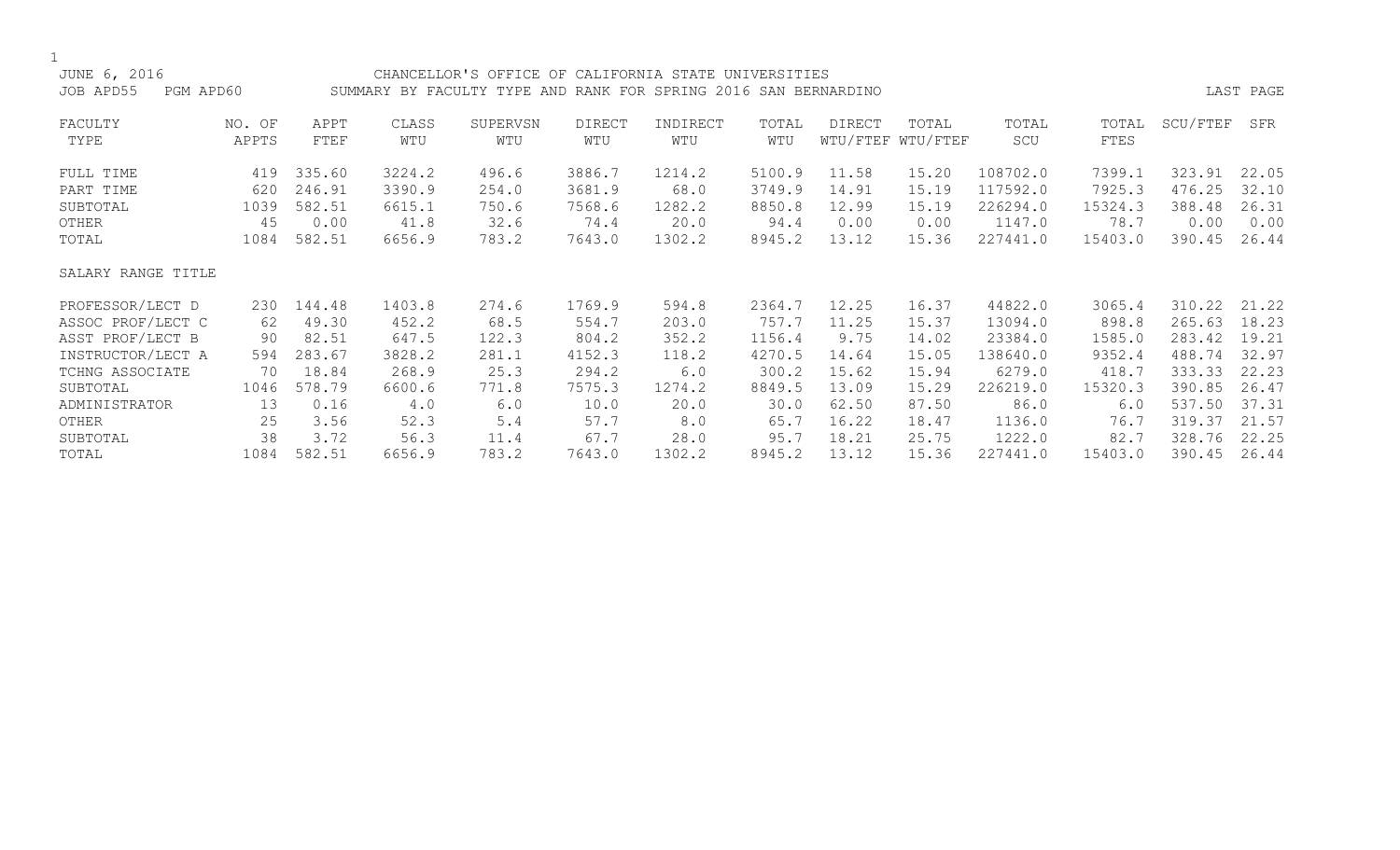JUNE 6, 2016 CHANCELLOR'S OFFICE OF CALIFORNIA STATE UNIVERSITIES

JOB APD55 PGM APD60 SUMMARY BY FACULTY TYPE AND RANK FOR SPRING 2016 SAN BERNARDINO LAST PAGE

| FACULTY TYPE | NO. OF APPTS | APPT FTEF | CLASS WTU | SUPERVSN WTU | DIRECT WTU | INDIRECT WTU | TOTAL WTU | DIRECT WTU/FTEF | TOTAL WTU/FTEF | TOTAL SCU | TOTAL FTES | SCU/FTEF | SFR |
|---|---|---|---|---|---|---|---|---|---|---|---|---|---|
| FULL TIME | 419 | 335.60 | 3224.2 | 496.6 | 3886.7 | 1214.2 | 5100.9 | 11.58 | 15.20 | 108702.0 | 7399.1 | 323.91 | 22.05 |
| PART TIME | 620 | 246.91 | 3390.9 | 254.0 | 3681.9 | 68.0 | 3749.9 | 14.91 | 15.19 | 117592.0 | 7925.3 | 476.25 | 32.10 |
| SUBTOTAL | 1039 | 582.51 | 6615.1 | 750.6 | 7568.6 | 1282.2 | 8850.8 | 12.99 | 15.19 | 226294.0 | 15324.3 | 388.48 | 26.31 |
| OTHER | 45 | 0.00 | 41.8 | 32.6 | 74.4 | 20.0 | 94.4 | 0.00 | 0.00 | 1147.0 | 78.7 | 0.00 | 0.00 |
| TOTAL | 1084 | 582.51 | 6656.9 | 783.2 | 7643.0 | 1302.2 | 8945.2 | 13.12 | 15.36 | 227441.0 | 15403.0 | 390.45 | 26.44 |
| SALARY RANGE TITLE | | | | | | | | | | | | | |
| PROFESSOR/LECT D | 230 | 144.48 | 1403.8 | 274.6 | 1769.9 | 594.8 | 2364.7 | 12.25 | 16.37 | 44822.0 | 3065.4 | 310.22 | 21.22 |
| ASSOC PROF/LECT C | 62 | 49.30 | 452.2 | 68.5 | 554.7 | 203.0 | 757.7 | 11.25 | 15.37 | 13094.0 | 898.8 | 265.63 | 18.23 |
| ASST PROF/LECT B | 90 | 82.51 | 647.5 | 122.3 | 804.2 | 352.2 | 1156.4 | 9.75 | 14.02 | 23384.0 | 1585.0 | 283.42 | 19.21 |
| INSTRUCTOR/LECT A | 594 | 283.67 | 3828.2 | 281.1 | 4152.3 | 118.2 | 4270.5 | 14.64 | 15.05 | 138640.0 | 9352.4 | 488.74 | 32.97 |
| TCHNG ASSOCIATE | 70 | 18.84 | 268.9 | 25.3 | 294.2 | 6.0 | 300.2 | 15.62 | 15.94 | 6279.0 | 418.7 | 333.33 | 22.23 |
| SUBTOTAL | 1046 | 578.79 | 6600.6 | 771.8 | 7575.3 | 1274.2 | 8849.5 | 13.09 | 15.29 | 226219.0 | 15320.3 | 390.85 | 26.47 |
| ADMINISTRATOR | 13 | 0.16 | 4.0 | 6.0 | 10.0 | 20.0 | 30.0 | 62.50 | 87.50 | 86.0 | 6.0 | 537.50 | 37.31 |
| OTHER | 25 | 3.56 | 52.3 | 5.4 | 57.7 | 8.0 | 65.7 | 16.22 | 18.47 | 1136.0 | 76.7 | 319.37 | 21.57 |
| SUBTOTAL | 38 | 3.72 | 56.3 | 11.4 | 67.7 | 28.0 | 95.7 | 18.21 | 25.75 | 1222.0 | 82.7 | 328.76 | 22.25 |
| TOTAL | 1084 | 582.51 | 6656.9 | 783.2 | 7643.0 | 1302.2 | 8945.2 | 13.12 | 15.36 | 227441.0 | 15403.0 | 390.45 | 26.44 |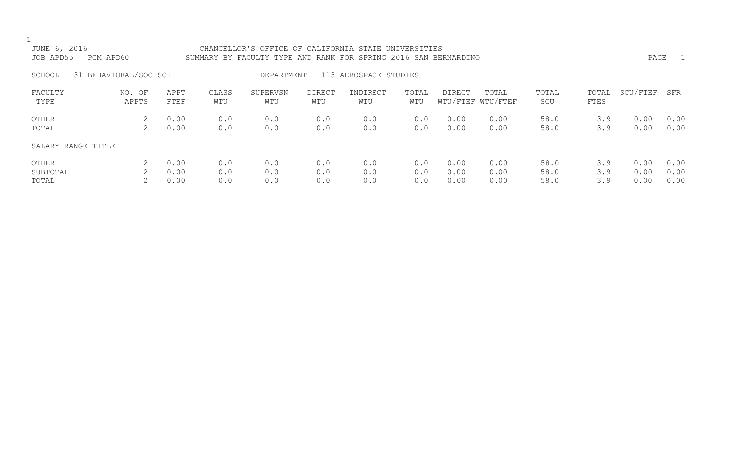JUNE 6, 2016 CHANCELLOR'S OFFICE OF CALIFORNIA STATE UNIVERSITIES
JOB APD55 PGM APD60 SUMMARY BY FACULTY TYPE AND RANK FOR SPRING 2016 SAN BERNARDINO

SCHOOL - 31 BEHAVIORAL/SOC SCI DEPARTMENT - 113 AEROSPACE STUDIES

| FACULTY TYPE | NO. OF APPTS | APPT FTEF | CLASS WTU | SUPERVSN WTU | DIRECT WTU | INDIRECT WTU | TOTAL WTU | DIRECT WTU/FTEF | TOTAL WTU/FTEF | TOTAL SCU | TOTAL FTES | SCU/FTEF | SFR |
|---|---|---|---|---|---|---|---|---|---|---|---|---|---|
| OTHER | 2 | 0.00 | 0.0 | 0.0 | 0.0 | 0.0 | 0.0 | 0.00 | 0.00 | 58.0 | 3.9 | 0.00 | 0.00 |
| TOTAL | 2 | 0.00 | 0.0 | 0.0 | 0.0 | 0.0 | 0.0 | 0.00 | 0.00 | 58.0 | 3.9 | 0.00 | 0.00 |
| SALARY RANGE TITLE | | | | | | | | | | | | | |
| OTHER | 2 | 0.00 | 0.0 | 0.0 | 0.0 | 0.0 | 0.0 | 0.00 | 0.00 | 58.0 | 3.9 | 0.00 | 0.00 |
| SUBTOTAL | 2 | 0.00 | 0.0 | 0.0 | 0.0 | 0.0 | 0.0 | 0.00 | 0.00 | 58.0 | 3.9 | 0.00 | 0.00 |
| TOTAL | 2 | 0.00 | 0.0 | 0.0 | 0.0 | 0.0 | 0.0 | 0.00 | 0.00 | 58.0 | 3.9 | 0.00 | 0.00 |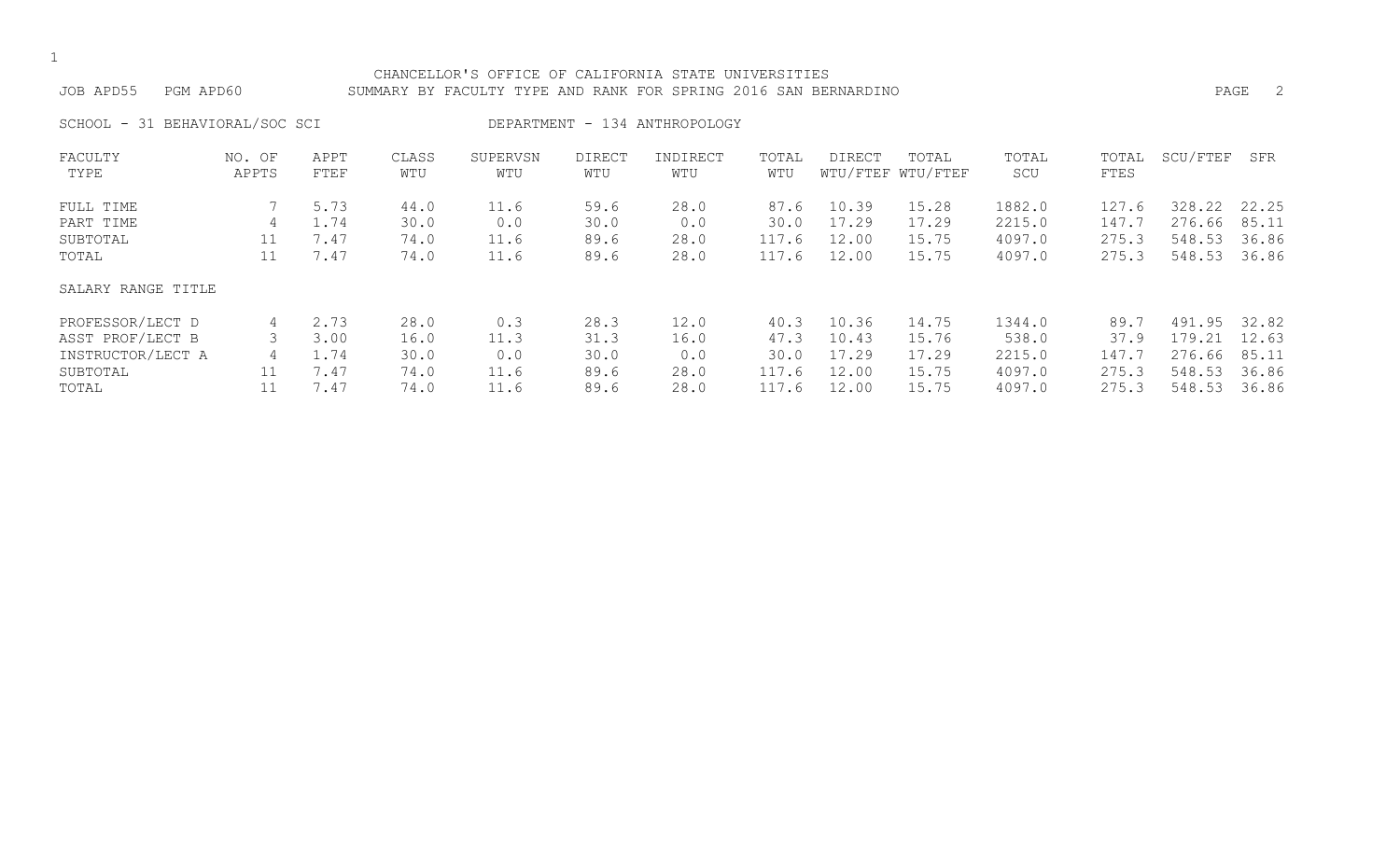CHANCELLOR'S OFFICE OF CALIFORNIA STATE UNIVERSITIES

JOB APD55 PGM APD60 SUMMARY BY FACULTY TYPE AND RANK FOR SPRING 2016 SAN BERNARDINO

SCHOOL - 31 BEHAVIORAL/SOC SCI DEPARTMENT - 134 ANTHROPOLOGY

| FACULTY TYPE | NO. OF APPTS | APPT FTEF | CLASS WTU | SUPERVSN WTU | DIRECT WTU | INDIRECT WTU | TOTAL WTU | DIRECT WTU/FTEF | TOTAL WTU/FTEF | TOTAL SCU | TOTAL FTES | SCU/FTEF | SFR |
|---|---|---|---|---|---|---|---|---|---|---|---|---|---|
| FULL TIME | 7 | 5.73 | 44.0 | 11.6 | 59.6 | 28.0 | 87.6 | 10.39 | 15.28 | 1882.0 | 127.6 | 328.22 | 22.25 |
| PART TIME | 4 | 1.74 | 30.0 | 0.0 | 30.0 | 0.0 | 30.0 | 17.29 | 17.29 | 2215.0 | 147.7 | 276.66 | 85.11 |
| SUBTOTAL | 11 | 7.47 | 74.0 | 11.6 | 89.6 | 28.0 | 117.6 | 12.00 | 15.75 | 4097.0 | 275.3 | 548.53 | 36.86 |
| TOTAL | 11 | 7.47 | 74.0 | 11.6 | 89.6 | 28.0 | 117.6 | 12.00 | 15.75 | 4097.0 | 275.3 | 548.53 | 36.86 |
| SALARY RANGE TITLE | | | | | | | | | | | | | |
| PROFESSOR/LECT D | 4 | 2.73 | 28.0 | 0.3 | 28.3 | 12.0 | 40.3 | 10.36 | 14.75 | 1344.0 | 89.7 | 491.95 | 32.82 |
| ASST PROF/LECT B | 3 | 3.00 | 16.0 | 11.3 | 31.3 | 16.0 | 47.3 | 10.43 | 15.76 | 538.0 | 37.9 | 179.21 | 12.63 |
| INSTRUCTOR/LECT A | 4 | 1.74 | 30.0 | 0.0 | 30.0 | 0.0 | 30.0 | 17.29 | 17.29 | 2215.0 | 147.7 | 276.66 | 85.11 |
| SUBTOTAL | 11 | 7.47 | 74.0 | 11.6 | 89.6 | 28.0 | 117.6 | 12.00 | 15.75 | 4097.0 | 275.3 | 548.53 | 36.86 |
| TOTAL | 11 | 7.47 | 74.0 | 11.6 | 89.6 | 28.0 | 117.6 | 12.00 | 15.75 | 4097.0 | 275.3 | 548.53 | 36.86 |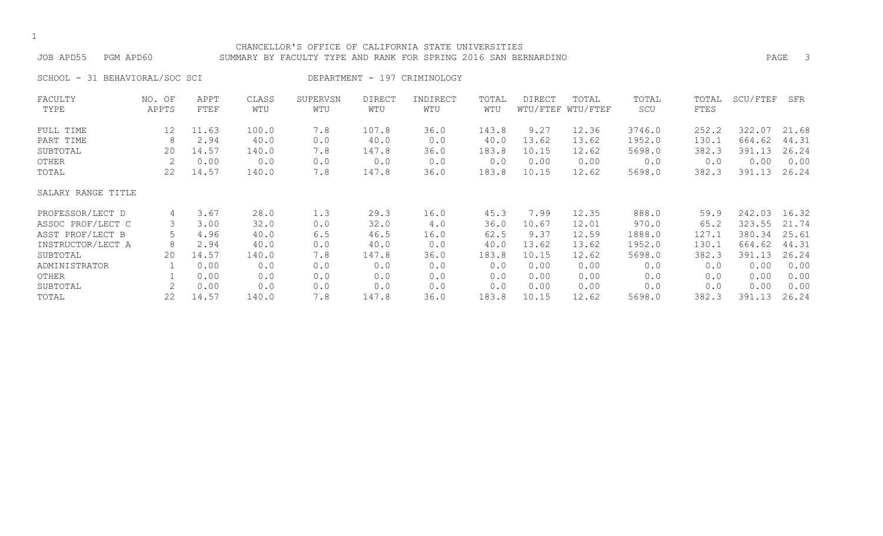CHANCELLOR'S OFFICE OF CALIFORNIA STATE UNIVERSITIES

JOB APD55 PGM APD60 SUMMARY BY FACULTY TYPE AND RANK FOR SPRING 2016 SAN BERNARDINO

SCHOOL - 31 BEHAVIORAL/SOC SCI DEPARTMENT - 197 CRIMINOLOGY

| FACULTY TYPE | NO. OF APPTS | APPT FTEF | CLASS WTU | SUPERVSN WTU | DIRECT WTU | INDIRECT WTU | TOTAL WTU | DIRECT WTU/FTEF | TOTAL WTU/FTEF | TOTAL SCU | TOTAL FTES | SCU/FTEF | SFR |
|---|---|---|---|---|---|---|---|---|---|---|---|---|---|
| FULL TIME | 12 | 11.63 | 100.0 | 7.8 | 107.8 | 36.0 | 143.8 | 9.27 | 12.36 | 3746.0 | 252.2 | 322.07 | 21.68 |
| PART TIME | 8 | 2.94 | 40.0 | 0.0 | 40.0 | 0.0 | 40.0 | 13.62 | 13.62 | 1952.0 | 130.1 | 664.62 | 44.31 |
| SUBTOTAL | 20 | 14.57 | 140.0 | 7.8 | 147.8 | 36.0 | 183.8 | 10.15 | 12.62 | 5698.0 | 382.3 | 391.13 | 26.24 |
| OTHER | 2 | 0.00 | 0.0 | 0.0 | 0.0 | 0.0 | 0.0 | 0.00 | 0.00 | 0.0 | 0.0 | 0.00 | 0.00 |
| TOTAL | 22 | 14.57 | 140.0 | 7.8 | 147.8 | 36.0 | 183.8 | 10.15 | 12.62 | 5698.0 | 382.3 | 391.13 | 26.24 |
| **SALARY RANGE TITLE** | | | | | | | | | | | | | |
| PROFESSOR/LECT D | 4 | 3.67 | 28.0 | 1.3 | 29.3 | 16.0 | 45.3 | 7.99 | 12.35 | 888.0 | 59.9 | 242.03 | 16.32 |
| ASSOC PROF/LECT C | 3 | 3.00 | 32.0 | 0.0 | 32.0 | 4.0 | 36.0 | 10.67 | 12.01 | 970.0 | 65.2 | 323.55 | 21.74 |
| ASST PROF/LECT B | 5 | 4.96 | 40.0 | 6.5 | 46.5 | 16.0 | 62.5 | 9.37 | 12.59 | 1888.0 | 127.1 | 380.34 | 25.61 |
| INSTRUCTOR/LECT A | 8 | 2.94 | 40.0 | 0.0 | 40.0 | 0.0 | 40.0 | 13.62 | 13.62 | 1952.0 | 130.1 | 664.62 | 44.31 |
| SUBTOTAL | 20 | 14.57 | 140.0 | 7.8 | 147.8 | 36.0 | 183.8 | 10.15 | 12.62 | 5698.0 | 382.3 | 391.13 | 26.24 |
| ADMINISTRATOR | 1 | 0.00 | 0.0 | 0.0 | 0.0 | 0.0 | 0.0 | 0.00 | 0.00 | 0.0 | 0.0 | 0.00 | 0.00 |
| OTHER | 1 | 0.00 | 0.0 | 0.0 | 0.0 | 0.0 | 0.0 | 0.00 | 0.00 | 0.0 | 0.0 | 0.00 | 0.00 |
| SUBTOTAL | 2 | 0.00 | 0.0 | 0.0 | 0.0 | 0.0 | 0.0 | 0.00 | 0.00 | 0.0 | 0.0 | 0.00 | 0.00 |
| TOTAL | 22 | 14.57 | 140.0 | 7.8 | 147.8 | 36.0 | 183.8 | 10.15 | 12.62 | 5698.0 | 382.3 | 391.13 | 26.24 |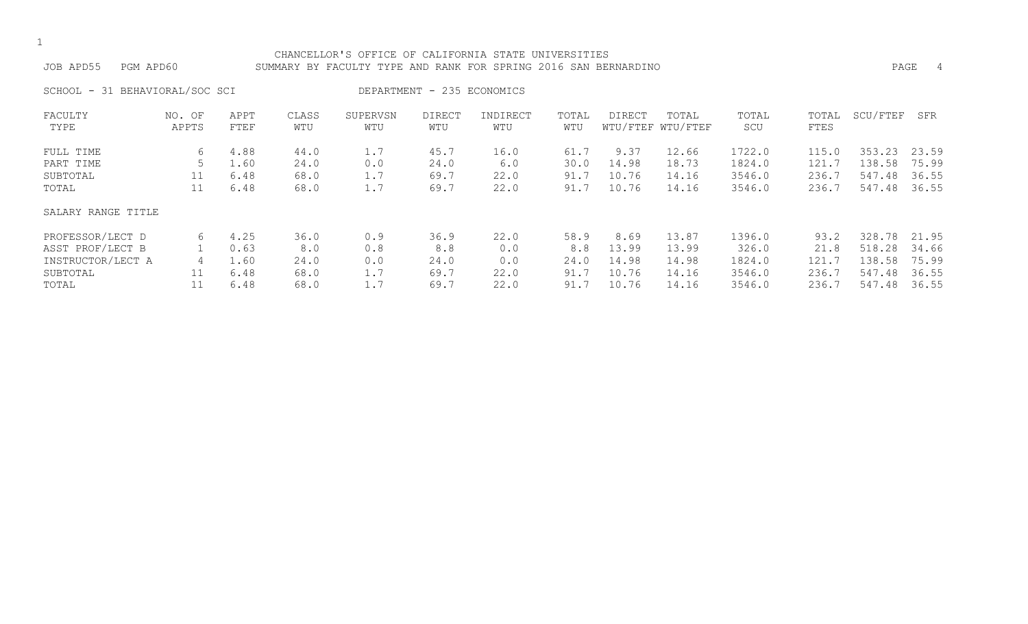CHANCELLOR'S OFFICE OF CALIFORNIA STATE UNIVERSITIES
JOB APD55 PGM APD60 SUMMARY BY FACULTY TYPE AND RANK FOR SPRING 2016 SAN BERNARDINO

SCHOOL - 31 BEHAVIORAL/SOC SCI DEPARTMENT - 235 ECONOMICS

| FACULTY TYPE | NO. OF APPTS | APPT FTEF | CLASS WTU | SUPERVSN WTU | DIRECT WTU | INDIRECT WTU | TOTAL WTU | DIRECT WTU/FTEF | TOTAL WTU/FTEF | TOTAL SCU | TOTAL FTES | SCU/FTEF | SFR |
|---|---|---|---|---|---|---|---|---|---|---|---|---|---|
| FULL TIME | 6 | 4.88 | 44.0 | 1.7 | 45.7 | 16.0 | 61.7 | 9.37 | 12.66 | 1722.0 | 115.0 | 353.23 | 23.59 |
| PART TIME | 5 | 1.60 | 24.0 | 0.0 | 24.0 | 6.0 | 30.0 | 14.98 | 18.73 | 1824.0 | 121.7 | 138.58 | 75.99 |
| SUBTOTAL | 11 | 6.48 | 68.0 | 1.7 | 69.7 | 22.0 | 91.7 | 10.76 | 14.16 | 3546.0 | 236.7 | 547.48 | 36.55 |
| TOTAL | 11 | 6.48 | 68.0 | 1.7 | 69.7 | 22.0 | 91.7 | 10.76 | 14.16 | 3546.0 | 236.7 | 547.48 | 36.55 |
| SALARY RANGE TITLE | | | | | | | | | | | | | |
| PROFESSOR/LECT D | 6 | 4.25 | 36.0 | 0.9 | 36.9 | 22.0 | 58.9 | 8.69 | 13.87 | 1396.0 | 93.2 | 328.78 | 21.95 |
| ASST PROF/LECT B | 1 | 0.63 | 8.0 | 0.8 | 8.8 | 0.0 | 8.8 | 13.99 | 13.99 | 326.0 | 21.8 | 518.28 | 34.66 |
| INSTRUCTOR/LECT A | 4 | 1.60 | 24.0 | 0.0 | 24.0 | 0.0 | 24.0 | 14.98 | 14.98 | 1824.0 | 121.7 | 138.58 | 75.99 |
| SUBTOTAL | 11 | 6.48 | 68.0 | 1.7 | 69.7 | 22.0 | 91.7 | 10.76 | 14.16 | 3546.0 | 236.7 | 547.48 | 36.55 |
| TOTAL | 11 | 6.48 | 68.0 | 1.7 | 69.7 | 22.0 | 91.7 | 10.76 | 14.16 | 3546.0 | 236.7 | 547.48 | 36.55 |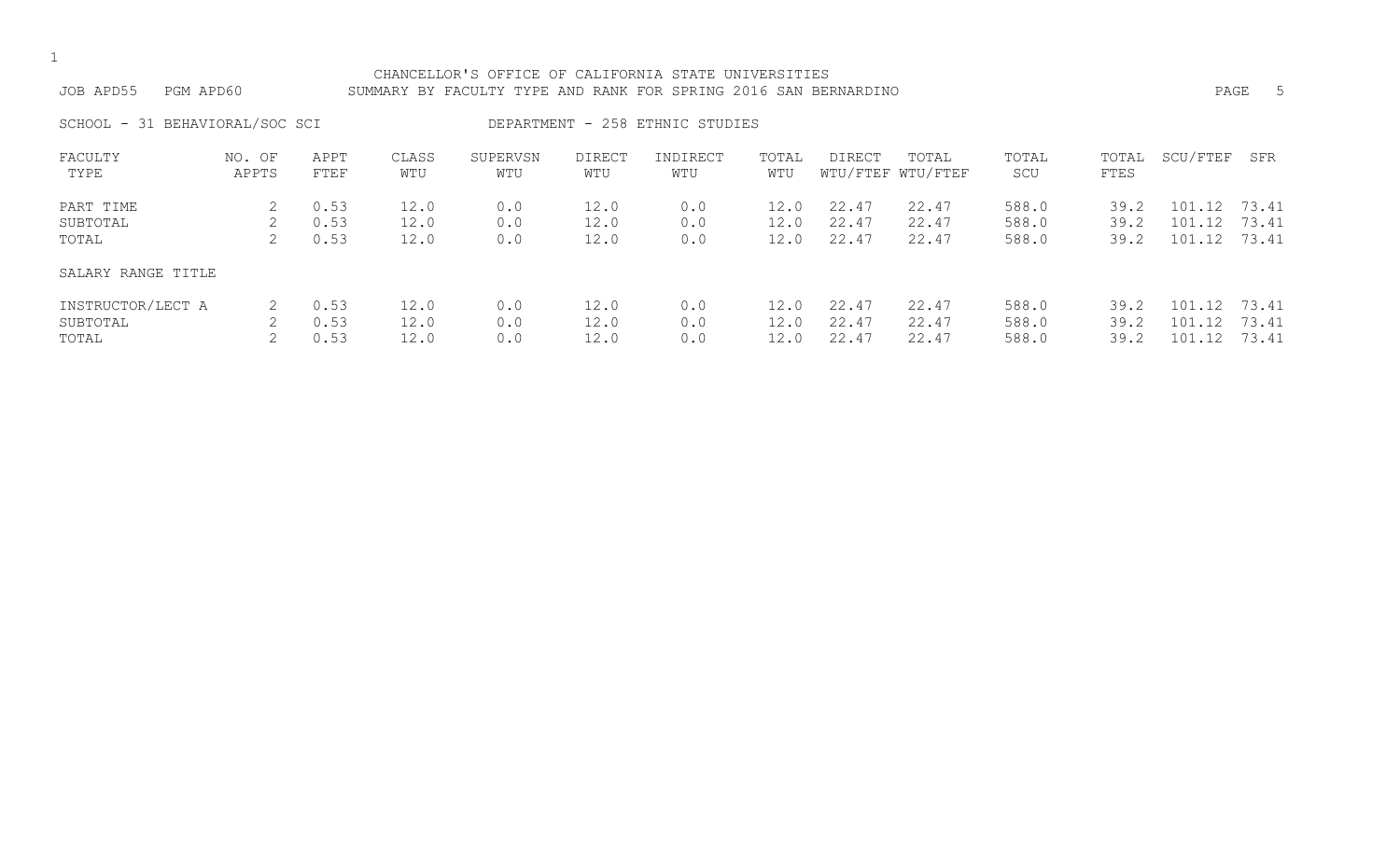CHANCELLOR'S OFFICE OF CALIFORNIA STATE UNIVERSITIES

JOB APD55 PGM APD60 SUMMARY BY FACULTY TYPE AND RANK FOR SPRING 2016 SAN BERNARDINO

SCHOOL - 31 BEHAVIORAL/SOC SCI DEPARTMENT - 258 ETHNIC STUDIES

| FACULTY TYPE | NO. OF APPTS | APPT FTEF | CLASS WTU | SUPERVSN WTU | DIRECT WTU | INDIRECT WTU | TOTAL WTU | DIRECT WTU/FTEF | TOTAL WTU/FTEF | TOTAL SCU | TOTAL FTES | SCU/FTEF | SFR |
|---|---|---|---|---|---|---|---|---|---|---|---|---|---|
| PART TIME | 2 | 0.53 | 12.0 | 0.0 | 12.0 | 0.0 | 12.0 | 22.47 | 22.47 | 588.0 | 39.2 | 101.12 | 73.41 |
| SUBTOTAL | 2 | 0.53 | 12.0 | 0.0 | 12.0 | 0.0 | 12.0 | 22.47 | 22.47 | 588.0 | 39.2 | 101.12 | 73.41 |
| TOTAL | 2 | 0.53 | 12.0 | 0.0 | 12.0 | 0.0 | 12.0 | 22.47 | 22.47 | 588.0 | 39.2 | 101.12 | 73.41 |
| SALARY RANGE TITLE | | | | | | | | | | | | | |
| INSTRUCTOR/LECT A | 2 | 0.53 | 12.0 | 0.0 | 12.0 | 0.0 | 12.0 | 22.47 | 22.47 | 588.0 | 39.2 | 101.12 | 73.41 |
| SUBTOTAL | 2 | 0.53 | 12.0 | 0.0 | 12.0 | 0.0 | 12.0 | 22.47 | 22.47 | 588.0 | 39.2 | 101.12 | 73.41 |
| TOTAL | 2 | 0.53 | 12.0 | 0.0 | 12.0 | 0.0 | 12.0 | 22.47 | 22.47 | 588.0 | 39.2 | 101.12 | 73.41 |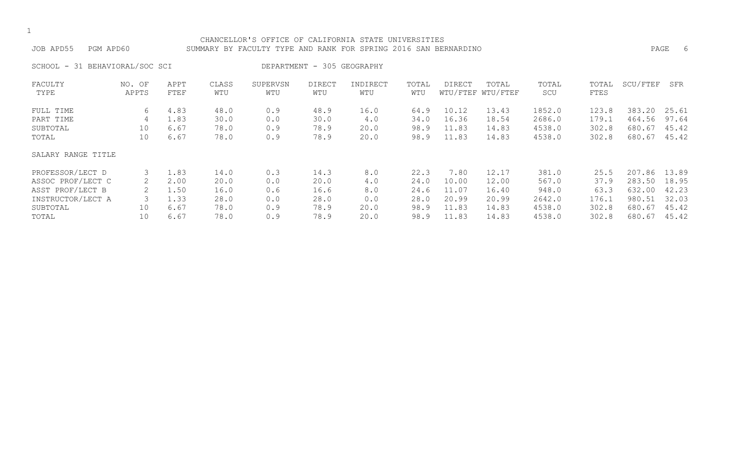CHANCELLOR'S OFFICE OF CALIFORNIA STATE UNIVERSITIES

JOB APD55 PGM APD60 SUMMARY BY FACULTY TYPE AND RANK FOR SPRING 2016 SAN BERNARDINO

SCHOOL - 31 BEHAVIORAL/SOC SCI DEPARTMENT - 305 GEOGRAPHY

| FACULTY TYPE | NO. OF APPTS | APPT FTEF | CLASS WTU | SUPERVSN WTU | DIRECT WTU | INDIRECT WTU | TOTAL WTU | DIRECT WTU/FTEF | TOTAL WTU/FTEF | TOTAL SCU | TOTAL FTES | SCU/FTEF | SFR |
|---|---|---|---|---|---|---|---|---|---|---|---|---|---|
| FULL TIME | 6 | 4.83 | 48.0 | 0.9 | 48.9 | 16.0 | 64.9 | 10.12 | 13.43 | 1852.0 | 123.8 | 383.20 | 25.61 |
| PART TIME | 4 | 1.83 | 30.0 | 0.0 | 30.0 | 4.0 | 34.0 | 16.36 | 18.54 | 2686.0 | 179.1 | 464.56 | 97.64 |
| SUBTOTAL | 10 | 6.67 | 78.0 | 0.9 | 78.9 | 20.0 | 98.9 | 11.83 | 14.83 | 4538.0 | 302.8 | 680.67 | 45.42 |
| TOTAL | 10 | 6.67 | 78.0 | 0.9 | 78.9 | 20.0 | 98.9 | 11.83 | 14.83 | 4538.0 | 302.8 | 680.67 | 45.42 |
| SALARY RANGE TITLE | | | | | | | | | | | | | |
| PROFESSOR/LECT D | 3 | 1.83 | 14.0 | 0.3 | 14.3 | 8.0 | 22.3 | 7.80 | 12.17 | 381.0 | 25.5 | 207.86 | 13.89 |
| ASSOC PROF/LECT C | 2 | 2.00 | 20.0 | 0.0 | 20.0 | 4.0 | 24.0 | 10.00 | 12.00 | 567.0 | 37.9 | 283.50 | 18.95 |
| ASST PROF/LECT B | 2 | 1.50 | 16.0 | 0.6 | 16.6 | 8.0 | 24.6 | 11.07 | 16.40 | 948.0 | 63.3 | 632.00 | 42.23 |
| INSTRUCTOR/LECT A | 3 | 1.33 | 28.0 | 0.0 | 28.0 | 0.0 | 28.0 | 20.99 | 20.99 | 2642.0 | 176.1 | 980.51 | 32.03 |
| SUBTOTAL | 10 | 6.67 | 78.0 | 0.9 | 78.9 | 20.0 | 98.9 | 11.83 | 14.83 | 4538.0 | 302.8 | 680.67 | 45.42 |
| TOTAL | 10 | 6.67 | 78.0 | 0.9 | 78.9 | 20.0 | 98.9 | 11.83 | 14.83 | 4538.0 | 302.8 | 680.67 | 45.42 |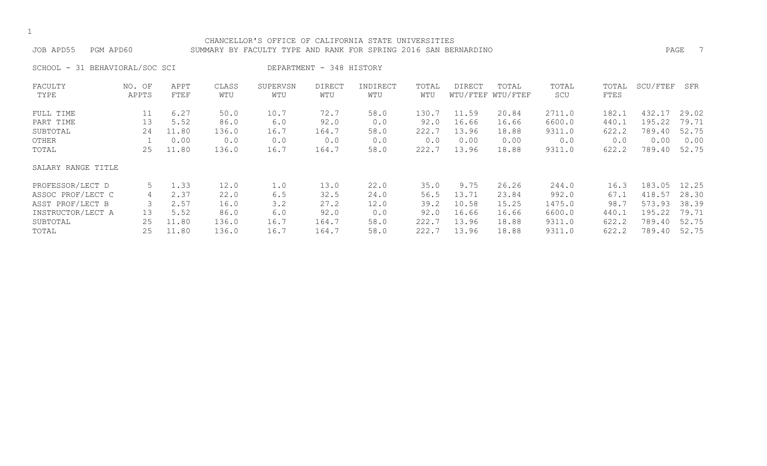CHANCELLOR'S OFFICE OF CALIFORNIA STATE UNIVERSITIES

JOB APD55 PGM APD60 SUMMARY BY FACULTY TYPE AND RANK FOR SPRING 2016 SAN BERNARDINO

SCHOOL - 31 BEHAVIORAL/SOC SCI DEPARTMENT - 348 HISTORY

| FACULTY TYPE | NO. OF APPTS | APPT FTEF | CLASS WTU | SUPERVSN WTU | DIRECT WTU | INDIRECT WTU | TOTAL WTU | DIRECT WTU/FTEF | TOTAL WTU/FTEF | TOTAL SCU | TOTAL FTES | SCU/FTEF | SFR |
|---|---|---|---|---|---|---|---|---|---|---|---|---|---|
| FULL TIME | 11 | 6.27 | 50.0 | 10.7 | 72.7 | 58.0 | 130.7 | 11.59 | 20.84 | 2711.0 | 182.1 | 432.17 | 29.02 |
| PART TIME | 13 | 5.52 | 86.0 | 6.0 | 92.0 | 0.0 | 92.0 | 16.66 | 16.66 | 6600.0 | 440.1 | 195.22 | 79.71 |
| SUBTOTAL | 24 | 11.80 | 136.0 | 16.7 | 164.7 | 58.0 | 222.7 | 13.96 | 18.88 | 9311.0 | 622.2 | 789.40 | 52.75 |
| OTHER | 1 | 0.00 | 0.0 | 0.0 | 0.0 | 0.0 | 0.0 | 0.00 | 0.00 | 0.0 | 0.0 | 0.00 | 0.00 |
| TOTAL | 25 | 11.80 | 136.0 | 16.7 | 164.7 | 58.0 | 222.7 | 13.96 | 18.88 | 9311.0 | 622.2 | 789.40 | 52.75 |
| SALARY RANGE TITLE | | | | | | | | | | | | | |
| PROFESSOR/LECT D | 5 | 1.33 | 12.0 | 1.0 | 13.0 | 22.0 | 35.0 | 9.75 | 26.26 | 244.0 | 16.3 | 183.05 | 12.25 |
| ASSOC PROF/LECT C | 4 | 2.37 | 22.0 | 6.5 | 32.5 | 24.0 | 56.5 | 13.71 | 23.84 | 992.0 | 67.1 | 418.57 | 28.30 |
| ASST PROF/LECT B | 3 | 2.57 | 16.0 | 3.2 | 27.2 | 12.0 | 39.2 | 10.58 | 15.25 | 1475.0 | 98.7 | 573.93 | 38.39 |
| INSTRUCTOR/LECT A | 13 | 5.52 | 86.0 | 6.0 | 92.0 | 0.0 | 92.0 | 16.66 | 16.66 | 6600.0 | 440.1 | 195.22 | 79.71 |
| SUBTOTAL | 25 | 11.80 | 136.0 | 16.7 | 164.7 | 58.0 | 222.7 | 13.96 | 18.88 | 9311.0 | 622.2 | 789.40 | 52.75 |
| TOTAL | 25 | 11.80 | 136.0 | 16.7 | 164.7 | 58.0 | 222.7 | 13.96 | 18.88 | 9311.0 | 622.2 | 789.40 | 52.75 |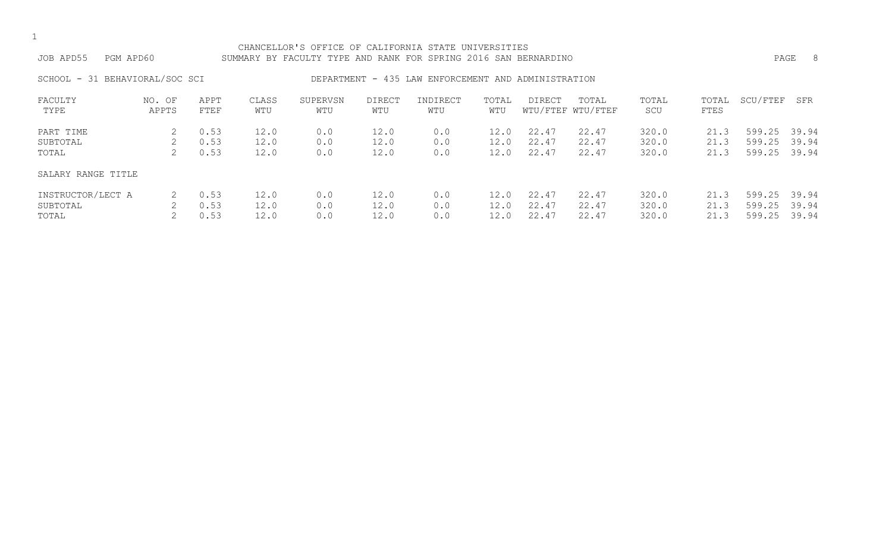CHANCELLOR'S OFFICE OF CALIFORNIA STATE UNIVERSITIES

JOB APD55 PGM APD60 SUMMARY BY FACULTY TYPE AND RANK FOR SPRING 2016 SAN BERNARDINO

SCHOOL - 31 BEHAVIORAL/SOC SCI DEPARTMENT - 435 LAW ENFORCEMENT AND ADMINISTRATION

| FACULTY TYPE | NO. OF APPTS | APPT FTEF | CLASS WTU | SUPERVSN WTU | DIRECT WTU | INDIRECT WTU | TOTAL WTU | DIRECT WTU/FTEF | TOTAL WTU/FTEF | TOTAL SCU | TOTAL FTES | SCU/FTEF | SFR |
|---|---|---|---|---|---|---|---|---|---|---|---|---|---|
| PART TIME | 2 | 0.53 | 12.0 | 0.0 | 12.0 | 0.0 | 12.0 | 22.47 | 22.47 | 320.0 | 21.3 | 599.25 | 39.94 |
| SUBTOTAL | 2 | 0.53 | 12.0 | 0.0 | 12.0 | 0.0 | 12.0 | 22.47 | 22.47 | 320.0 | 21.3 | 599.25 | 39.94 |
| TOTAL | 2 | 0.53 | 12.0 | 0.0 | 12.0 | 0.0 | 12.0 | 22.47 | 22.47 | 320.0 | 21.3 | 599.25 | 39.94 |
| SALARY RANGE TITLE | | | | | | | | | | | | | |
| INSTRUCTOR/LECT A | 2 | 0.53 | 12.0 | 0.0 | 12.0 | 0.0 | 12.0 | 22.47 | 22.47 | 320.0 | 21.3 | 599.25 | 39.94 |
| SUBTOTAL | 2 | 0.53 | 12.0 | 0.0 | 12.0 | 0.0 | 12.0 | 22.47 | 22.47 | 320.0 | 21.3 | 599.25 | 39.94 |
| TOTAL | 2 | 0.53 | 12.0 | 0.0 | 12.0 | 0.0 | 12.0 | 22.47 | 22.47 | 320.0 | 21.3 | 599.25 | 39.94 |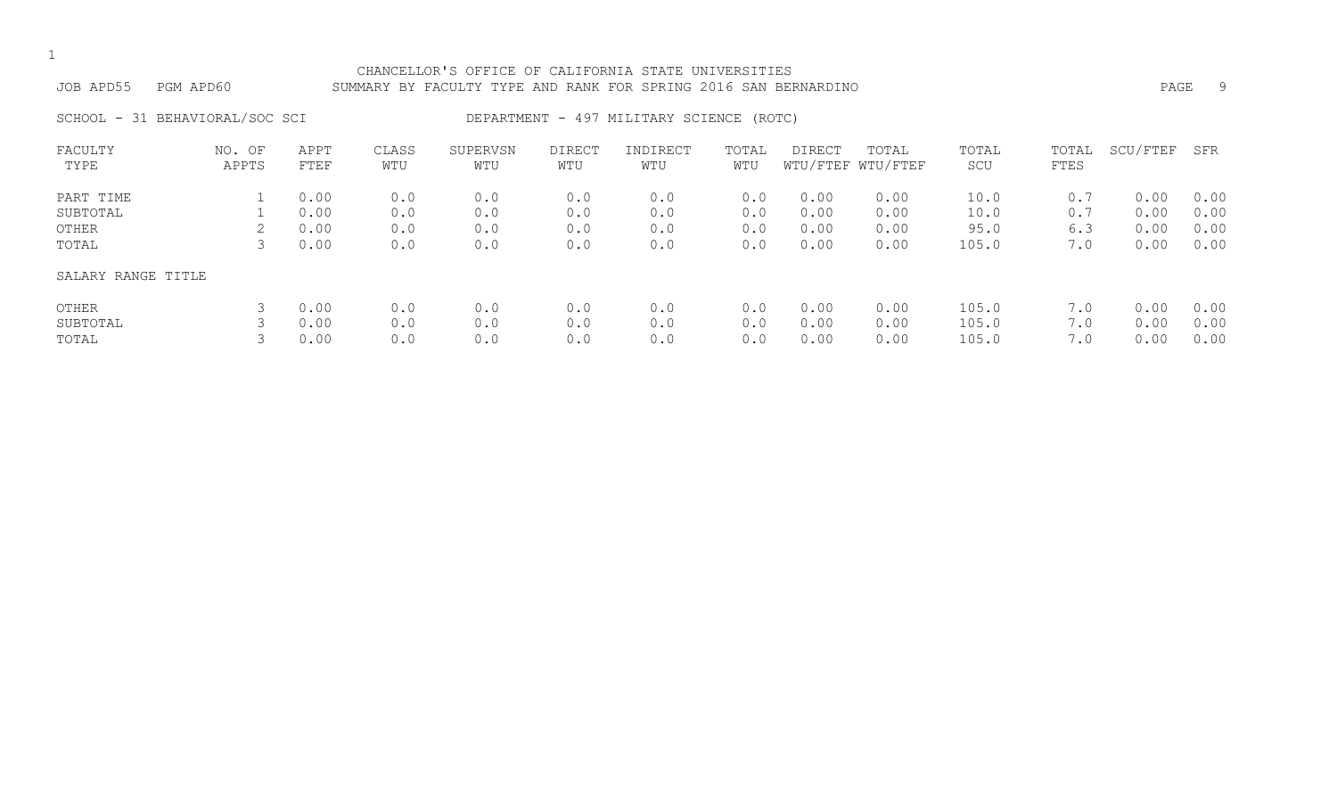CHANCELLOR'S OFFICE OF CALIFORNIA STATE UNIVERSITIES

JOB APD55 PGM APD60 SUMMARY BY FACULTY TYPE AND RANK FOR SPRING 2016 SAN BERNARDINO

SCHOOL - 31 BEHAVIORAL/SOC SCI DEPARTMENT - 497 MILITARY SCIENCE (ROTC)

| FACULTY TYPE | NO. OF APPTS | APPT FTEF | CLASS WTU | SUPERVSN WTU | DIRECT WTU | INDIRECT WTU | TOTAL WTU | DIRECT WTU/FTEF | TOTAL WTU/FTEF | TOTAL SCU | TOTAL FTES | SCU/FTEF | SFR |
|---|---|---|---|---|---|---|---|---|---|---|---|---|---|
| PART TIME | 1 | 0.00 | 0.0 | 0.0 | 0.0 | 0.0 | 0.0 | 0.00 | 0.00 | 10.0 | 0.7 | 0.00 | 0.00 |
| SUBTOTAL | 1 | 0.00 | 0.0 | 0.0 | 0.0 | 0.0 | 0.0 | 0.00 | 0.00 | 10.0 | 0.7 | 0.00 | 0.00 |
| OTHER | 2 | 0.00 | 0.0 | 0.0 | 0.0 | 0.0 | 0.0 | 0.00 | 0.00 | 95.0 | 6.3 | 0.00 | 0.00 |
| TOTAL | 3 | 0.00 | 0.0 | 0.0 | 0.0 | 0.0 | 0.0 | 0.00 | 0.00 | 105.0 | 7.0 | 0.00 | 0.00 |
| SALARY RANGE TITLE | | | | | | | | | | | | | |
| OTHER | 3 | 0.00 | 0.0 | 0.0 | 0.0 | 0.0 | 0.0 | 0.00 | 0.00 | 105.0 | 7.0 | 0.00 | 0.00 |
| SUBTOTAL | 3 | 0.00 | 0.0 | 0.0 | 0.0 | 0.0 | 0.0 | 0.00 | 0.00 | 105.0 | 7.0 | 0.00 | 0.00 |
| TOTAL | 3 | 0.00 | 0.0 | 0.0 | 0.0 | 0.0 | 0.0 | 0.00 | 0.00 | 105.0 | 7.0 | 0.00 | 0.00 |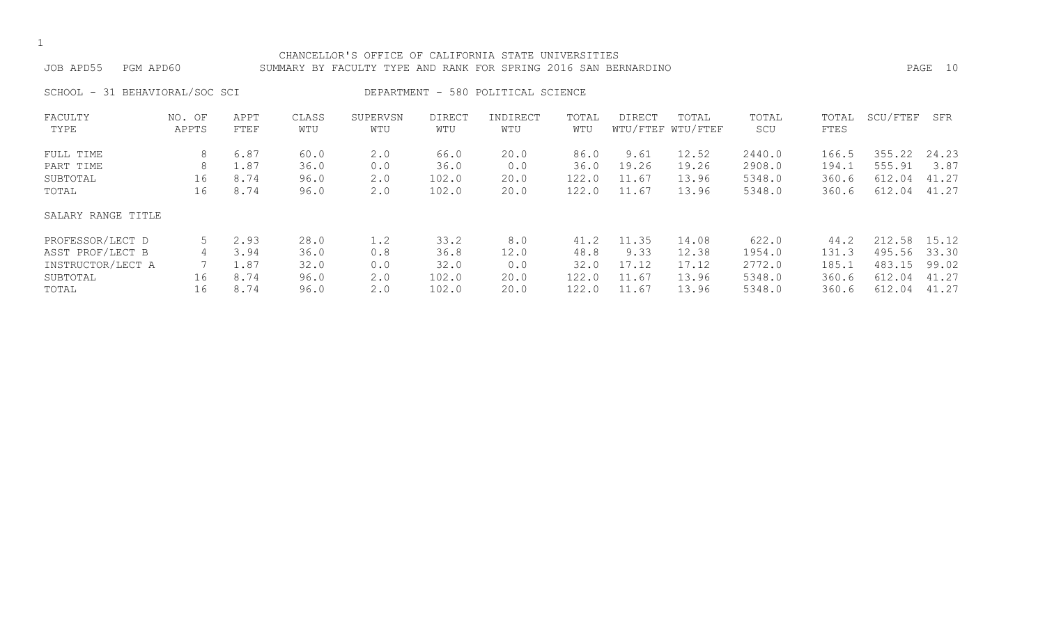CHANCELLOR'S OFFICE OF CALIFORNIA STATE UNIVERSITIES

JOB APD55 PGM APD60 SUMMARY BY FACULTY TYPE AND RANK FOR SPRING 2016 SAN BERNARDINO

SCHOOL - 31 BEHAVIORAL/SOC SCI DEPARTMENT - 580 POLITICAL SCIENCE

| FACULTY TYPE | NO. OF APPTS | APPT FTEF | CLASS WTU | SUPERVSN WTU | DIRECT WTU | INDIRECT WTU | TOTAL WTU | DIRECT WTU/FTEF | TOTAL WTU/FTEF | TOTAL SCU | TOTAL FTES | SCU/FTEF | SFR |
|---|---|---|---|---|---|---|---|---|---|---|---|---|---|
| FULL TIME | 8 | 6.87 | 60.0 | 2.0 | 66.0 | 20.0 | 86.0 | 9.61 | 12.52 | 2440.0 | 166.5 | 355.22 | 24.23 |
| PART TIME | 8 | 1.87 | 36.0 | 0.0 | 36.0 | 0.0 | 36.0 | 19.26 | 19.26 | 2908.0 | 194.1 | 555.91 | 3.87 |
| SUBTOTAL | 16 | 8.74 | 96.0 | 2.0 | 102.0 | 20.0 | 122.0 | 11.67 | 13.96 | 5348.0 | 360.6 | 612.04 | 41.27 |
| TOTAL | 16 | 8.74 | 96.0 | 2.0 | 102.0 | 20.0 | 122.0 | 11.67 | 13.96 | 5348.0 | 360.6 | 612.04 | 41.27 |
| SALARY RANGE TITLE | | | | | | | | | | | | | |
| PROFESSOR/LECT D | 5 | 2.93 | 28.0 | 1.2 | 33.2 | 8.0 | 41.2 | 11.35 | 14.08 | 622.0 | 44.2 | 212.58 | 15.12 |
| ASST PROF/LECT B | 4 | 3.94 | 36.0 | 0.8 | 36.8 | 12.0 | 48.8 | 9.33 | 12.38 | 1954.0 | 131.3 | 495.56 | 33.30 |
| INSTRUCTOR/LECT A | 7 | 1.87 | 32.0 | 0.0 | 32.0 | 0.0 | 32.0 | 17.12 | 17.12 | 2772.0 | 185.1 | 483.15 | 99.02 |
| SUBTOTAL | 16 | 8.74 | 96.0 | 2.0 | 102.0 | 20.0 | 122.0 | 11.67 | 13.96 | 5348.0 | 360.6 | 612.04 | 41.27 |
| TOTAL | 16 | 8.74 | 96.0 | 2.0 | 102.0 | 20.0 | 122.0 | 11.67 | 13.96 | 5348.0 | 360.6 | 612.04 | 41.27 |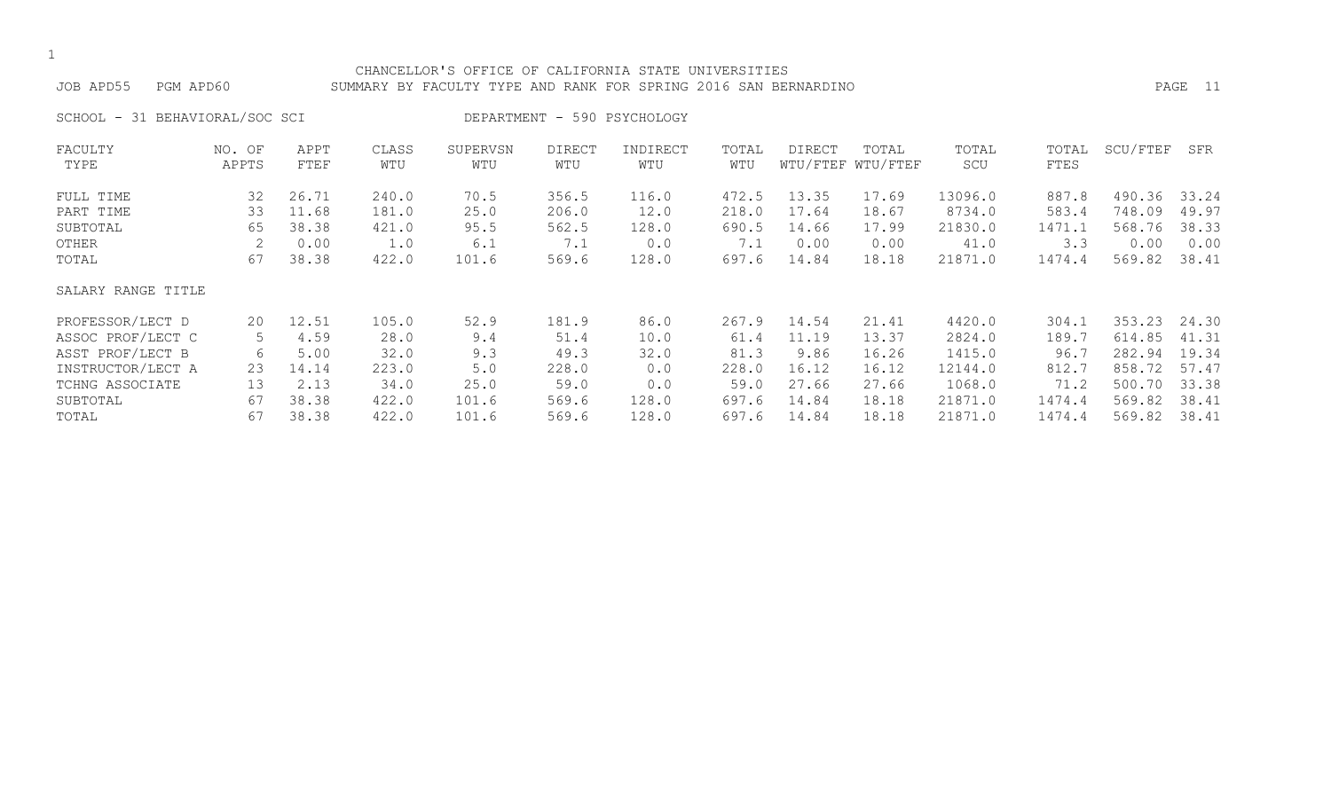CHANCELLOR'S OFFICE OF CALIFORNIA STATE UNIVERSITIES

JOB APD55 PGM APD60 SUMMARY BY FACULTY TYPE AND RANK FOR SPRING 2016 SAN BERNARDINO

SCHOOL - 31 BEHAVIORAL/SOC SCI DEPARTMENT - 590 PSYCHOLOGY

| FACULTY TYPE | NO. OF APPTS | APPT FTEF | CLASS WTU | SUPERVSN WTU | DIRECT WTU | INDIRECT WTU | TOTAL WTU | DIRECT WTU/FTEF | TOTAL WTU/FTEF | TOTAL SCU | TOTAL FTES | SCU/FTEF | SFR |
|---|---|---|---|---|---|---|---|---|---|---|---|---|---|
| FULL TIME | 32 | 26.71 | 240.0 | 70.5 | 356.5 | 116.0 | 472.5 | 13.35 | 17.69 | 13096.0 | 887.8 | 490.36 | 33.24 |
| PART TIME | 33 | 11.68 | 181.0 | 25.0 | 206.0 | 12.0 | 218.0 | 17.64 | 18.67 | 8734.0 | 583.4 | 748.09 | 49.97 |
| SUBTOTAL | 65 | 38.38 | 421.0 | 95.5 | 562.5 | 128.0 | 690.5 | 14.66 | 17.99 | 21830.0 | 1471.1 | 568.76 | 38.33 |
| OTHER | 2 | 0.00 | 1.0 | 6.1 | 7.1 | 0.0 | 7.1 | 0.00 | 0.00 | 41.0 | 3.3 | 0.00 | 0.00 |
| TOTAL | 67 | 38.38 | 422.0 | 101.6 | 569.6 | 128.0 | 697.6 | 14.84 | 18.18 | 21871.0 | 1474.4 | 569.82 | 38.41 |
| **SALARY RANGE TITLE** | | | | | | | | | | | | | |
| PROFESSOR/LECT D | 20 | 12.51 | 105.0 | 52.9 | 181.9 | 86.0 | 267.9 | 14.54 | 21.41 | 4420.0 | 304.1 | 353.23 | 24.30 |
| ASSOC PROF/LECT C | 5 | 4.59 | 28.0 | 9.4 | 51.4 | 10.0 | 61.4 | 11.19 | 13.37 | 2824.0 | 189.7 | 614.85 | 41.31 |
| ASST PROF/LECT B | 6 | 5.00 | 32.0 | 9.3 | 49.3 | 32.0 | 81.3 | 9.86 | 16.26 | 1415.0 | 96.7 | 282.94 | 19.34 |
| INSTRUCTOR/LECT A | 23 | 14.14 | 223.0 | 5.0 | 228.0 | 0.0 | 228.0 | 16.12 | 16.12 | 12144.0 | 812.7 | 858.72 | 57.47 |
| TCHNG ASSOCIATE | 13 | 2.13 | 34.0 | 25.0 | 59.0 | 0.0 | 59.0 | 27.66 | 27.66 | 1068.0 | 71.2 | 500.70 | 33.38 |
| SUBTOTAL | 67 | 38.38 | 422.0 | 101.6 | 569.6 | 128.0 | 697.6 | 14.84 | 18.18 | 21871.0 | 1474.4 | 569.82 | 38.41 |
| TOTAL | 67 | 38.38 | 422.0 | 101.6 | 569.6 | 128.0 | 697.6 | 14.84 | 18.18 | 21871.0 | 1474.4 | 569.82 | 38.41 |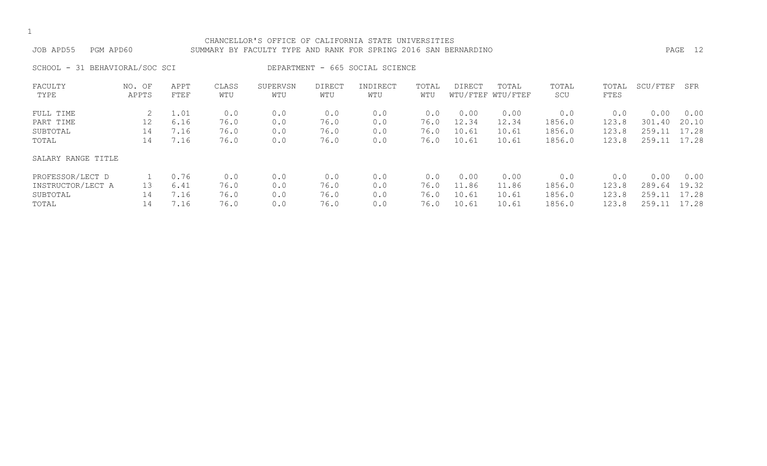CHANCELLOR'S OFFICE OF CALIFORNIA STATE UNIVERSITIES

JOB APD55 PGM APD60 SUMMARY BY FACULTY TYPE AND RANK FOR SPRING 2016 SAN BERNARDINO

SCHOOL - 31 BEHAVIORAL/SOC SCI DEPARTMENT - 665 SOCIAL SCIENCE

| FACULTY TYPE | NO. OF APPTS | APPT FTEF | CLASS WTU | SUPERVSN WTU | DIRECT WTU | INDIRECT WTU | TOTAL WTU | DIRECT WTU/FTEF | TOTAL WTU/FTEF | TOTAL SCU | TOTAL FTES | SCU/FTEF | SFR |
|---|---|---|---|---|---|---|---|---|---|---|---|---|---|
| FULL TIME | 2 | 1.01 | 0.0 | 0.0 | 0.0 | 0.0 | 0.0 | 0.00 | 0.00 | 0.0 | 0.0 | 0.00 | 0.00 |
| PART TIME | 12 | 6.16 | 76.0 | 0.0 | 76.0 | 0.0 | 76.0 | 12.34 | 12.34 | 1856.0 | 123.8 | 301.40 | 20.10 |
| SUBTOTAL | 14 | 7.16 | 76.0 | 0.0 | 76.0 | 0.0 | 76.0 | 10.61 | 10.61 | 1856.0 | 123.8 | 259.11 | 17.28 |
| TOTAL | 14 | 7.16 | 76.0 | 0.0 | 76.0 | 0.0 | 76.0 | 10.61 | 10.61 | 1856.0 | 123.8 | 259.11 | 17.28 |
| SALARY RANGE TITLE | | | | | | | | | | | | | |
| PROFESSOR/LECT D | 1 | 0.76 | 0.0 | 0.0 | 0.0 | 0.0 | 0.0 | 0.00 | 0.00 | 0.0 | 0.0 | 0.00 | 0.00 |
| INSTRUCTOR/LECT A | 13 | 6.41 | 76.0 | 0.0 | 76.0 | 0.0 | 76.0 | 11.86 | 11.86 | 1856.0 | 123.8 | 289.64 | 19.32 |
| SUBTOTAL | 14 | 7.16 | 76.0 | 0.0 | 76.0 | 0.0 | 76.0 | 10.61 | 10.61 | 1856.0 | 123.8 | 259.11 | 17.28 |
| TOTAL | 14 | 7.16 | 76.0 | 0.0 | 76.0 | 0.0 | 76.0 | 10.61 | 10.61 | 1856.0 | 123.8 | 259.11 | 17.28 |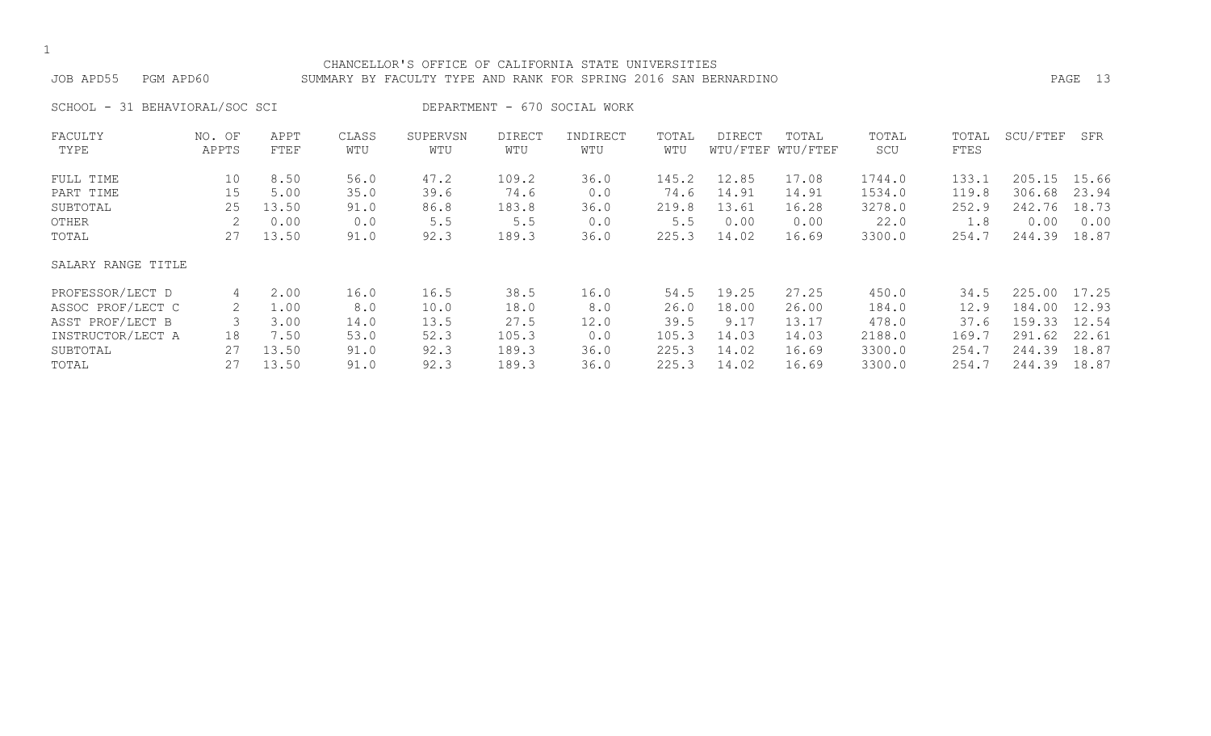CHANCELLOR'S OFFICE OF CALIFORNIA STATE UNIVERSITIES

JOB APD55 PGM APD60 SUMMARY BY FACULTY TYPE AND RANK FOR SPRING 2016 SAN BERNARDINO

SCHOOL - 31 BEHAVIORAL/SOC SCI DEPARTMENT - 670 SOCIAL WORK

| FACULTY TYPE | NO. OF APPTS | APPT FTEF | CLASS WTU | SUPERVSN WTU | DIRECT WTU | INDIRECT WTU | TOTAL WTU | DIRECT WTU/FTEF | TOTAL WTU/FTEF | TOTAL SCU | TOTAL FTES | SCU/FTEF | SFR |
|---|---|---|---|---|---|---|---|---|---|---|---|---|---|
| FULL TIME | 10 | 8.50 | 56.0 | 47.2 | 109.2 | 36.0 | 145.2 | 12.85 | 17.08 | 1744.0 | 133.1 | 205.15 | 15.66 |
| PART TIME | 15 | 5.00 | 35.0 | 39.6 | 74.6 | 0.0 | 74.6 | 14.91 | 14.91 | 1534.0 | 119.8 | 306.68 | 23.94 |
| SUBTOTAL | 25 | 13.50 | 91.0 | 86.8 | 183.8 | 36.0 | 219.8 | 13.61 | 16.28 | 3278.0 | 252.9 | 242.76 | 18.73 |
| OTHER | 2 | 0.00 | 0.0 | 5.5 | 5.5 | 0.0 | 5.5 | 0.00 | 0.00 | 22.0 | 1.8 | 0.00 | 0.00 |
| TOTAL | 27 | 13.50 | 91.0 | 92.3 | 189.3 | 36.0 | 225.3 | 14.02 | 16.69 | 3300.0 | 254.7 | 244.39 | 18.87 |
| SALARY RANGE TITLE | | | | | | | | | | | | | |
| PROFESSOR/LECT D | 4 | 2.00 | 16.0 | 16.5 | 38.5 | 16.0 | 54.5 | 19.25 | 27.25 | 450.0 | 34.5 | 225.00 | 17.25 |
| ASSOC PROF/LECT C | 2 | 1.00 | 8.0 | 10.0 | 18.0 | 8.0 | 26.0 | 18.00 | 26.00 | 184.0 | 12.9 | 184.00 | 12.93 |
| ASST PROF/LECT B | 3 | 3.00 | 14.0 | 13.5 | 27.5 | 12.0 | 39.5 | 9.17 | 13.17 | 478.0 | 37.6 | 159.33 | 12.54 |
| INSTRUCTOR/LECT A | 18 | 7.50 | 53.0 | 52.3 | 105.3 | 0.0 | 105.3 | 14.03 | 14.03 | 2188.0 | 169.7 | 291.62 | 22.61 |
| SUBTOTAL | 27 | 13.50 | 91.0 | 92.3 | 189.3 | 36.0 | 225.3 | 14.02 | 16.69 | 3300.0 | 254.7 | 244.39 | 18.87 |
| TOTAL | 27 | 13.50 | 91.0 | 92.3 | 189.3 | 36.0 | 225.3 | 14.02 | 16.69 | 3300.0 | 254.7 | 244.39 | 18.87 |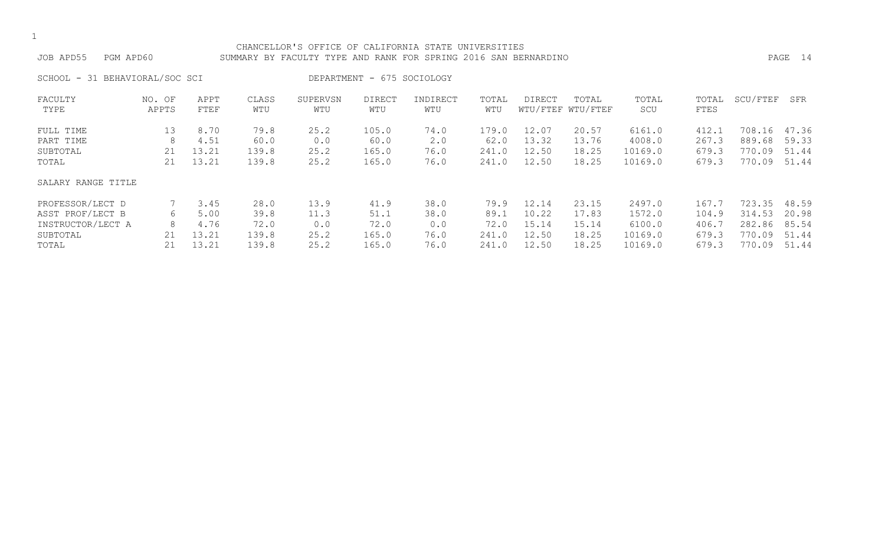CHANCELLOR'S OFFICE OF CALIFORNIA STATE UNIVERSITIES

JOB APD55 PGM APD60 SUMMARY BY FACULTY TYPE AND RANK FOR SPRING 2016 SAN BERNARDINO

SCHOOL - 31 BEHAVIORAL/SOC SCI DEPARTMENT - 675 SOCIOLOGY

| FACULTY TYPE | NO. OF APPTS | APPT FTEF | CLASS WTU | SUPERVSN WTU | DIRECT WTU | INDIRECT WTU | TOTAL WTU | DIRECT WTU/FTEF | TOTAL WTU/FTEF | TOTAL SCU | TOTAL FTES | SCU/FTEF | SFR |
|---|---|---|---|---|---|---|---|---|---|---|---|---|---|
| FULL TIME | 13 | 8.70 | 79.8 | 25.2 | 105.0 | 74.0 | 179.0 | 12.07 | 20.57 | 6161.0 | 412.1 | 708.16 | 47.36 |
| PART TIME | 8 | 4.51 | 60.0 | 0.0 | 60.0 | 2.0 | 62.0 | 13.32 | 13.76 | 4008.0 | 267.3 | 889.68 | 59.33 |
| SUBTOTAL | 21 | 13.21 | 139.8 | 25.2 | 165.0 | 76.0 | 241.0 | 12.50 | 18.25 | 10169.0 | 679.3 | 770.09 | 51.44 |
| TOTAL | 21 | 13.21 | 139.8 | 25.2 | 165.0 | 76.0 | 241.0 | 12.50 | 18.25 | 10169.0 | 679.3 | 770.09 | 51.44 |
| SALARY RANGE TITLE | | | | | | | | | | | | | |
| PROFESSOR/LECT D | 7 | 3.45 | 28.0 | 13.9 | 41.9 | 38.0 | 79.9 | 12.14 | 23.15 | 2497.0 | 167.7 | 723.35 | 48.59 |
| ASST PROF/LECT B | 6 | 5.00 | 39.8 | 11.3 | 51.1 | 38.0 | 89.1 | 10.22 | 17.83 | 1572.0 | 104.9 | 314.53 | 20.98 |
| INSTRUCTOR/LECT A | 8 | 4.76 | 72.0 | 0.0 | 72.0 | 0.0 | 72.0 | 15.14 | 15.14 | 6100.0 | 406.7 | 282.86 | 85.54 |
| SUBTOTAL | 21 | 13.21 | 139.8 | 25.2 | 165.0 | 76.0 | 241.0 | 12.50 | 18.25 | 10169.0 | 679.3 | 770.09 | 51.44 |
| TOTAL | 21 | 13.21 | 139.8 | 25.2 | 165.0 | 76.0 | 241.0 | 12.50 | 18.25 | 10169.0 | 679.3 | 770.09 | 51.44 |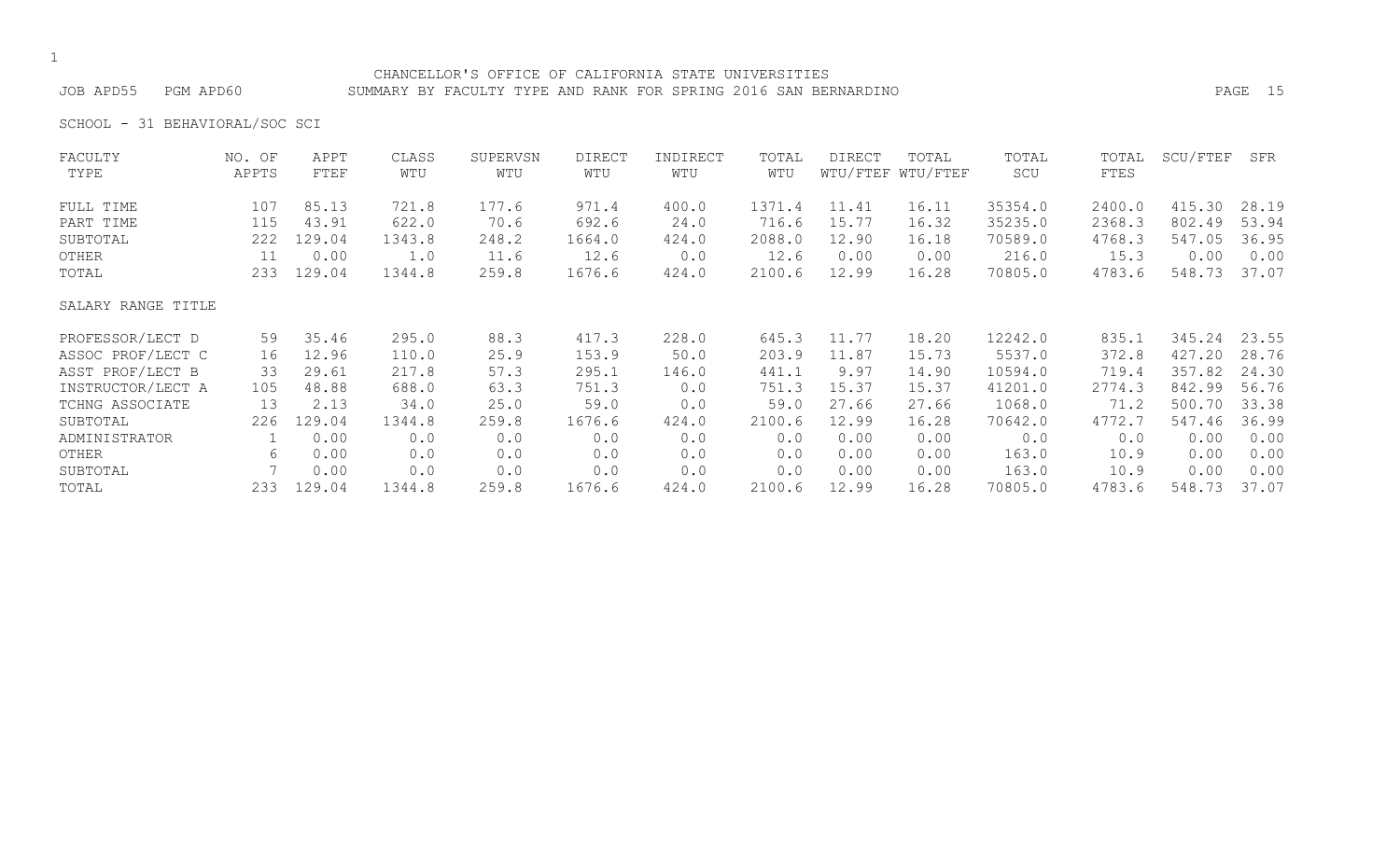CHANCELLOR'S OFFICE OF CALIFORNIA STATE UNIVERSITIES

JOB APD55 PGM APD60 SUMMARY BY FACULTY TYPE AND RANK FOR SPRING 2016 SAN BERNARDINO

SCHOOL - 31 BEHAVIORAL/SOC SCI

| FACULTY TYPE | NO. OF APPTS | APPT FTEF | CLASS WTU | SUPERVSN WTU | DIRECT WTU | INDIRECT WTU | TOTAL WTU | DIRECT WTU/FTEF | TOTAL WTU/FTEF | TOTAL SCU | TOTAL FTES | SCU/FTEF | SFR |
|---|---|---|---|---|---|---|---|---|---|---|---|---|---|
| FULL TIME | 107 | 85.13 | 721.8 | 177.6 | 971.4 | 400.0 | 1371.4 | 11.41 | 16.11 | 35354.0 | 2400.0 | 415.30 | 28.19 |
| PART TIME | 115 | 43.91 | 622.0 | 70.6 | 692.6 | 24.0 | 716.6 | 15.77 | 16.32 | 35235.0 | 2368.3 | 802.49 | 53.94 |
| SUBTOTAL | 222 | 129.04 | 1343.8 | 248.2 | 1664.0 | 424.0 | 2088.0 | 12.90 | 16.18 | 70589.0 | 4768.3 | 547.05 | 36.95 |
| OTHER | 11 | 0.00 | 1.0 | 11.6 | 12.6 | 0.0 | 12.6 | 0.00 | 0.00 | 216.0 | 15.3 | 0.00 | 0.00 |
| TOTAL | 233 | 129.04 | 1344.8 | 259.8 | 1676.6 | 424.0 | 2100.6 | 12.99 | 16.28 | 70805.0 | 4783.6 | 548.73 | 37.07 |
| SALARY RANGE TITLE | | | | | | | | | | | | | |
| PROFESSOR/LECT D | 59 | 35.46 | 295.0 | 88.3 | 417.3 | 228.0 | 645.3 | 11.77 | 18.20 | 12242.0 | 835.1 | 345.24 | 23.55 |
| ASSOC PROF/LECT C | 16 | 12.96 | 110.0 | 25.9 | 153.9 | 50.0 | 203.9 | 11.87 | 15.73 | 5537.0 | 372.8 | 427.20 | 28.76 |
| ASST PROF/LECT B | 33 | 29.61 | 217.8 | 57.3 | 295.1 | 146.0 | 441.1 | 9.97 | 14.90 | 10594.0 | 719.4 | 357.82 | 24.30 |
| INSTRUCTOR/LECT A | 105 | 48.88 | 688.0 | 63.3 | 751.3 | 0.0 | 751.3 | 15.37 | 15.37 | 41201.0 | 2774.3 | 842.99 | 56.76 |
| TCHNG ASSOCIATE | 13 | 2.13 | 34.0 | 25.0 | 59.0 | 0.0 | 59.0 | 27.66 | 27.66 | 1068.0 | 71.2 | 500.70 | 33.38 |
| SUBTOTAL | 226 | 129.04 | 1344.8 | 259.8 | 1676.6 | 424.0 | 2100.6 | 12.99 | 16.28 | 70642.0 | 4772.7 | 547.46 | 36.99 |
| ADMINISTRATOR | 1 | 0.00 | 0.0 | 0.0 | 0.0 | 0.0 | 0.0 | 0.00 | 0.00 | 0.0 | 0.0 | 0.00 | 0.00 |
| OTHER | 6 | 0.00 | 0.0 | 0.0 | 0.0 | 0.0 | 0.0 | 0.00 | 0.00 | 163.0 | 10.9 | 0.00 | 0.00 |
| SUBTOTAL | 7 | 0.00 | 0.0 | 0.0 | 0.0 | 0.0 | 0.0 | 0.00 | 0.00 | 163.0 | 10.9 | 0.00 | 0.00 |
| TOTAL | 233 | 129.04 | 1344.8 | 259.8 | 1676.6 | 424.0 | 2100.6 | 12.99 | 16.28 | 70805.0 | 4783.6 | 548.73 | 37.07 |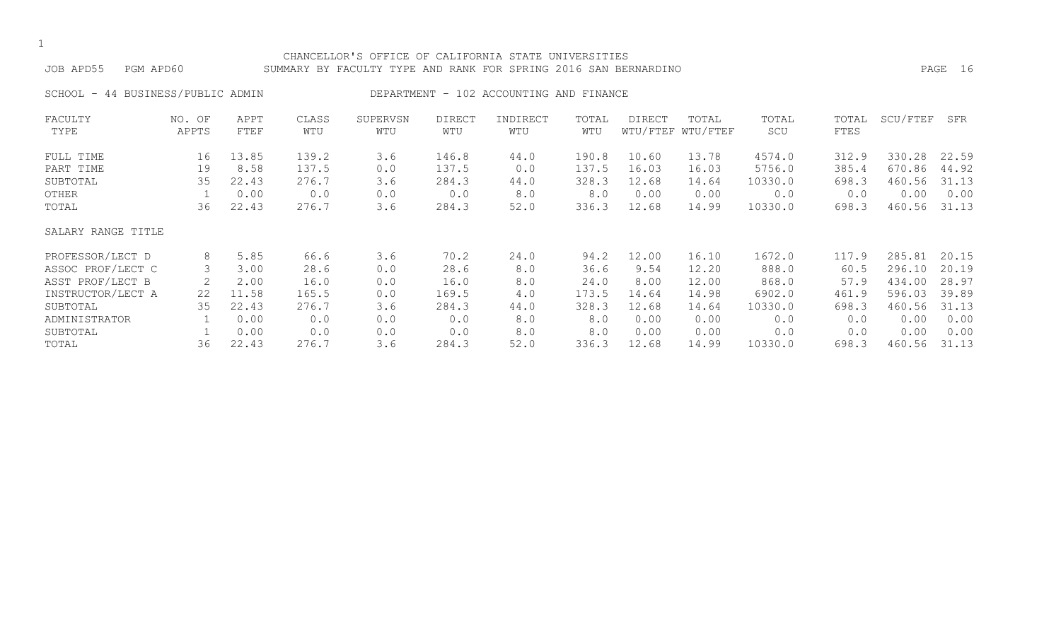CHANCELLOR'S OFFICE OF CALIFORNIA STATE UNIVERSITIES

JOB APD55 PGM APD60 SUMMARY BY FACULTY TYPE AND RANK FOR SPRING 2016 SAN BERNARDINO

SCHOOL - 44 BUSINESS/PUBLIC ADMIN DEPARTMENT - 102 ACCOUNTING AND FINANCE

| FACULTY TYPE | NO. OF APPTS | APPT FTEF | CLASS WTU | SUPERVSN WTU | DIRECT WTU | INDIRECT WTU | TOTAL WTU | DIRECT WTU/FTEF | TOTAL WTU/FTEF | TOTAL SCU | TOTAL FTES | SCU/FTEF | SFR |
|---|---|---|---|---|---|---|---|---|---|---|---|---|---|
| FULL TIME | 16 | 13.85 | 139.2 | 3.6 | 146.8 | 44.0 | 190.8 | 10.60 | 13.78 | 4574.0 | 312.9 | 330.28 | 22.59 |
| PART TIME | 19 | 8.58 | 137.5 | 0.0 | 137.5 | 0.0 | 137.5 | 16.03 | 16.03 | 5756.0 | 385.4 | 670.86 | 44.92 |
| SUBTOTAL | 35 | 22.43 | 276.7 | 3.6 | 284.3 | 44.0 | 328.3 | 12.68 | 14.64 | 10330.0 | 698.3 | 460.56 | 31.13 |
| OTHER | 1 | 0.00 | 0.0 | 0.0 | 0.0 | 8.0 | 8.0 | 0.00 | 0.00 | 0.0 | 0.0 | 0.00 | 0.00 |
| TOTAL | 36 | 22.43 | 276.7 | 3.6 | 284.3 | 52.0 | 336.3 | 12.68 | 14.99 | 10330.0 | 698.3 | 460.56 | 31.13 |
| SALARY RANGE TITLE | | | | | | | | | | | | | |
| PROFESSOR/LECT D | 8 | 5.85 | 66.6 | 3.6 | 70.2 | 24.0 | 94.2 | 12.00 | 16.10 | 1672.0 | 117.9 | 285.81 | 20.15 |
| ASSOC PROF/LECT C | 3 | 3.00 | 28.6 | 0.0 | 28.6 | 8.0 | 36.6 | 9.54 | 12.20 | 888.0 | 60.5 | 296.10 | 20.19 |
| ASST PROF/LECT B | 2 | 2.00 | 16.0 | 0.0 | 16.0 | 8.0 | 24.0 | 8.00 | 12.00 | 868.0 | 57.9 | 434.00 | 28.97 |
| INSTRUCTOR/LECT A | 22 | 11.58 | 165.5 | 0.0 | 169.5 | 4.0 | 173.5 | 14.64 | 14.98 | 6902.0 | 461.9 | 596.03 | 39.89 |
| SUBTOTAL | 35 | 22.43 | 276.7 | 3.6 | 284.3 | 44.0 | 328.3 | 12.68 | 14.64 | 10330.0 | 698.3 | 460.56 | 31.13 |
| ADMINISTRATOR | 1 | 0.00 | 0.0 | 0.0 | 0.0 | 8.0 | 8.0 | 0.00 | 0.00 | 0.0 | 0.0 | 0.00 | 0.00 |
| SUBTOTAL | 1 | 0.00 | 0.0 | 0.0 | 0.0 | 8.0 | 8.0 | 0.00 | 0.00 | 0.0 | 0.0 | 0.00 | 0.00 |
| TOTAL | 36 | 22.43 | 276.7 | 3.6 | 284.3 | 52.0 | 336.3 | 12.68 | 14.99 | 10330.0 | 698.3 | 460.56 | 31.13 |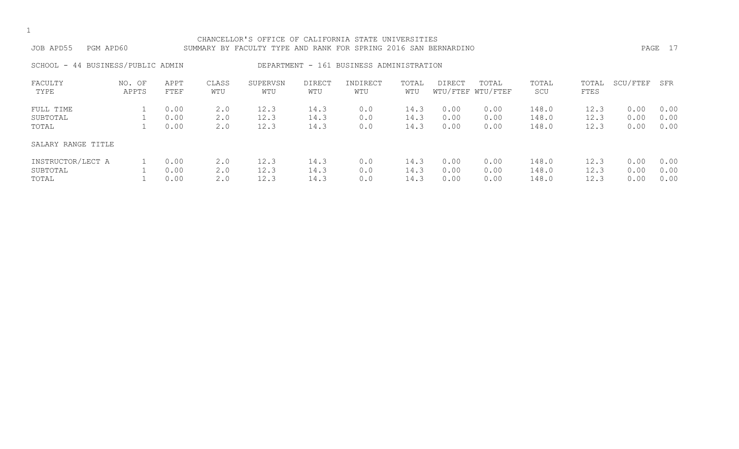CHANCELLOR'S OFFICE OF CALIFORNIA STATE UNIVERSITIES

JOB APD55 PGM APD60 SUMMARY BY FACULTY TYPE AND RANK FOR SPRING 2016 SAN BERNARDINO

SCHOOL - 44 BUSINESS/PUBLIC ADMIN DEPARTMENT - 161 BUSINESS ADMINISTRATION

| FACULTY TYPE | NO. OF APPTS | APPT FTEF | CLASS WTU | SUPERVSN WTU | DIRECT WTU | INDIRECT WTU | TOTAL WTU | DIRECT WTU/FTEF | TOTAL WTU/FTEF | TOTAL SCU | TOTAL FTES | SCU/FTEF | SFR |
|---|---|---|---|---|---|---|---|---|---|---|---|---|---|
| FULL TIME | 1 | 0.00 | 2.0 | 12.3 | 14.3 | 0.0 | 14.3 | 0.00 | 0.00 | 148.0 | 12.3 | 0.00 | 0.00 |
| SUBTOTAL | 1 | 0.00 | 2.0 | 12.3 | 14.3 | 0.0 | 14.3 | 0.00 | 0.00 | 148.0 | 12.3 | 0.00 | 0.00 |
| TOTAL | 1 | 0.00 | 2.0 | 12.3 | 14.3 | 0.0 | 14.3 | 0.00 | 0.00 | 148.0 | 12.3 | 0.00 | 0.00 |
| SALARY RANGE TITLE | | | | | | | | | | | | | |
| INSTRUCTOR/LECT A | 1 | 0.00 | 2.0 | 12.3 | 14.3 | 0.0 | 14.3 | 0.00 | 0.00 | 148.0 | 12.3 | 0.00 | 0.00 |
| SUBTOTAL | 1 | 0.00 | 2.0 | 12.3 | 14.3 | 0.0 | 14.3 | 0.00 | 0.00 | 148.0 | 12.3 | 0.00 | 0.00 |
| TOTAL | 1 | 0.00 | 2.0 | 12.3 | 14.3 | 0.0 | 14.3 | 0.00 | 0.00 | 148.0 | 12.3 | 0.00 | 0.00 |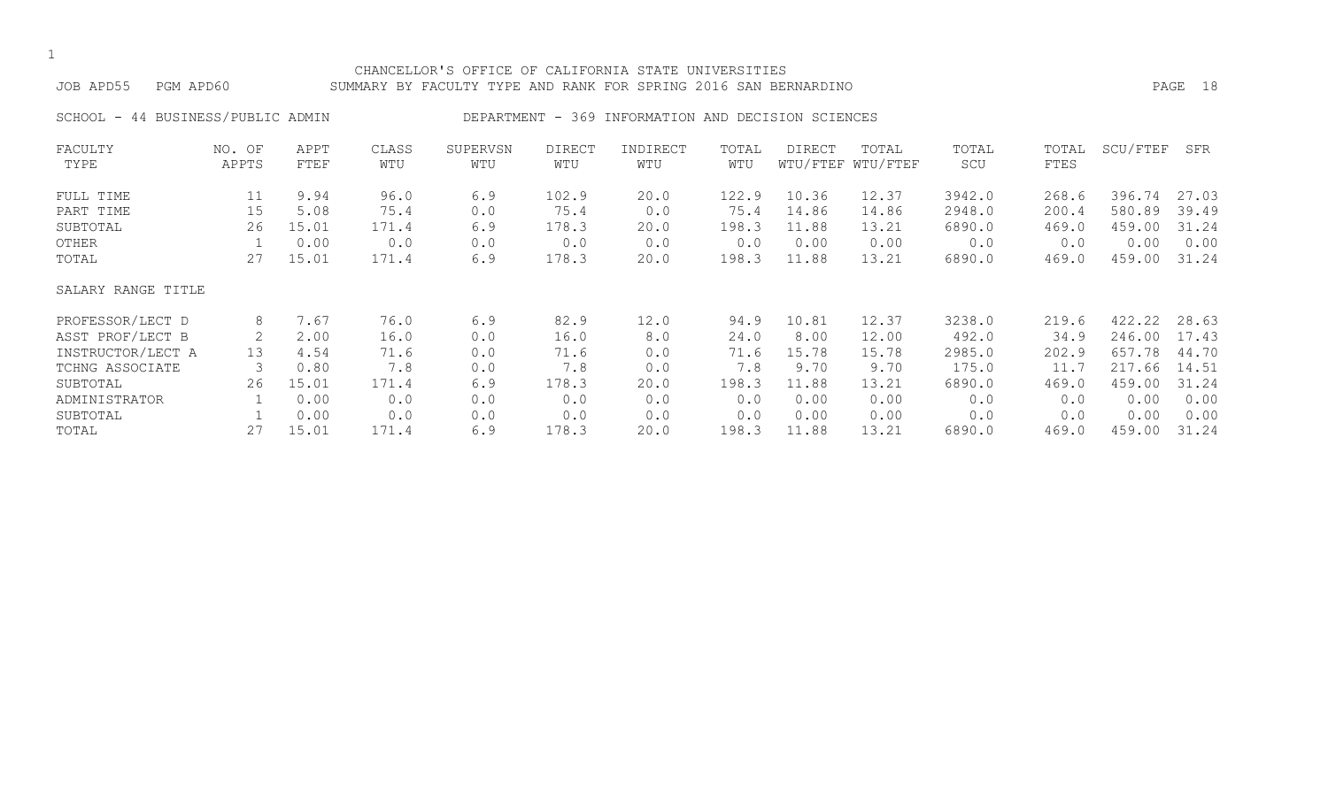CHANCELLOR'S OFFICE OF CALIFORNIA STATE UNIVERSITIES

SUMMARY BY FACULTY TYPE AND RANK FOR SPRING 2016 SAN BERNARDINO

SCHOOL - 44 BUSINESS/PUBLIC ADMIN DEPARTMENT - 369 INFORMATION AND DECISION SCIENCES

| FACULTY TYPE | NO. OF APPTS | APPT FTEF | CLASS WTU | SUPERVSN WTU | DIRECT WTU | INDIRECT WTU | TOTAL WTU | DIRECT WTU/FTEF | TOTAL WTU/FTEF | TOTAL SCU | TOTAL FTES | SCU/FTEF | SFR |
|---|---|---|---|---|---|---|---|---|---|---|---|---|---|
| FULL TIME | 11 | 9.94 | 96.0 | 6.9 | 102.9 | 20.0 | 122.9 | 10.36 | 12.37 | 3942.0 | 268.6 | 396.74 | 27.03 |
| PART TIME | 15 | 5.08 | 75.4 | 0.0 | 75.4 | 0.0 | 75.4 | 14.86 | 14.86 | 2948.0 | 200.4 | 580.89 | 39.49 |
| SUBTOTAL | 26 | 15.01 | 171.4 | 6.9 | 178.3 | 20.0 | 198.3 | 11.88 | 13.21 | 6890.0 | 469.0 | 459.00 | 31.24 |
| OTHER | 1 | 0.00 | 0.0 | 0.0 | 0.0 | 0.0 | 0.0 | 0.00 | 0.00 | 0.0 | 0.0 | 0.00 | 0.00 |
| TOTAL | 27 | 15.01 | 171.4 | 6.9 | 178.3 | 20.0 | 198.3 | 11.88 | 13.21 | 6890.0 | 469.0 | 459.00 | 31.24 |
| SALARY RANGE TITLE | | | | | | | | | | | | | |
| PROFESSOR/LECT D | 8 | 7.67 | 76.0 | 6.9 | 82.9 | 12.0 | 94.9 | 10.81 | 12.37 | 3238.0 | 219.6 | 422.22 | 28.63 |
| ASST PROF/LECT B | 2 | 2.00 | 16.0 | 0.0 | 16.0 | 8.0 | 24.0 | 8.00 | 12.00 | 492.0 | 34.9 | 246.00 | 17.43 |
| INSTRUCTOR/LECT A | 13 | 4.54 | 71.6 | 0.0 | 71.6 | 0.0 | 71.6 | 15.78 | 15.78 | 2985.0 | 202.9 | 657.78 | 44.70 |
| TCHNG ASSOCIATE | 3 | 0.80 | 7.8 | 0.0 | 7.8 | 0.0 | 7.8 | 9.70 | 9.70 | 175.0 | 11.7 | 217.66 | 14.51 |
| SUBTOTAL | 26 | 15.01 | 171.4 | 6.9 | 178.3 | 20.0 | 198.3 | 11.88 | 13.21 | 6890.0 | 469.0 | 459.00 | 31.24 |
| ADMINISTRATOR | 1 | 0.00 | 0.0 | 0.0 | 0.0 | 0.0 | 0.0 | 0.00 | 0.00 | 0.0 | 0.0 | 0.00 | 0.00 |
| SUBTOTAL | 1 | 0.00 | 0.0 | 0.0 | 0.0 | 0.0 | 0.0 | 0.00 | 0.00 | 0.0 | 0.0 | 0.00 | 0.00 |
| TOTAL | 27 | 15.01 | 171.4 | 6.9 | 178.3 | 20.0 | 198.3 | 11.88 | 13.21 | 6890.0 | 469.0 | 459.00 | 31.24 |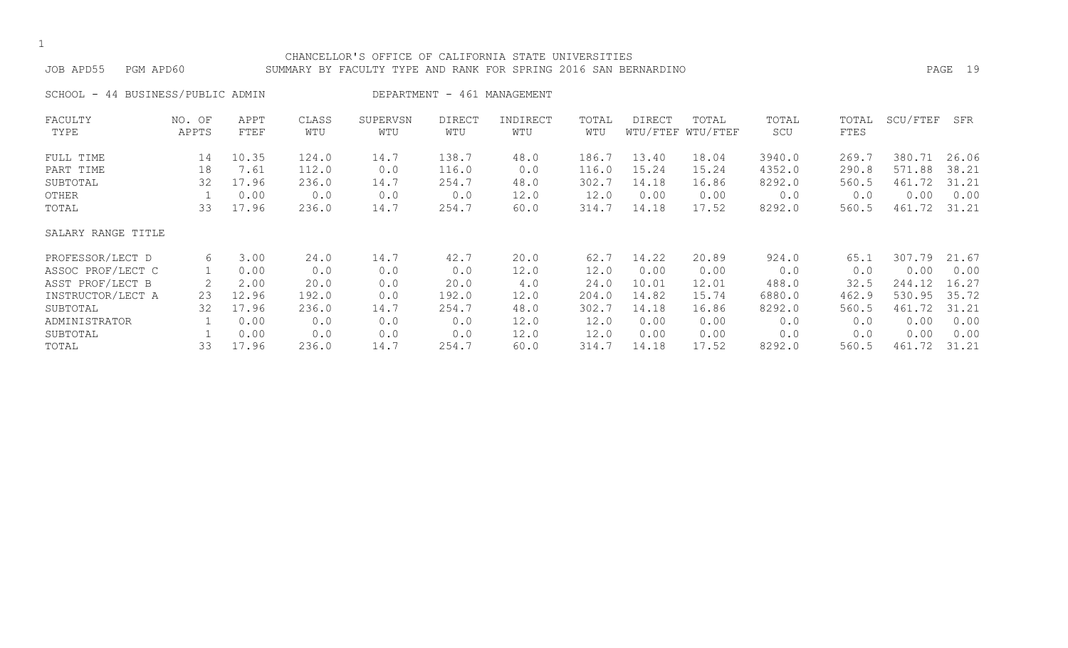CHANCELLOR'S OFFICE OF CALIFORNIA STATE UNIVERSITIES

JOB APD55 PGM APD60 SUMMARY BY FACULTY TYPE AND RANK FOR SPRING 2016 SAN BERNARDINO

SCHOOL - 44 BUSINESS/PUBLIC ADMIN DEPARTMENT - 461 MANAGEMENT

| FACULTY TYPE | NO. OF APPTS | APPT FTEF | CLASS WTU | SUPERVSN WTU | DIRECT WTU | INDIRECT WTU | TOTAL WTU | DIRECT WTU/FTEF | TOTAL WTU/FTEF | TOTAL SCU | TOTAL FTES | SCU/FTEF | SFR |
|---|---|---|---|---|---|---|---|---|---|---|---|---|---|
| FULL TIME | 14 | 10.35 | 124.0 | 14.7 | 138.7 | 48.0 | 186.7 | 13.40 | 18.04 | 3940.0 | 269.7 | 380.71 | 26.06 |
| PART TIME | 18 | 7.61 | 112.0 | 0.0 | 116.0 | 0.0 | 116.0 | 15.24 | 15.24 | 4352.0 | 290.8 | 571.88 | 38.21 |
| SUBTOTAL | 32 | 17.96 | 236.0 | 14.7 | 254.7 | 48.0 | 302.7 | 14.18 | 16.86 | 8292.0 | 560.5 | 461.72 | 31.21 |
| OTHER | 1 | 0.00 | 0.0 | 0.0 | 0.0 | 12.0 | 12.0 | 0.00 | 0.00 | 0.0 | 0.0 | 0.00 | 0.00 |
| TOTAL | 33 | 17.96 | 236.0 | 14.7 | 254.7 | 60.0 | 314.7 | 14.18 | 17.52 | 8292.0 | 560.5 | 461.72 | 31.21 |
| SALARY RANGE TITLE | | | | | | | | | | | | | |
| PROFESSOR/LECT D | 6 | 3.00 | 24.0 | 14.7 | 42.7 | 20.0 | 62.7 | 14.22 | 20.89 | 924.0 | 65.1 | 307.79 | 21.67 |
| ASSOC PROF/LECT C | 1 | 0.00 | 0.0 | 0.0 | 0.0 | 12.0 | 12.0 | 0.00 | 0.00 | 0.0 | 0.0 | 0.00 | 0.00 |
| ASST PROF/LECT B | 2 | 2.00 | 20.0 | 0.0 | 20.0 | 4.0 | 24.0 | 10.01 | 12.01 | 488.0 | 32.5 | 244.12 | 16.27 |
| INSTRUCTOR/LECT A | 23 | 12.96 | 192.0 | 0.0 | 192.0 | 12.0 | 204.0 | 14.82 | 15.74 | 6880.0 | 462.9 | 530.95 | 35.72 |
| SUBTOTAL | 32 | 17.96 | 236.0 | 14.7 | 254.7 | 48.0 | 302.7 | 14.18 | 16.86 | 8292.0 | 560.5 | 461.72 | 31.21 |
| ADMINISTRATOR | 1 | 0.00 | 0.0 | 0.0 | 0.0 | 12.0 | 12.0 | 0.00 | 0.00 | 0.0 | 0.0 | 0.00 | 0.00 |
| SUBTOTAL | 1 | 0.00 | 0.0 | 0.0 | 0.0 | 12.0 | 12.0 | 0.00 | 0.00 | 0.0 | 0.0 | 0.00 | 0.00 |
| TOTAL | 33 | 17.96 | 236.0 | 14.7 | 254.7 | 60.0 | 314.7 | 14.18 | 17.52 | 8292.0 | 560.5 | 461.72 | 31.21 |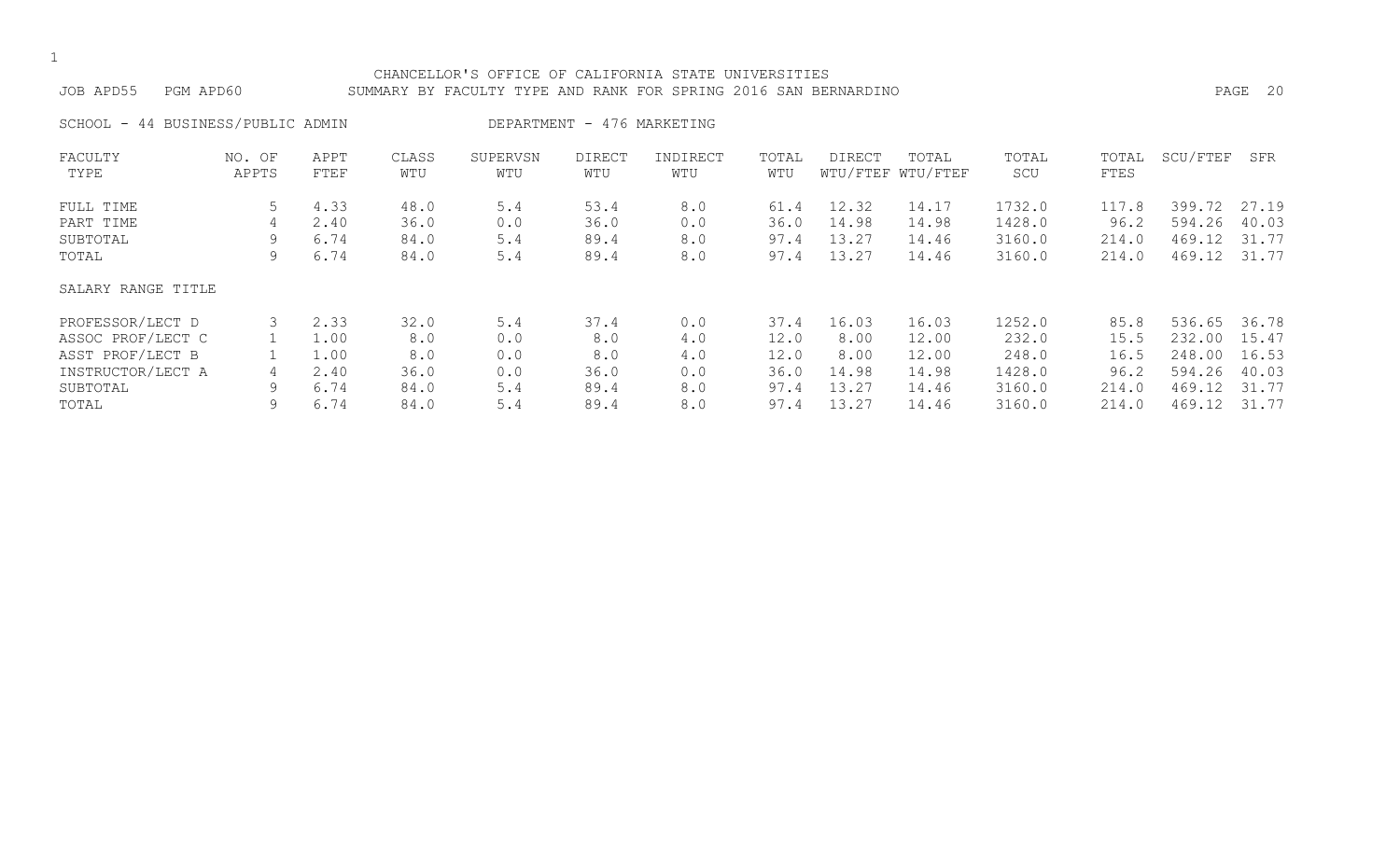CHANCELLOR'S OFFICE OF CALIFORNIA STATE UNIVERSITIES

JOB APD55 PGM APD60 SUMMARY BY FACULTY TYPE AND RANK FOR SPRING 2016 SAN BERNARDINO

SCHOOL - 44 BUSINESS/PUBLIC ADMIN DEPARTMENT - 476 MARKETING

| FACULTY TYPE | NO. OF APPTS | APPT FTEF | CLASS WTU | SUPERVSN WTU | DIRECT WTU | INDIRECT WTU | TOTAL WTU | DIRECT WTU/FTEF | TOTAL WTU/FTEF | TOTAL SCU | TOTAL FTES | SCU/FTEF | SFR |
|---|---|---|---|---|---|---|---|---|---|---|---|---|---|
| FULL TIME | 5 | 4.33 | 48.0 | 5.4 | 53.4 | 8.0 | 61.4 | 12.32 | 14.17 | 1732.0 | 117.8 | 399.72 | 27.19 |
| PART TIME | 4 | 2.40 | 36.0 | 0.0 | 36.0 | 0.0 | 36.0 | 14.98 | 14.98 | 1428.0 | 96.2 | 594.26 | 40.03 |
| SUBTOTAL | 9 | 6.74 | 84.0 | 5.4 | 89.4 | 8.0 | 97.4 | 13.27 | 14.46 | 3160.0 | 214.0 | 469.12 | 31.77 |
| TOTAL | 9 | 6.74 | 84.0 | 5.4 | 89.4 | 8.0 | 97.4 | 13.27 | 14.46 | 3160.0 | 214.0 | 469.12 | 31.77 |
| SALARY RANGE TITLE | | | | | | | | | | | | | |
| PROFESSOR/LECT D | 3 | 2.33 | 32.0 | 5.4 | 37.4 | 0.0 | 37.4 | 16.03 | 16.03 | 1252.0 | 85.8 | 536.65 | 36.78 |
| ASSOC PROF/LECT C | 1 | 1.00 | 8.0 | 0.0 | 8.0 | 4.0 | 12.0 | 8.00 | 12.00 | 232.0 | 15.5 | 232.00 | 15.47 |
| ASST PROF/LECT B | 1 | 1.00 | 8.0 | 0.0 | 8.0 | 4.0 | 12.0 | 8.00 | 12.00 | 248.0 | 16.5 | 248.00 | 16.53 |
| INSTRUCTOR/LECT A | 4 | 2.40 | 36.0 | 0.0 | 36.0 | 0.0 | 36.0 | 14.98 | 14.98 | 1428.0 | 96.2 | 594.26 | 40.03 |
| SUBTOTAL | 9 | 6.74 | 84.0 | 5.4 | 89.4 | 8.0 | 97.4 | 13.27 | 14.46 | 3160.0 | 214.0 | 469.12 | 31.77 |
| TOTAL | 9 | 6.74 | 84.0 | 5.4 | 89.4 | 8.0 | 97.4 | 13.27 | 14.46 | 3160.0 | 214.0 | 469.12 | 31.77 |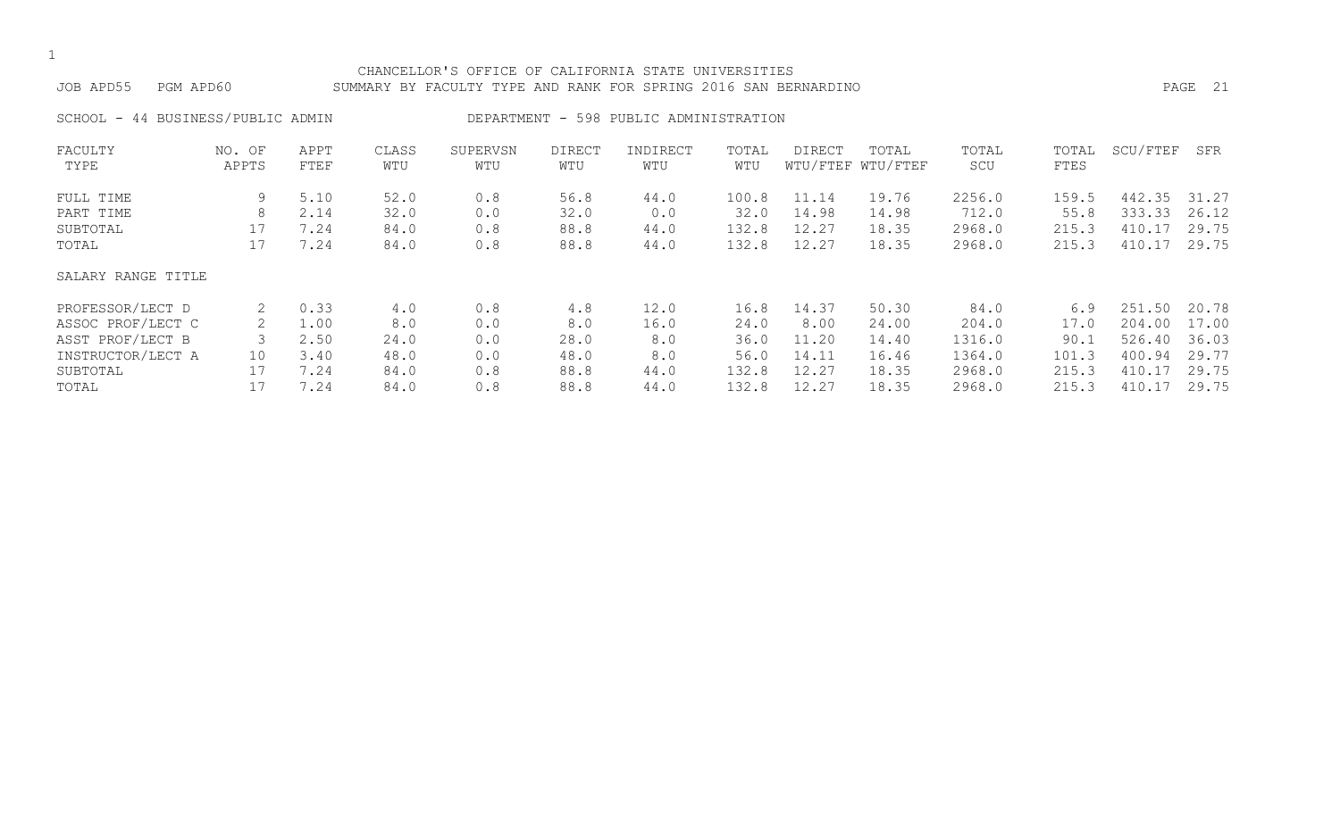CHANCELLOR'S OFFICE OF CALIFORNIA STATE UNIVERSITIES

JOB APD55 PGM APD60 SUMMARY BY FACULTY TYPE AND RANK FOR SPRING 2016 SAN BERNARDINO

SCHOOL - 44 BUSINESS/PUBLIC ADMIN DEPARTMENT - 598 PUBLIC ADMINISTRATION

| FACULTY TYPE | NO. OF APPTS | APPT FTEF | CLASS WTU | SUPERVSN WTU | DIRECT WTU | INDIRECT WTU | TOTAL WTU | DIRECT WTU/FTEF | TOTAL WTU/FTEF | TOTAL SCU | TOTAL FTES | SCU/FTEF | SFR |
|---|---|---|---|---|---|---|---|---|---|---|---|---|---|
| FULL TIME | 9 | 5.10 | 52.0 | 0.8 | 56.8 | 44.0 | 100.8 | 11.14 | 19.76 | 2256.0 | 159.5 | 442.35 | 31.27 |
| PART TIME | 8 | 2.14 | 32.0 | 0.0 | 32.0 | 0.0 | 32.0 | 14.98 | 14.98 | 712.0 | 55.8 | 333.33 | 26.12 |
| SUBTOTAL | 17 | 7.24 | 84.0 | 0.8 | 88.8 | 44.0 | 132.8 | 12.27 | 18.35 | 2968.0 | 215.3 | 410.17 | 29.75 |
| TOTAL | 17 | 7.24 | 84.0 | 0.8 | 88.8 | 44.0 | 132.8 | 12.27 | 18.35 | 2968.0 | 215.3 | 410.17 | 29.75 |
| SALARY RANGE TITLE | | | | | | | | | | | | | |
| PROFESSOR/LECT D | 2 | 0.33 | 4.0 | 0.8 | 4.8 | 12.0 | 16.8 | 14.37 | 50.30 | 84.0 | 6.9 | 251.50 | 20.78 |
| ASSOC PROF/LECT C | 2 | 1.00 | 8.0 | 0.0 | 8.0 | 16.0 | 24.0 | 8.00 | 24.00 | 204.0 | 17.0 | 204.00 | 17.00 |
| ASST PROF/LECT B | 3 | 2.50 | 24.0 | 0.0 | 28.0 | 8.0 | 36.0 | 11.20 | 14.40 | 1316.0 | 90.1 | 526.40 | 36.03 |
| INSTRUCTOR/LECT A | 10 | 3.40 | 48.0 | 0.0 | 48.0 | 8.0 | 56.0 | 14.11 | 16.46 | 1364.0 | 101.3 | 400.94 | 29.77 |
| SUBTOTAL | 17 | 7.24 | 84.0 | 0.8 | 88.8 | 44.0 | 132.8 | 12.27 | 18.35 | 2968.0 | 215.3 | 410.17 | 29.75 |
| TOTAL | 17 | 7.24 | 84.0 | 0.8 | 88.8 | 44.0 | 132.8 | 12.27 | 18.35 | 2968.0 | 215.3 | 410.17 | 29.75 |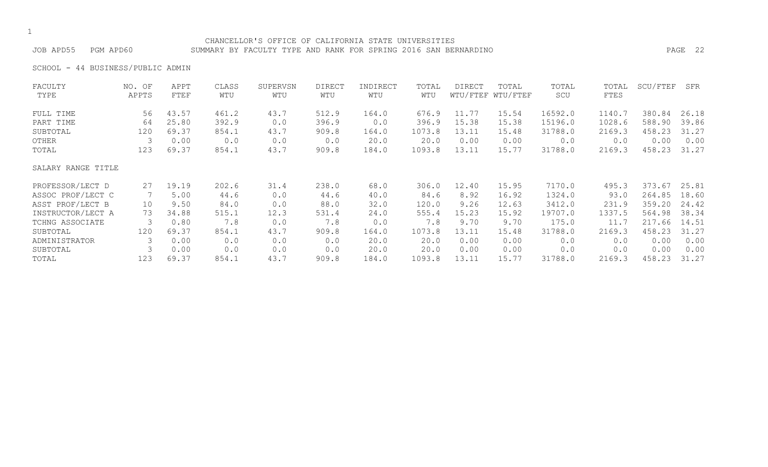CHANCELLOR'S OFFICE OF CALIFORNIA STATE UNIVERSITIES

JOB APD55 PGM APD60 SUMMARY BY FACULTY TYPE AND RANK FOR SPRING 2016 SAN BERNARDINO

SCHOOL - 44 BUSINESS/PUBLIC ADMIN

| FACULTY TYPE | NO. OF APPTS | APPT FTEF | CLASS WTU | SUPERVSN WTU | DIRECT WTU | INDIRECT WTU | TOTAL WTU | DIRECT WTU/FTEF | TOTAL WTU/FTEF | TOTAL SCU | TOTAL FTES | SCU/FTEF | SFR |
|---|---|---|---|---|---|---|---|---|---|---|---|---|---|
| FULL TIME | 56 | 43.57 | 461.2 | 43.7 | 512.9 | 164.0 | 676.9 | 11.77 | 15.54 | 16592.0 | 1140.7 | 380.84 | 26.18 |
| PART TIME | 64 | 25.80 | 392.9 | 0.0 | 396.9 | 0.0 | 396.9 | 15.38 | 15.38 | 15196.0 | 1028.6 | 588.90 | 39.86 |
| SUBTOTAL | 120 | 69.37 | 854.1 | 43.7 | 909.8 | 164.0 | 1073.8 | 13.11 | 15.48 | 31788.0 | 2169.3 | 458.23 | 31.27 |
| OTHER | 3 | 0.00 | 0.0 | 0.0 | 0.0 | 20.0 | 20.0 | 0.00 | 0.00 | 0.0 | 0.0 | 0.00 | 0.00 |
| TOTAL | 123 | 69.37 | 854.1 | 43.7 | 909.8 | 184.0 | 1093.8 | 13.11 | 15.77 | 31788.0 | 2169.3 | 458.23 | 31.27 |
| **SALARY RANGE TITLE** | | | | | | | | | | | | | |
| PROFESSOR/LECT D | 27 | 19.19 | 202.6 | 31.4 | 238.0 | 68.0 | 306.0 | 12.40 | 15.95 | 7170.0 | 495.3 | 373.67 | 25.81 |
| ASSOC PROF/LECT C | 7 | 5.00 | 44.6 | 0.0 | 44.6 | 40.0 | 84.6 | 8.92 | 16.92 | 1324.0 | 93.0 | 264.85 | 18.60 |
| ASST PROF/LECT B | 10 | 9.50 | 84.0 | 0.0 | 88.0 | 32.0 | 120.0 | 9.26 | 12.63 | 3412.0 | 231.9 | 359.20 | 24.42 |
| INSTRUCTOR/LECT A | 73 | 34.88 | 515.1 | 12.3 | 531.4 | 24.0 | 555.4 | 15.23 | 15.92 | 19707.0 | 1337.5 | 564.98 | 38.34 |
| TCHNG ASSOCIATE | 3 | 0.80 | 7.8 | 0.0 | 7.8 | 0.0 | 7.8 | 9.70 | 9.70 | 175.0 | 11.7 | 217.66 | 14.51 |
| SUBTOTAL | 120 | 69.37 | 854.1 | 43.7 | 909.8 | 164.0 | 1073.8 | 13.11 | 15.48 | 31788.0 | 2169.3 | 458.23 | 31.27 |
| ADMINISTRATOR | 3 | 0.00 | 0.0 | 0.0 | 0.0 | 20.0 | 20.0 | 0.00 | 0.00 | 0.0 | 0.0 | 0.00 | 0.00 |
| SUBTOTAL | 3 | 0.00 | 0.0 | 0.0 | 0.0 | 20.0 | 20.0 | 0.00 | 0.00 | 0.0 | 0.0 | 0.00 | 0.00 |
| TOTAL | 123 | 69.37 | 854.1 | 43.7 | 909.8 | 184.0 | 1093.8 | 13.11 | 15.77 | 31788.0 | 2169.3 | 458.23 | 31.27 |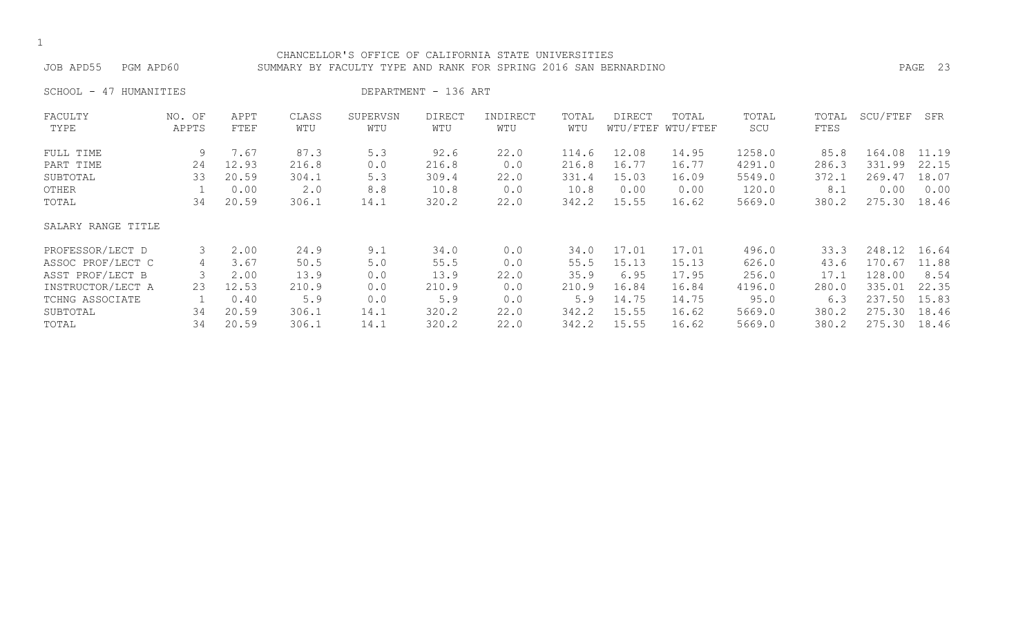CHANCELLOR'S OFFICE OF CALIFORNIA STATE UNIVERSITIES

JOB APD55 PGM APD60 SUMMARY BY FACULTY TYPE AND RANK FOR SPRING 2016 SAN BERNARDINO

SCHOOL - 47 HUMANITIES DEPARTMENT - 136 ART

| FACULTY TYPE | NO. OF APPTS | APPT FTEF | CLASS WTU | SUPERVSN WTU | DIRECT WTU | INDIRECT WTU | TOTAL WTU | DIRECT WTU/FTEF | TOTAL WTU/FTEF | TOTAL SCU | TOTAL FTES | SCU/FTEF | SFR |
|---|---|---|---|---|---|---|---|---|---|---|---|---|---|
| FULL TIME | 9 | 7.67 | 87.3 | 5.3 | 92.6 | 22.0 | 114.6 | 12.08 | 14.95 | 1258.0 | 85.8 | 164.08 | 11.19 |
| PART TIME | 24 | 12.93 | 216.8 | 0.0 | 216.8 | 0.0 | 216.8 | 16.77 | 16.77 | 4291.0 | 286.3 | 331.99 | 22.15 |
| SUBTOTAL | 33 | 20.59 | 304.1 | 5.3 | 309.4 | 22.0 | 331.4 | 15.03 | 16.09 | 5549.0 | 372.1 | 269.47 | 18.07 |
| OTHER | 1 | 0.00 | 2.0 | 8.8 | 10.8 | 0.0 | 10.8 | 0.00 | 0.00 | 120.0 | 8.1 | 0.00 | 0.00 |
| TOTAL | 34 | 20.59 | 306.1 | 14.1 | 320.2 | 22.0 | 342.2 | 15.55 | 16.62 | 5669.0 | 380.2 | 275.30 | 18.46 |
| **SALARY RANGE TITLE** | | | | | | | | | | | | | |
| PROFESSOR/LECT D | 3 | 2.00 | 24.9 | 9.1 | 34.0 | 0.0 | 34.0 | 17.01 | 17.01 | 496.0 | 33.3 | 248.12 | 16.64 |
| ASSOC PROF/LECT C | 4 | 3.67 | 50.5 | 5.0 | 55.5 | 0.0 | 55.5 | 15.13 | 15.13 | 626.0 | 43.6 | 170.67 | 11.88 |
| ASST PROF/LECT B | 3 | 2.00 | 13.9 | 0.0 | 13.9 | 22.0 | 35.9 | 6.95 | 17.95 | 256.0 | 17.1 | 128.00 | 8.54 |
| INSTRUCTOR/LECT A | 23 | 12.53 | 210.9 | 0.0 | 210.9 | 0.0 | 210.9 | 16.84 | 16.84 | 4196.0 | 280.0 | 335.01 | 22.35 |
| TCHNG ASSOCIATE | 1 | 0.40 | 5.9 | 0.0 | 5.9 | 0.0 | 5.9 | 14.75 | 14.75 | 95.0 | 6.3 | 237.50 | 15.83 |
| SUBTOTAL | 34 | 20.59 | 306.1 | 14.1 | 320.2 | 22.0 | 342.2 | 15.55 | 16.62 | 5669.0 | 380.2 | 275.30 | 18.46 |
| TOTAL | 34 | 20.59 | 306.1 | 14.1 | 320.2 | 22.0 | 342.2 | 15.55 | 16.62 | 5669.0 | 380.2 | 275.30 | 18.46 |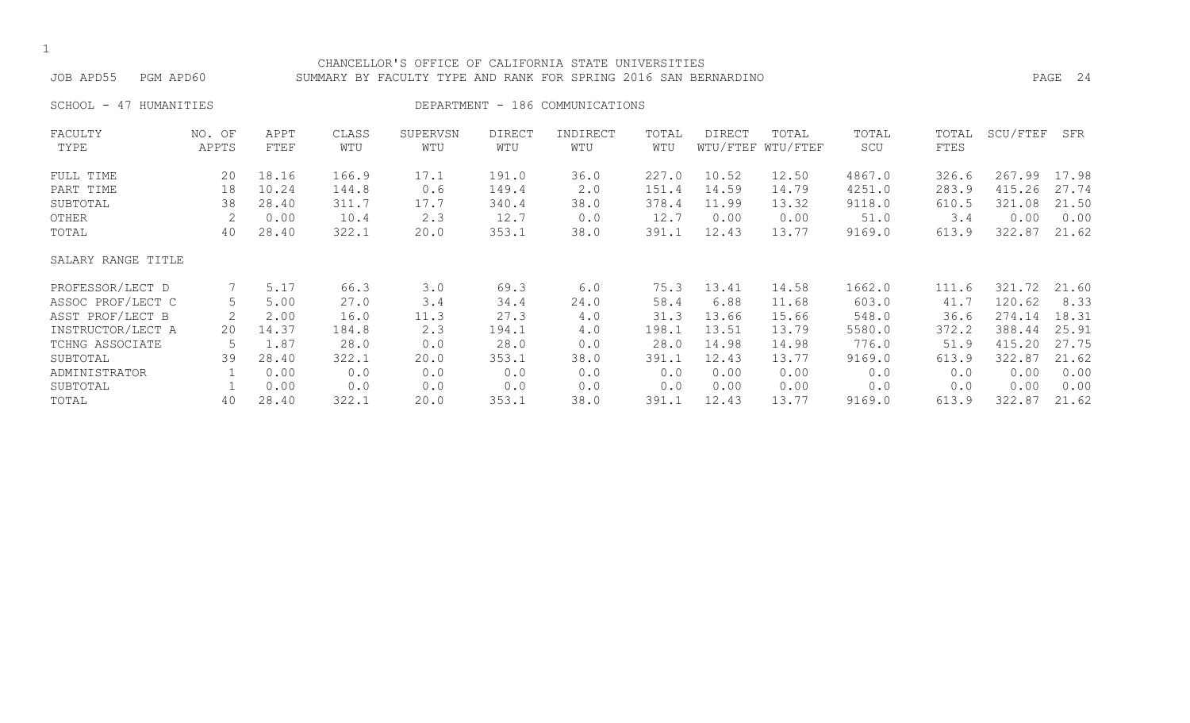CHANCELLOR'S OFFICE OF CALIFORNIA STATE UNIVERSITIES

JOB APD55 PGM APD60 SUMMARY BY FACULTY TYPE AND RANK FOR SPRING 2016 SAN BERNARDINO

SCHOOL - 47 HUMANITIES DEPARTMENT - 186 COMMUNICATIONS

| FACULTY TYPE | NO. OF APPTS | APPT FTEF | CLASS WTU | SUPERVSN WTU | DIRECT WTU | INDIRECT WTU | TOTAL WTU | DIRECT WTU/FTEF | TOTAL WTU/FTEF | TOTAL SCU | TOTAL FTES | SCU/FTEF | SFR |
|---|---|---|---|---|---|---|---|---|---|---|---|---|---|
| FULL TIME | 20 | 18.16 | 166.9 | 17.1 | 191.0 | 36.0 | 227.0 | 10.52 | 12.50 | 4867.0 | 326.6 | 267.99 | 17.98 |
| PART TIME | 18 | 10.24 | 144.8 | 0.6 | 149.4 | 2.0 | 151.4 | 14.59 | 14.79 | 4251.0 | 283.9 | 415.26 | 27.74 |
| SUBTOTAL | 38 | 28.40 | 311.7 | 17.7 | 340.4 | 38.0 | 378.4 | 11.99 | 13.32 | 9118.0 | 610.5 | 321.08 | 21.50 |
| OTHER | 2 | 0.00 | 10.4 | 2.3 | 12.7 | 0.0 | 12.7 | 0.00 | 0.00 | 51.0 | 3.4 | 0.00 | 0.00 |
| TOTAL | 40 | 28.40 | 322.1 | 20.0 | 353.1 | 38.0 | 391.1 | 12.43 | 13.77 | 9169.0 | 613.9 | 322.87 | 21.62 |
| SALARY RANGE TITLE | | | | | | | | | | | | | |
| PROFESSOR/LECT D | 7 | 5.17 | 66.3 | 3.0 | 69.3 | 6.0 | 75.3 | 13.41 | 14.58 | 1662.0 | 111.6 | 321.72 | 21.60 |
| ASSOC PROF/LECT C | 5 | 5.00 | 27.0 | 3.4 | 34.4 | 24.0 | 58.4 | 6.88 | 11.68 | 603.0 | 41.7 | 120.62 | 8.33 |
| ASST PROF/LECT B | 2 | 2.00 | 16.0 | 11.3 | 27.3 | 4.0 | 31.3 | 13.66 | 15.66 | 548.0 | 36.6 | 274.14 | 18.31 |
| INSTRUCTOR/LECT A | 20 | 14.37 | 184.8 | 2.3 | 194.1 | 4.0 | 198.1 | 13.51 | 13.79 | 5580.0 | 372.2 | 388.44 | 25.91 |
| TCHNG ASSOCIATE | 5 | 1.87 | 28.0 | 0.0 | 28.0 | 0.0 | 28.0 | 14.98 | 14.98 | 776.0 | 51.9 | 415.20 | 27.75 |
| SUBTOTAL | 39 | 28.40 | 322.1 | 20.0 | 353.1 | 38.0 | 391.1 | 12.43 | 13.77 | 9169.0 | 613.9 | 322.87 | 21.62 |
| ADMINISTRATOR | 1 | 0.00 | 0.0 | 0.0 | 0.0 | 0.0 | 0.0 | 0.00 | 0.00 | 0.0 | 0.0 | 0.00 | 0.00 |
| SUBTOTAL | 1 | 0.00 | 0.0 | 0.0 | 0.0 | 0.0 | 0.0 | 0.00 | 0.00 | 0.0 | 0.0 | 0.00 | 0.00 |
| TOTAL | 40 | 28.40 | 322.1 | 20.0 | 353.1 | 38.0 | 391.1 | 12.43 | 13.77 | 9169.0 | 613.9 | 322.87 | 21.62 |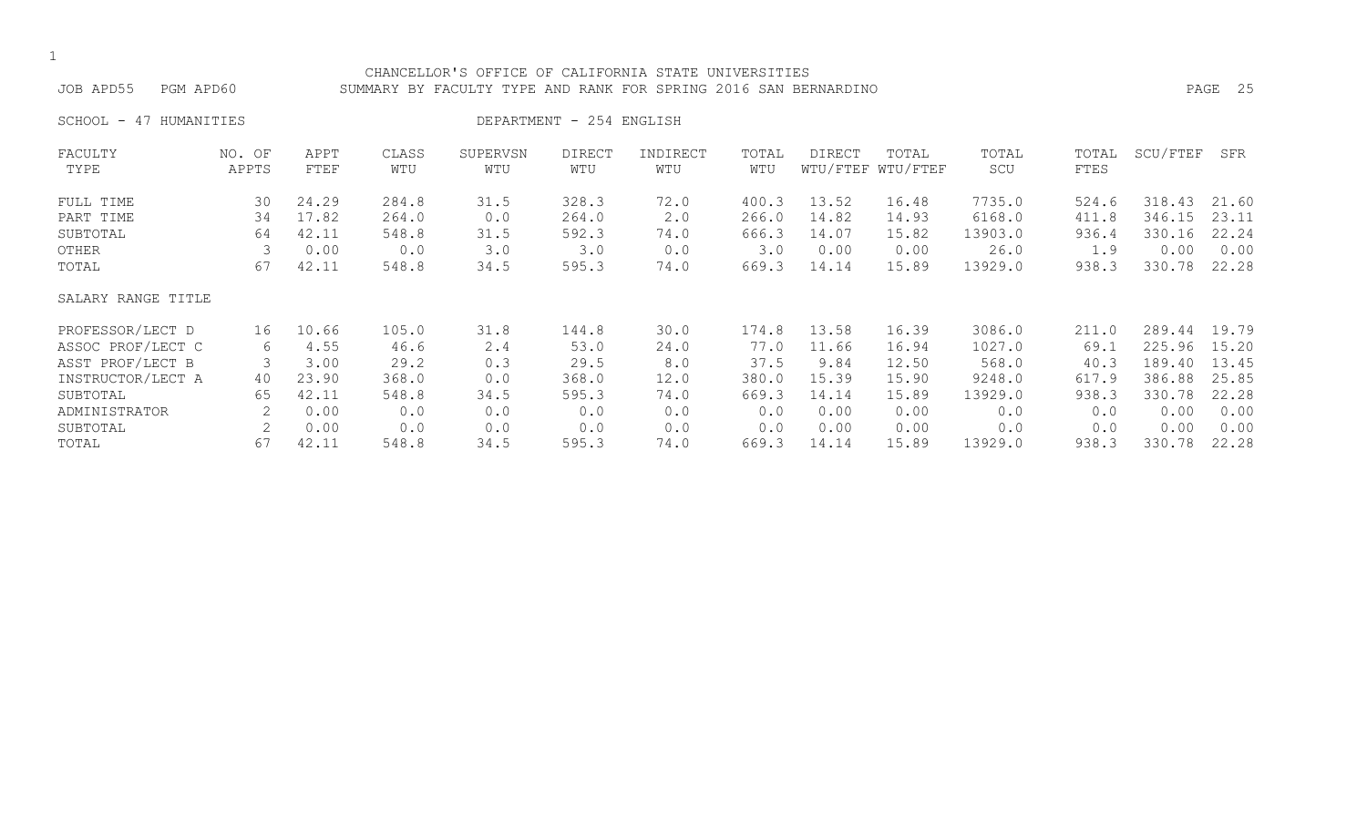CHANCELLOR'S OFFICE OF CALIFORNIA STATE UNIVERSITIES

JOB APD55 PGM APD60 SUMMARY BY FACULTY TYPE AND RANK FOR SPRING 2016 SAN BERNARDINO

SCHOOL - 47 HUMANITIES DEPARTMENT - 254 ENGLISH

| FACULTY TYPE | NO. OF APPTS | APPT FTEF | CLASS WTU | SUPERVSN WTU | DIRECT WTU | INDIRECT WTU | TOTAL WTU | DIRECT WTU/FTEF | TOTAL WTU/FTEF | TOTAL SCU | TOTAL FTES | SCU/FTEF | SFR |
|---|---|---|---|---|---|---|---|---|---|---|---|---|---|
| FULL TIME | 30 | 24.29 | 284.8 | 31.5 | 328.3 | 72.0 | 400.3 | 13.52 | 16.48 | 7735.0 | 524.6 | 318.43 | 21.60 |
| PART TIME | 34 | 17.82 | 264.0 | 0.0 | 264.0 | 2.0 | 266.0 | 14.82 | 14.93 | 6168.0 | 411.8 | 346.15 | 23.11 |
| SUBTOTAL | 64 | 42.11 | 548.8 | 31.5 | 592.3 | 74.0 | 666.3 | 14.07 | 15.82 | 13903.0 | 936.4 | 330.16 | 22.24 |
| OTHER | 3 | 0.00 | 0.0 | 3.0 | 3.0 | 0.0 | 3.0 | 0.00 | 0.00 | 26.0 | 1.9 | 0.00 | 0.00 |
| TOTAL | 67 | 42.11 | 548.8 | 34.5 | 595.3 | 74.0 | 669.3 | 14.14 | 15.89 | 13929.0 | 938.3 | 330.78 | 22.28 |
| SALARY RANGE TITLE | | | | | | | | | | | | | |
| PROFESSOR/LECT D | 16 | 10.66 | 105.0 | 31.8 | 144.8 | 30.0 | 174.8 | 13.58 | 16.39 | 3086.0 | 211.0 | 289.44 | 19.79 |
| ASSOC PROF/LECT C | 6 | 4.55 | 46.6 | 2.4 | 53.0 | 24.0 | 77.0 | 11.66 | 16.94 | 1027.0 | 69.1 | 225.96 | 15.20 |
| ASST PROF/LECT B | 3 | 3.00 | 29.2 | 0.3 | 29.5 | 8.0 | 37.5 | 9.84 | 12.50 | 568.0 | 40.3 | 189.40 | 13.45 |
| INSTRUCTOR/LECT A | 40 | 23.90 | 368.0 | 0.0 | 368.0 | 12.0 | 380.0 | 15.39 | 15.90 | 9248.0 | 617.9 | 386.88 | 25.85 |
| SUBTOTAL | 65 | 42.11 | 548.8 | 34.5 | 595.3 | 74.0 | 669.3 | 14.14 | 15.89 | 13929.0 | 938.3 | 330.78 | 22.28 |
| ADMINISTRATOR | 2 | 0.00 | 0.0 | 0.0 | 0.0 | 0.0 | 0.0 | 0.00 | 0.00 | 0.0 | 0.0 | 0.00 | 0.00 |
| SUBTOTAL | 2 | 0.00 | 0.0 | 0.0 | 0.0 | 0.0 | 0.0 | 0.00 | 0.00 | 0.0 | 0.0 | 0.00 | 0.00 |
| TOTAL | 67 | 42.11 | 548.8 | 34.5 | 595.3 | 74.0 | 669.3 | 14.14 | 15.89 | 13929.0 | 938.3 | 330.78 | 22.28 |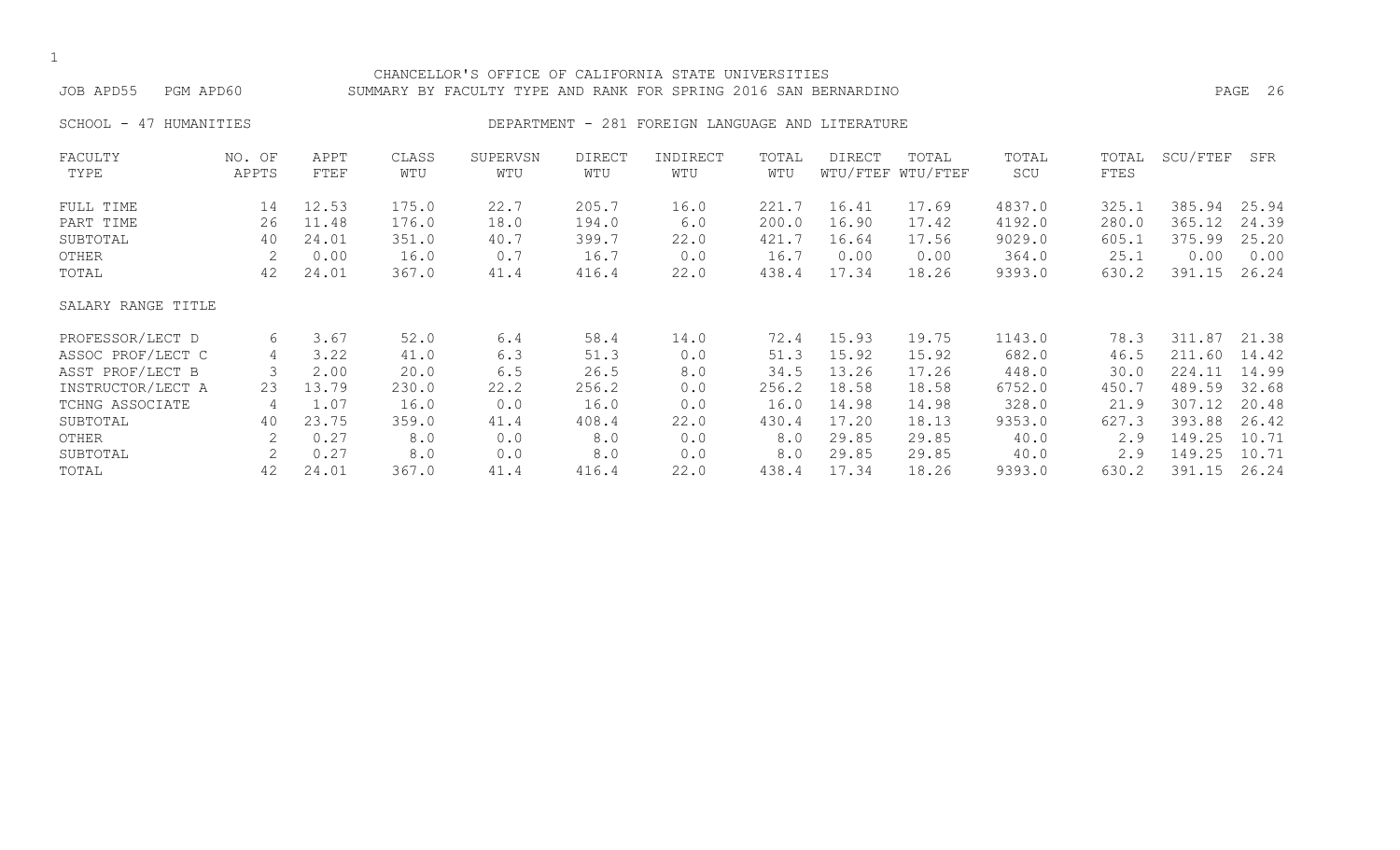CHANCELLOR'S OFFICE OF CALIFORNIA STATE UNIVERSITIES

JOB APD55 PGM APD60 SUMMARY BY FACULTY TYPE AND RANK FOR SPRING 2016 SAN BERNARDINO

SCHOOL - 47 HUMANITIES DEPARTMENT - 281 FOREIGN LANGUAGE AND LITERATURE

| FACULTY TYPE | NO. OF APPTS | APPT FTEF | CLASS WTU | SUPERVSN WTU | DIRECT WTU | INDIRECT WTU | TOTAL WTU | DIRECT WTU/FTEF | TOTAL WTU/FTEF | TOTAL SCU | TOTAL FTES | SCU/FTEF | SFR |
|---|---|---|---|---|---|---|---|---|---|---|---|---|---|
| FULL TIME | 14 | 12.53 | 175.0 | 22.7 | 205.7 | 16.0 | 221.7 | 16.41 | 17.69 | 4837.0 | 325.1 | 385.94 | 25.94 |
| PART TIME | 26 | 11.48 | 176.0 | 18.0 | 194.0 | 6.0 | 200.0 | 16.90 | 17.42 | 4192.0 | 280.0 | 365.12 | 24.39 |
| SUBTOTAL | 40 | 24.01 | 351.0 | 40.7 | 399.7 | 22.0 | 421.7 | 16.64 | 17.56 | 9029.0 | 605.1 | 375.99 | 25.20 |
| OTHER | 2 | 0.00 | 16.0 | 0.7 | 16.7 | 0.0 | 16.7 | 0.00 | 0.00 | 364.0 | 25.1 | 0.00 | 0.00 |
| TOTAL | 42 | 24.01 | 367.0 | 41.4 | 416.4 | 22.0 | 438.4 | 17.34 | 18.26 | 9393.0 | 630.2 | 391.15 | 26.24 |
| SALARY RANGE TITLE | | | | | | | | | | | | | |
| PROFESSOR/LECT D | 6 | 3.67 | 52.0 | 6.4 | 58.4 | 14.0 | 72.4 | 15.93 | 19.75 | 1143.0 | 78.3 | 311.87 | 21.38 |
| ASSOC PROF/LECT C | 4 | 3.22 | 41.0 | 6.3 | 51.3 | 0.0 | 51.3 | 15.92 | 15.92 | 682.0 | 46.5 | 211.60 | 14.42 |
| ASST PROF/LECT B | 3 | 2.00 | 20.0 | 6.5 | 26.5 | 8.0 | 34.5 | 13.26 | 17.26 | 448.0 | 30.0 | 224.11 | 14.99 |
| INSTRUCTOR/LECT A | 23 | 13.79 | 230.0 | 22.2 | 256.2 | 0.0 | 256.2 | 18.58 | 18.58 | 6752.0 | 450.7 | 489.59 | 32.68 |
| TCHNG ASSOCIATE | 4 | 1.07 | 16.0 | 0.0 | 16.0 | 0.0 | 16.0 | 14.98 | 14.98 | 328.0 | 21.9 | 307.12 | 20.48 |
| SUBTOTAL | 40 | 23.75 | 359.0 | 41.4 | 408.4 | 22.0 | 430.4 | 17.20 | 18.13 | 9353.0 | 627.3 | 393.88 | 26.42 |
| OTHER | 2 | 0.27 | 8.0 | 0.0 | 8.0 | 0.0 | 8.0 | 29.85 | 29.85 | 40.0 | 2.9 | 149.25 | 10.71 |
| SUBTOTAL | 2 | 0.27 | 8.0 | 0.0 | 8.0 | 0.0 | 8.0 | 29.85 | 29.85 | 40.0 | 2.9 | 149.25 | 10.71 |
| TOTAL | 42 | 24.01 | 367.0 | 41.4 | 416.4 | 22.0 | 438.4 | 17.34 | 18.26 | 9393.0 | 630.2 | 391.15 | 26.24 |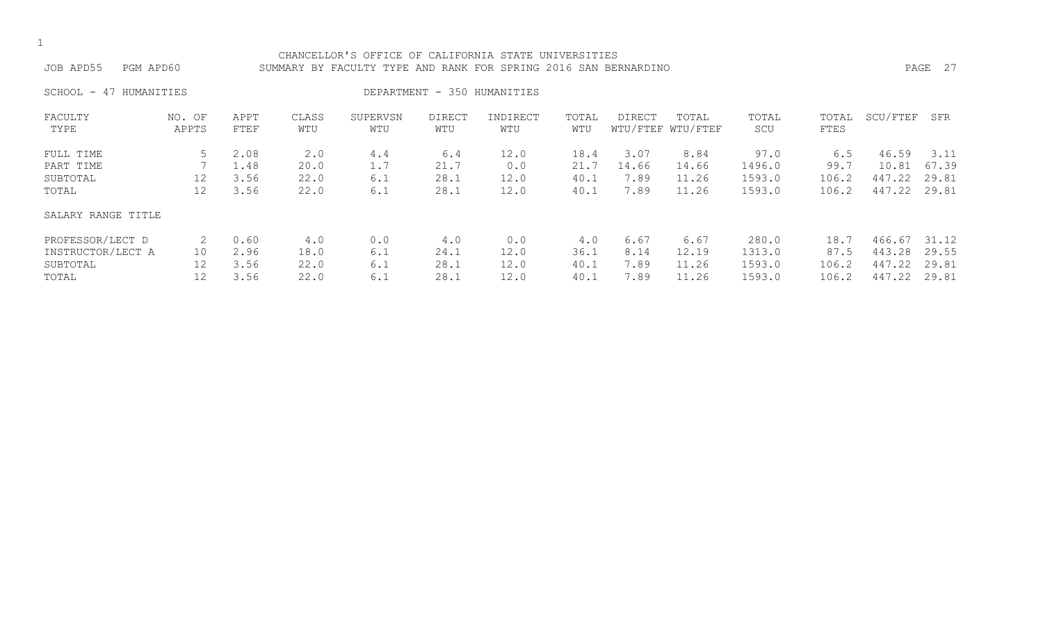CHANCELLOR'S OFFICE OF CALIFORNIA STATE UNIVERSITIES

JOB APD55 PGM APD60 SUMMARY BY FACULTY TYPE AND RANK FOR SPRING 2016 SAN BERNARDINO

SCHOOL - 47 HUMANITIES DEPARTMENT - 350 HUMANITIES

| FACULTY TYPE | NO. OF APPTS | APPT FTEF | CLASS WTU | SUPERVSN WTU | DIRECT WTU | INDIRECT WTU | TOTAL WTU | DIRECT WTU/FTEF | TOTAL WTU/FTEF | TOTAL SCU | TOTAL FTES | SCU/FTEF | SFR |
|---|---|---|---|---|---|---|---|---|---|---|---|---|---|
| FULL TIME | 5 | 2.08 | 2.0 | 4.4 | 6.4 | 12.0 | 18.4 | 3.07 | 8.84 | 97.0 | 6.5 | 46.59 | 3.11 |
| PART TIME | 7 | 1.48 | 20.0 | 1.7 | 21.7 | 0.0 | 21.7 | 14.66 | 14.66 | 1496.0 | 99.7 | 10.81 | 67.39 |
| SUBTOTAL | 12 | 3.56 | 22.0 | 6.1 | 28.1 | 12.0 | 40.1 | 7.89 | 11.26 | 1593.0 | 106.2 | 447.22 | 29.81 |
| TOTAL | 12 | 3.56 | 22.0 | 6.1 | 28.1 | 12.0 | 40.1 | 7.89 | 11.26 | 1593.0 | 106.2 | 447.22 | 29.81 |
| SALARY RANGE TITLE | | | | | | | | | | | | | |
| PROFESSOR/LECT D | 2 | 0.60 | 4.0 | 0.0 | 4.0 | 0.0 | 4.0 | 6.67 | 6.67 | 280.0 | 18.7 | 466.67 | 31.12 |
| INSTRUCTOR/LECT A | 10 | 2.96 | 18.0 | 6.1 | 24.1 | 12.0 | 36.1 | 8.14 | 12.19 | 1313.0 | 87.5 | 443.28 | 29.55 |
| SUBTOTAL | 12 | 3.56 | 22.0 | 6.1 | 28.1 | 12.0 | 40.1 | 7.89 | 11.26 | 1593.0 | 106.2 | 447.22 | 29.81 |
| TOTAL | 12 | 3.56 | 22.0 | 6.1 | 28.1 | 12.0 | 40.1 | 7.89 | 11.26 | 1593.0 | 106.2 | 447.22 | 29.81 |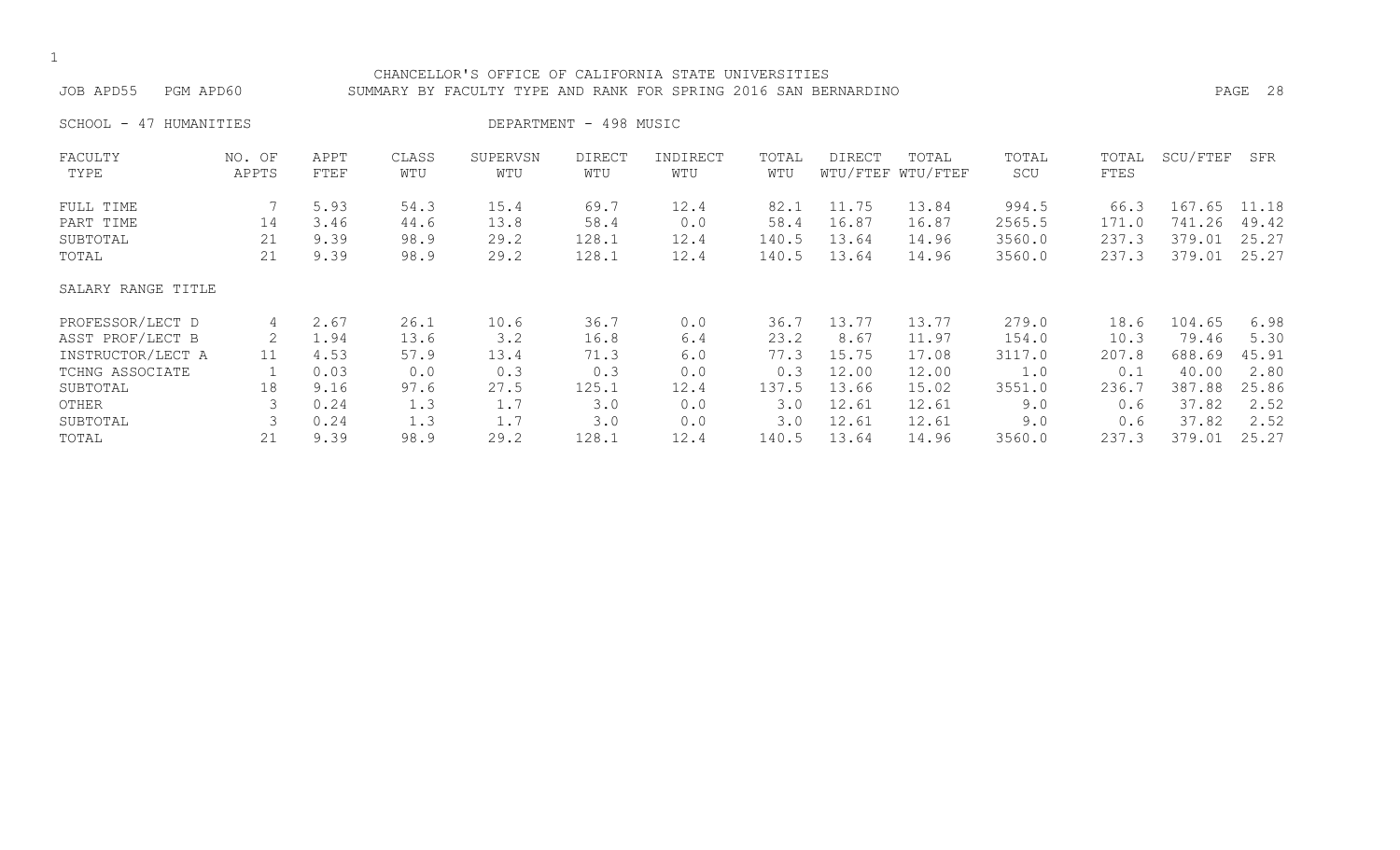CHANCELLOR'S OFFICE OF CALIFORNIA STATE UNIVERSITIES

JOB APD55 PGM APD60 SUMMARY BY FACULTY TYPE AND RANK FOR SPRING 2016 SAN BERNARDINO

SCHOOL - 47 HUMANITIES DEPARTMENT - 498 MUSIC

| FACULTY TYPE | NO. OF APPTS | APPT FTEF | CLASS WTU | SUPERVSN WTU | DIRECT WTU | INDIRECT WTU | TOTAL WTU | DIRECT WTU/FTEF | TOTAL WTU/FTEF | TOTAL SCU | TOTAL FTES | SCU/FTEF | SFR |
|---|---|---|---|---|---|---|---|---|---|---|---|---|---|
| FULL TIME | 7 | 5.93 | 54.3 | 15.4 | 69.7 | 12.4 | 82.1 | 11.75 | 13.84 | 994.5 | 66.3 | 167.65 | 11.18 |
| PART TIME | 14 | 3.46 | 44.6 | 13.8 | 58.4 | 0.0 | 58.4 | 16.87 | 16.87 | 2565.5 | 171.0 | 741.26 | 49.42 |
| SUBTOTAL | 21 | 9.39 | 98.9 | 29.2 | 128.1 | 12.4 | 140.5 | 13.64 | 14.96 | 3560.0 | 237.3 | 379.01 | 25.27 |
| TOTAL | 21 | 9.39 | 98.9 | 29.2 | 128.1 | 12.4 | 140.5 | 13.64 | 14.96 | 3560.0 | 237.3 | 379.01 | 25.27 |
| SALARY RANGE TITLE | | | | | | | | | | | | | |
| PROFESSOR/LECT D | 4 | 2.67 | 26.1 | 10.6 | 36.7 | 0.0 | 36.7 | 13.77 | 13.77 | 279.0 | 18.6 | 104.65 | 6.98 |
| ASST PROF/LECT B | 2 | 1.94 | 13.6 | 3.2 | 16.8 | 6.4 | 23.2 | 8.67 | 11.97 | 154.0 | 10.3 | 79.46 | 5.30 |
| INSTRUCTOR/LECT A | 11 | 4.53 | 57.9 | 13.4 | 71.3 | 6.0 | 77.3 | 15.75 | 17.08 | 3117.0 | 207.8 | 688.69 | 45.91 |
| TCHNG ASSOCIATE | 1 | 0.03 | 0.0 | 0.3 | 0.3 | 0.0 | 0.3 | 12.00 | 12.00 | 1.0 | 0.1 | 40.00 | 2.80 |
| SUBTOTAL | 18 | 9.16 | 97.6 | 27.5 | 125.1 | 12.4 | 137.5 | 13.66 | 15.02 | 3551.0 | 236.7 | 387.88 | 25.86 |
| OTHER | 3 | 0.24 | 1.3 | 1.7 | 3.0 | 0.0 | 3.0 | 12.61 | 12.61 | 9.0 | 0.6 | 37.82 | 2.52 |
| SUBTOTAL | 3 | 0.24 | 1.3 | 1.7 | 3.0 | 0.0 | 3.0 | 12.61 | 12.61 | 9.0 | 0.6 | 37.82 | 2.52 |
| TOTAL | 21 | 9.39 | 98.9 | 29.2 | 128.1 | 12.4 | 140.5 | 13.64 | 14.96 | 3560.0 | 237.3 | 379.01 | 25.27 |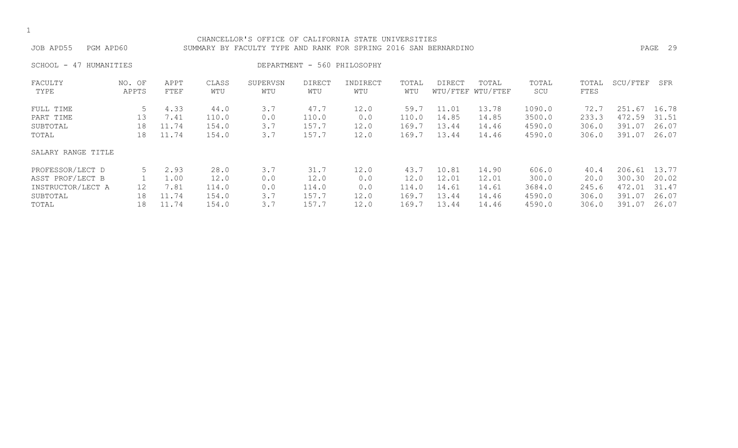CHANCELLOR'S OFFICE OF CALIFORNIA STATE UNIVERSITIES

JOB APD55 PGM APD60 SUMMARY BY FACULTY TYPE AND RANK FOR SPRING 2016 SAN BERNARDINO

SCHOOL - 47 HUMANITIES DEPARTMENT - 560 PHILOSOPHY

| FACULTY TYPE | NO. OF APPTS | APPT FTEF | CLASS WTU | SUPERVSN WTU | DIRECT WTU | INDIRECT WTU | TOTAL WTU | DIRECT WTU/FTEF | TOTAL WTU/FTEF | TOTAL SCU | TOTAL FTES | SCU/FTEF | SFR |
|---|---|---|---|---|---|---|---|---|---|---|---|---|---|
| FULL TIME | 5 | 4.33 | 44.0 | 3.7 | 47.7 | 12.0 | 59.7 | 11.01 | 13.78 | 1090.0 | 72.7 | 251.67 | 16.78 |
| PART TIME | 13 | 7.41 | 110.0 | 0.0 | 110.0 | 0.0 | 110.0 | 14.85 | 14.85 | 3500.0 | 233.3 | 472.59 | 31.51 |
| SUBTOTAL | 18 | 11.74 | 154.0 | 3.7 | 157.7 | 12.0 | 169.7 | 13.44 | 14.46 | 4590.0 | 306.0 | 391.07 | 26.07 |
| TOTAL | 18 | 11.74 | 154.0 | 3.7 | 157.7 | 12.0 | 169.7 | 13.44 | 14.46 | 4590.0 | 306.0 | 391.07 | 26.07 |
| SALARY RANGE TITLE | | | | | | | | | | | | | |
| PROFESSOR/LECT D | 5 | 2.93 | 28.0 | 3.7 | 31.7 | 12.0 | 43.7 | 10.81 | 14.90 | 606.0 | 40.4 | 206.61 | 13.77 |
| ASST PROF/LECT B | 1 | 1.00 | 12.0 | 0.0 | 12.0 | 0.0 | 12.0 | 12.01 | 12.01 | 300.0 | 20.0 | 300.30 | 20.02 |
| INSTRUCTOR/LECT A | 12 | 7.81 | 114.0 | 0.0 | 114.0 | 0.0 | 114.0 | 14.61 | 14.61 | 3684.0 | 245.6 | 472.01 | 31.47 |
| SUBTOTAL | 18 | 11.74 | 154.0 | 3.7 | 157.7 | 12.0 | 169.7 | 13.44 | 14.46 | 4590.0 | 306.0 | 391.07 | 26.07 |
| TOTAL | 18 | 11.74 | 154.0 | 3.7 | 157.7 | 12.0 | 169.7 | 13.44 | 14.46 | 4590.0 | 306.0 | 391.07 | 26.07 |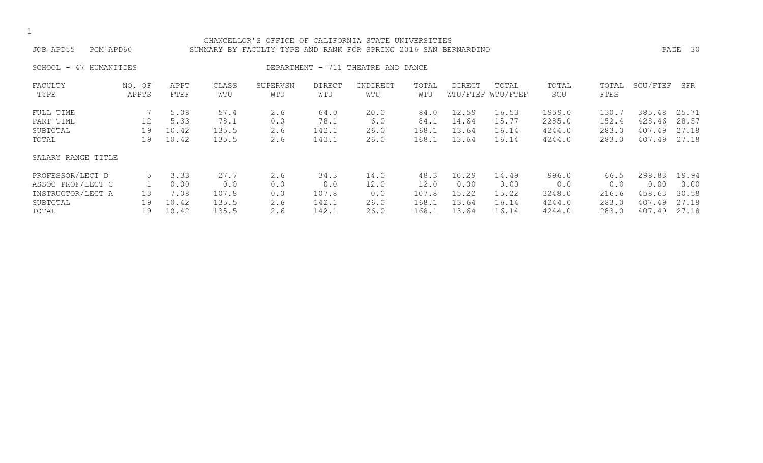CHANCELLOR'S OFFICE OF CALIFORNIA STATE UNIVERSITIES

JOB APD55 PGM APD60 SUMMARY BY FACULTY TYPE AND RANK FOR SPRING 2016 SAN BERNARDINO

SCHOOL - 47 HUMANITIES DEPARTMENT - 711 THEATRE AND DANCE

| FACULTY TYPE | NO. OF APPTS | APPT FTEF | CLASS WTU | SUPERVSN WTU | DIRECT WTU | INDIRECT WTU | TOTAL WTU | DIRECT WTU/FTEF | TOTAL WTU/FTEF | TOTAL SCU | TOTAL FTES | SCU/FTEF | SFR |
|---|---|---|---|---|---|---|---|---|---|---|---|---|---|
| FULL TIME | 7 | 5.08 | 57.4 | 2.6 | 64.0 | 20.0 | 84.0 | 12.59 | 16.53 | 1959.0 | 130.7 | 385.48 | 25.71 |
| PART TIME | 12 | 5.33 | 78.1 | 0.0 | 78.1 | 6.0 | 84.1 | 14.64 | 15.77 | 2285.0 | 152.4 | 428.46 | 28.57 |
| SUBTOTAL | 19 | 10.42 | 135.5 | 2.6 | 142.1 | 26.0 | 168.1 | 13.64 | 16.14 | 4244.0 | 283.0 | 407.49 | 27.18 |
| TOTAL | 19 | 10.42 | 135.5 | 2.6 | 142.1 | 26.0 | 168.1 | 13.64 | 16.14 | 4244.0 | 283.0 | 407.49 | 27.18 |
| SALARY RANGE TITLE | | | | | | | | | | | | | |
| PROFESSOR/LECT D | 5 | 3.33 | 27.7 | 2.6 | 34.3 | 14.0 | 48.3 | 10.29 | 14.49 | 996.0 | 66.5 | 298.83 | 19.94 |
| ASSOC PROF/LECT C | 1 | 0.00 | 0.0 | 0.0 | 0.0 | 12.0 | 12.0 | 0.00 | 0.00 | 0.0 | 0.0 | 0.00 | 0.00 |
| INSTRUCTOR/LECT A | 13 | 7.08 | 107.8 | 0.0 | 107.8 | 0.0 | 107.8 | 15.22 | 15.22 | 3248.0 | 216.6 | 458.63 | 30.58 |
| SUBTOTAL | 19 | 10.42 | 135.5 | 2.6 | 142.1 | 26.0 | 168.1 | 13.64 | 16.14 | 4244.0 | 283.0 | 407.49 | 27.18 |
| TOTAL | 19 | 10.42 | 135.5 | 2.6 | 142.1 | 26.0 | 168.1 | 13.64 | 16.14 | 4244.0 | 283.0 | 407.49 | 27.18 |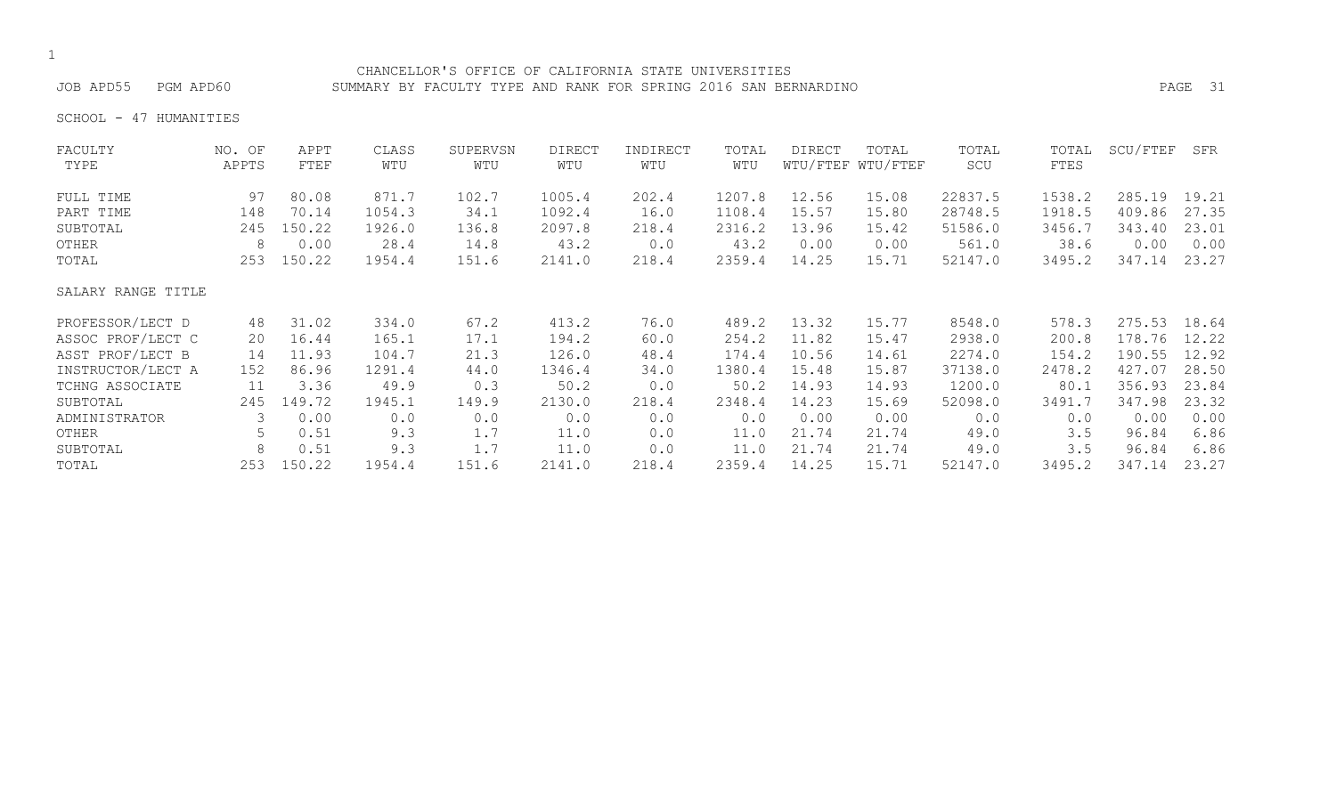CHANCELLOR'S OFFICE OF CALIFORNIA STATE UNIVERSITIES

JOB APD55 PGM APD60 SUMMARY BY FACULTY TYPE AND RANK FOR SPRING 2016 SAN BERNARDINO

SCHOOL - 47 HUMANITIES

| FACULTY TYPE | NO. OF APPTS | APPT FTEF | CLASS WTU | SUPERVSN WTU | DIRECT WTU | INDIRECT WTU | TOTAL WTU | DIRECT WTU/FTEF | TOTAL WTU/FTEF | TOTAL SCU | TOTAL FTES | SCU/FTEF | SFR |
|---|---|---|---|---|---|---|---|---|---|---|---|---|---|
| FULL TIME | 97 | 80.08 | 871.7 | 102.7 | 1005.4 | 202.4 | 1207.8 | 12.56 | 15.08 | 22837.5 | 1538.2 | 285.19 | 19.21 |
| PART TIME | 148 | 70.14 | 1054.3 | 34.1 | 1092.4 | 16.0 | 1108.4 | 15.57 | 15.80 | 28748.5 | 1918.5 | 409.86 | 27.35 |
| SUBTOTAL | 245 | 150.22 | 1926.0 | 136.8 | 2097.8 | 218.4 | 2316.2 | 13.96 | 15.42 | 51586.0 | 3456.7 | 343.40 | 23.01 |
| OTHER | 8 | 0.00 | 28.4 | 14.8 | 43.2 | 0.0 | 43.2 | 0.00 | 0.00 | 561.0 | 38.6 | 0.00 | 0.00 |
| TOTAL | 253 | 150.22 | 1954.4 | 151.6 | 2141.0 | 218.4 | 2359.4 | 14.25 | 15.71 | 52147.0 | 3495.2 | 347.14 | 23.27 |
| SALARY RANGE TITLE | | | | | | | | | | | | | |
| PROFESSOR/LECT D | 48 | 31.02 | 334.0 | 67.2 | 413.2 | 76.0 | 489.2 | 13.32 | 15.77 | 8548.0 | 578.3 | 275.53 | 18.64 |
| ASSOC PROF/LECT C | 20 | 16.44 | 165.1 | 17.1 | 194.2 | 60.0 | 254.2 | 11.82 | 15.47 | 2938.0 | 200.8 | 178.76 | 12.22 |
| ASST PROF/LECT B | 14 | 11.93 | 104.7 | 21.3 | 126.0 | 48.4 | 174.4 | 10.56 | 14.61 | 2274.0 | 154.2 | 190.55 | 12.92 |
| INSTRUCTOR/LECT A | 152 | 86.96 | 1291.4 | 44.0 | 1346.4 | 34.0 | 1380.4 | 15.48 | 15.87 | 37138.0 | 2478.2 | 427.07 | 28.50 |
| TCHNG ASSOCIATE | 11 | 3.36 | 49.9 | 0.3 | 50.2 | 0.0 | 50.2 | 14.93 | 14.93 | 1200.0 | 80.1 | 356.93 | 23.84 |
| SUBTOTAL | 245 | 149.72 | 1945.1 | 149.9 | 2130.0 | 218.4 | 2348.4 | 14.23 | 15.69 | 52098.0 | 3491.7 | 347.98 | 23.32 |
| ADMINISTRATOR | 3 | 0.00 | 0.0 | 0.0 | 0.0 | 0.0 | 0.0 | 0.00 | 0.00 | 0.0 | 0.0 | 0.00 | 0.00 |
| OTHER | 5 | 0.51 | 9.3 | 1.7 | 11.0 | 0.0 | 11.0 | 21.74 | 21.74 | 49.0 | 3.5 | 96.84 | 6.86 |
| SUBTOTAL | 8 | 0.51 | 9.3 | 1.7 | 11.0 | 0.0 | 11.0 | 21.74 | 21.74 | 49.0 | 3.5 | 96.84 | 6.86 |
| TOTAL | 253 | 150.22 | 1954.4 | 151.6 | 2141.0 | 218.4 | 2359.4 | 14.25 | 15.71 | 52147.0 | 3495.2 | 347.14 | 23.27 |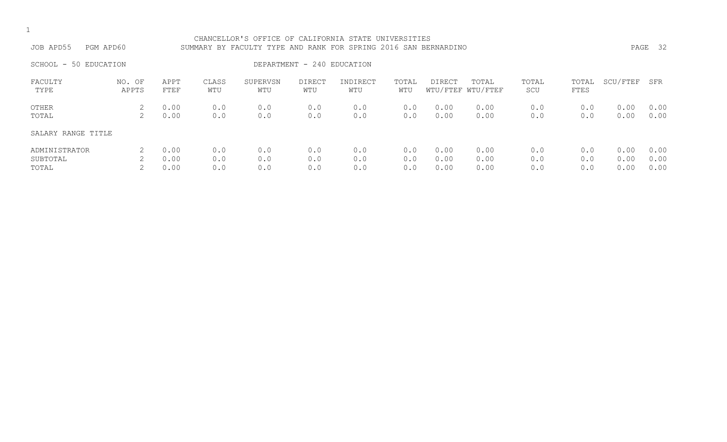CHANCELLOR'S OFFICE OF CALIFORNIA STATE UNIVERSITIES

JOB APD55 PGM APD60 SUMMARY BY FACULTY TYPE AND RANK FOR SPRING 2016 SAN BERNARDINO

SCHOOL - 50 EDUCATION DEPARTMENT - 240 EDUCATION

| FACULTY TYPE | NO. OF APPTS | APPT FTEF | CLASS WTU | SUPERVSN WTU | DIRECT WTU | INDIRECT WTU | TOTAL WTU | DIRECT WTU/FTEF | TOTAL WTU/FTEF | TOTAL SCU | TOTAL FTES | SCU/FTEF | SFR |
|---|---|---|---|---|---|---|---|---|---|---|---|---|---|
| OTHER | 2 | 0.00 | 0.0 | 0.0 | 0.0 | 0.0 | 0.0 | 0.00 | 0.00 | 0.0 | 0.0 | 0.00 | 0.00 |
| TOTAL | 2 | 0.00 | 0.0 | 0.0 | 0.0 | 0.0 | 0.0 | 0.00 | 0.00 | 0.0 | 0.0 | 0.00 | 0.00 |
| SALARY RANGE TITLE | | | | | | | | | | | | | |
| ADMINISTRATOR | 2 | 0.00 | 0.0 | 0.0 | 0.0 | 0.0 | 0.0 | 0.00 | 0.00 | 0.0 | 0.0 | 0.00 | 0.00 |
| SUBTOTAL | 2 | 0.00 | 0.0 | 0.0 | 0.0 | 0.0 | 0.0 | 0.00 | 0.00 | 0.0 | 0.0 | 0.00 | 0.00 |
| TOTAL | 2 | 0.00 | 0.0 | 0.0 | 0.0 | 0.0 | 0.0 | 0.00 | 0.00 | 0.0 | 0.0 | 0.00 | 0.00 |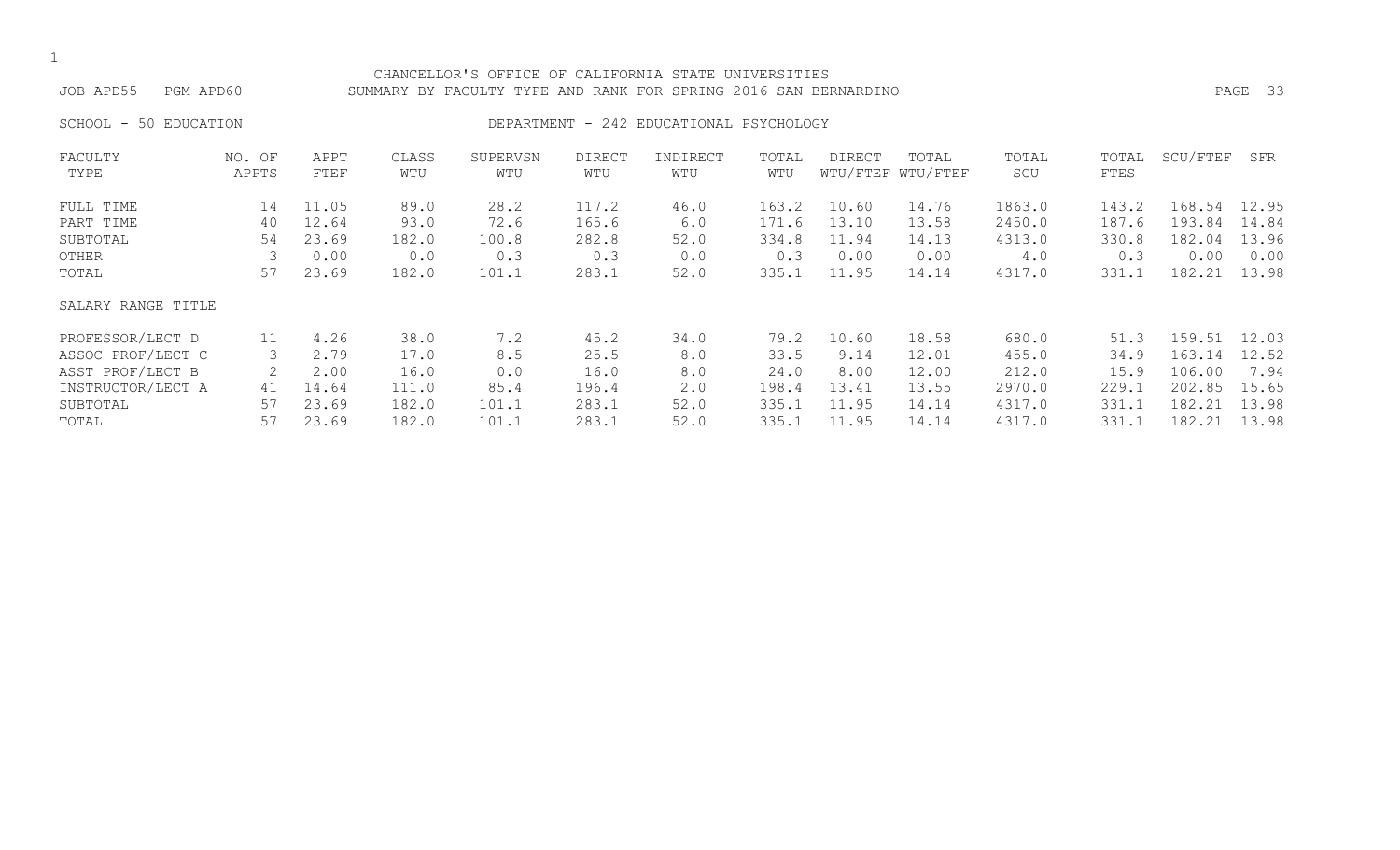CHANCELLOR'S OFFICE OF CALIFORNIA STATE UNIVERSITIES

JOB APD55 PGM APD60 SUMMARY BY FACULTY TYPE AND RANK FOR SPRING 2016 SAN BERNARDINO

SCHOOL - 50 EDUCATION DEPARTMENT - 242 EDUCATIONAL PSYCHOLOGY

| FACULTY TYPE | NO. OF APPTS | APPT FTEF | CLASS WTU | SUPERVSN WTU | DIRECT WTU | INDIRECT WTU | TOTAL WTU | DIRECT WTU/FTEF | TOTAL WTU/FTEF | TOTAL SCU | TOTAL FTES | SCU/FTEF | SFR |
|---|---|---|---|---|---|---|---|---|---|---|---|---|---|
| FULL TIME | 14 | 11.05 | 89.0 | 28.2 | 117.2 | 46.0 | 163.2 | 10.60 | 14.76 | 1863.0 | 143.2 | 168.54 | 12.95 |
| PART TIME | 40 | 12.64 | 93.0 | 72.6 | 165.6 | 6.0 | 171.6 | 13.10 | 13.58 | 2450.0 | 187.6 | 193.84 | 14.84 |
| SUBTOTAL | 54 | 23.69 | 182.0 | 100.8 | 282.8 | 52.0 | 334.8 | 11.94 | 14.13 | 4313.0 | 330.8 | 182.04 | 13.96 |
| OTHER | 3 | 0.00 | 0.0 | 0.3 | 0.3 | 0.0 | 0.3 | 0.00 | 0.00 | 4.0 | 0.3 | 0.00 | 0.00 |
| TOTAL | 57 | 23.69 | 182.0 | 101.1 | 283.1 | 52.0 | 335.1 | 11.95 | 14.14 | 4317.0 | 331.1 | 182.21 | 13.98 |
| SALARY RANGE TITLE | | | | | | | | | | | | | |
| PROFESSOR/LECT D | 11 | 4.26 | 38.0 | 7.2 | 45.2 | 34.0 | 79.2 | 10.60 | 18.58 | 680.0 | 51.3 | 159.51 | 12.03 |
| ASSOC PROF/LECT C | 3 | 2.79 | 17.0 | 8.5 | 25.5 | 8.0 | 33.5 | 9.14 | 12.01 | 455.0 | 34.9 | 163.14 | 12.52 |
| ASST PROF/LECT B | 2 | 2.00 | 16.0 | 0.0 | 16.0 | 8.0 | 24.0 | 8.00 | 12.00 | 212.0 | 15.9 | 106.00 | 7.94 |
| INSTRUCTOR/LECT A | 41 | 14.64 | 111.0 | 85.4 | 196.4 | 2.0 | 198.4 | 13.41 | 13.55 | 2970.0 | 229.1 | 202.85 | 15.65 |
| SUBTOTAL | 57 | 23.69 | 182.0 | 101.1 | 283.1 | 52.0 | 335.1 | 11.95 | 14.14 | 4317.0 | 331.1 | 182.21 | 13.98 |
| TOTAL | 57 | 23.69 | 182.0 | 101.1 | 283.1 | 52.0 | 335.1 | 11.95 | 14.14 | 4317.0 | 331.1 | 182.21 | 13.98 |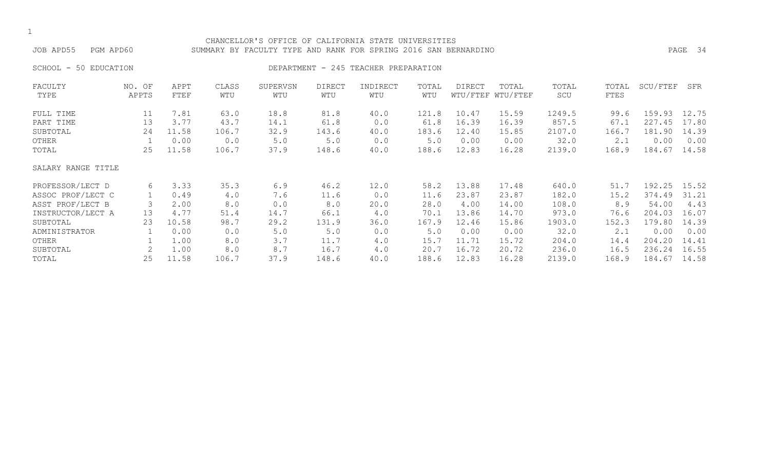CHANCELLOR'S OFFICE OF CALIFORNIA STATE UNIVERSITIES

JOB APD55 PGM APD60 SUMMARY BY FACULTY TYPE AND RANK FOR SPRING 2016 SAN BERNARDINO

SCHOOL - 50 EDUCATION DEPARTMENT - 245 TEACHER PREPARATION

| FACULTY TYPE | NO. OF APPTS | APPT FTEF | CLASS WTU | SUPERVSN WTU | DIRECT WTU | INDIRECT WTU | TOTAL WTU | DIRECT WTU/FTEF | TOTAL WTU/FTEF | TOTAL SCU | TOTAL FTES | SCU/FTEF | SFR |
|---|---|---|---|---|---|---|---|---|---|---|---|---|---|
| FULL TIME | 11 | 7.81 | 63.0 | 18.8 | 81.8 | 40.0 | 121.8 | 10.47 | 15.59 | 1249.5 | 99.6 | 159.93 | 12.75 |
| PART TIME | 13 | 3.77 | 43.7 | 14.1 | 61.8 | 0.0 | 61.8 | 16.39 | 16.39 | 857.5 | 67.1 | 227.45 | 17.80 |
| SUBTOTAL | 24 | 11.58 | 106.7 | 32.9 | 143.6 | 40.0 | 183.6 | 12.40 | 15.85 | 2107.0 | 166.7 | 181.90 | 14.39 |
| OTHER | 1 | 0.00 | 0.0 | 5.0 | 5.0 | 0.0 | 5.0 | 0.00 | 0.00 | 32.0 | 2.1 | 0.00 | 0.00 |
| TOTAL | 25 | 11.58 | 106.7 | 37.9 | 148.6 | 40.0 | 188.6 | 12.83 | 16.28 | 2139.0 | 168.9 | 184.67 | 14.58 |
| SALARY RANGE TITLE | | | | | | | | | | | | | |
| PROFESSOR/LECT D | 6 | 3.33 | 35.3 | 6.9 | 46.2 | 12.0 | 58.2 | 13.88 | 17.48 | 640.0 | 51.7 | 192.25 | 15.52 |
| ASSOC PROF/LECT C | 1 | 0.49 | 4.0 | 7.6 | 11.6 | 0.0 | 11.6 | 23.87 | 23.87 | 182.0 | 15.2 | 374.49 | 31.21 |
| ASST PROF/LECT B | 3 | 2.00 | 8.0 | 0.0 | 8.0 | 20.0 | 28.0 | 4.00 | 14.00 | 108.0 | 8.9 | 54.00 | 4.43 |
| INSTRUCTOR/LECT A | 13 | 4.77 | 51.4 | 14.7 | 66.1 | 4.0 | 70.1 | 13.86 | 14.70 | 973.0 | 76.6 | 204.03 | 16.07 |
| SUBTOTAL | 23 | 10.58 | 98.7 | 29.2 | 131.9 | 36.0 | 167.9 | 12.46 | 15.86 | 1903.0 | 152.3 | 179.80 | 14.39 |
| ADMINISTRATOR | 1 | 0.00 | 0.0 | 5.0 | 5.0 | 0.0 | 5.0 | 0.00 | 0.00 | 32.0 | 2.1 | 0.00 | 0.00 |
| OTHER | 1 | 1.00 | 8.0 | 3.7 | 11.7 | 4.0 | 15.7 | 11.71 | 15.72 | 204.0 | 14.4 | 204.20 | 14.41 |
| SUBTOTAL | 2 | 1.00 | 8.0 | 8.7 | 16.7 | 4.0 | 20.7 | 16.72 | 20.72 | 236.0 | 16.5 | 236.24 | 16.55 |
| TOTAL | 25 | 11.58 | 106.7 | 37.9 | 148.6 | 40.0 | 188.6 | 12.83 | 16.28 | 2139.0 | 168.9 | 184.67 | 14.58 |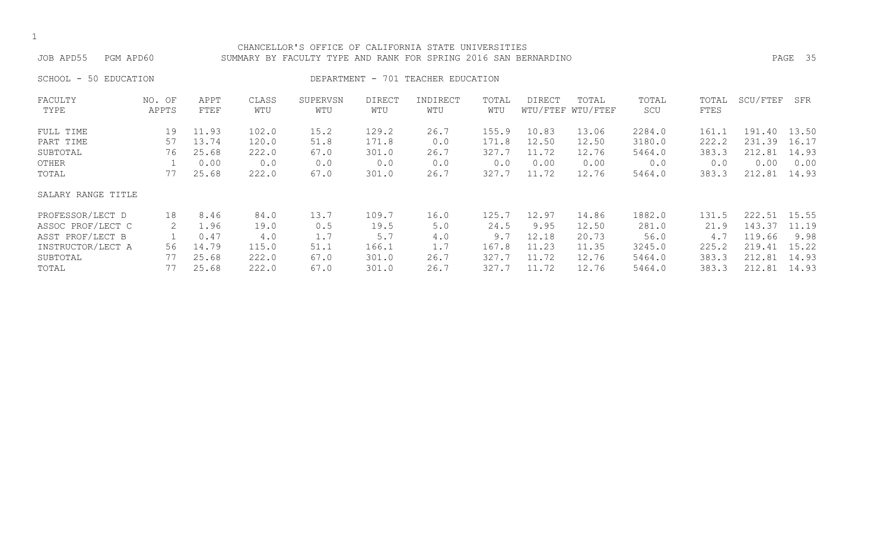CHANCELLOR'S OFFICE OF CALIFORNIA STATE UNIVERSITIES

JOB APD55 PGM APD60 SUMMARY BY FACULTY TYPE AND RANK FOR SPRING 2016 SAN BERNARDINO

SCHOOL - 50 EDUCATION DEPARTMENT - 701 TEACHER EDUCATION

| FACULTY TYPE | NO. OF APPTS | APPT FTEF | CLASS WTU | SUPERVSN WTU | DIRECT WTU | INDIRECT WTU | TOTAL WTU | DIRECT WTU/FTEF | TOTAL WTU/FTEF | TOTAL SCU | TOTAL FTES | SCU/FTEF | SFR |
|---|---|---|---|---|---|---|---|---|---|---|---|---|---|
| FULL TIME | 19 | 11.93 | 102.0 | 15.2 | 129.2 | 26.7 | 155.9 | 10.83 | 13.06 | 2284.0 | 161.1 | 191.40 | 13.50 |
| PART TIME | 57 | 13.74 | 120.0 | 51.8 | 171.8 | 0.0 | 171.8 | 12.50 | 12.50 | 3180.0 | 222.2 | 231.39 | 16.17 |
| SUBTOTAL | 76 | 25.68 | 222.0 | 67.0 | 301.0 | 26.7 | 327.7 | 11.72 | 12.76 | 5464.0 | 383.3 | 212.81 | 14.93 |
| OTHER | 1 | 0.00 | 0.0 | 0.0 | 0.0 | 0.0 | 0.0 | 0.00 | 0.00 | 0.0 | 0.0 | 0.00 | 0.00 |
| TOTAL | 77 | 25.68 | 222.0 | 67.0 | 301.0 | 26.7 | 327.7 | 11.72 | 12.76 | 5464.0 | 383.3 | 212.81 | 14.93 |
| SALARY RANGE TITLE | | | | | | | | | | | | | |
| PROFESSOR/LECT D | 18 | 8.46 | 84.0 | 13.7 | 109.7 | 16.0 | 125.7 | 12.97 | 14.86 | 1882.0 | 131.5 | 222.51 | 15.55 |
| ASSOC PROF/LECT C | 2 | 1.96 | 19.0 | 0.5 | 19.5 | 5.0 | 24.5 | 9.95 | 12.50 | 281.0 | 21.9 | 143.37 | 11.19 |
| ASST PROF/LECT B | 1 | 0.47 | 4.0 | 1.7 | 5.7 | 4.0 | 9.7 | 12.18 | 20.73 | 56.0 | 4.7 | 119.66 | 9.98 |
| INSTRUCTOR/LECT A | 56 | 14.79 | 115.0 | 51.1 | 166.1 | 1.7 | 167.8 | 11.23 | 11.35 | 3245.0 | 225.2 | 219.41 | 15.22 |
| SUBTOTAL | 77 | 25.68 | 222.0 | 67.0 | 301.0 | 26.7 | 327.7 | 11.72 | 12.76 | 5464.0 | 383.3 | 212.81 | 14.93 |
| TOTAL | 77 | 25.68 | 222.0 | 67.0 | 301.0 | 26.7 | 327.7 | 11.72 | 12.76 | 5464.0 | 383.3 | 212.81 | 14.93 |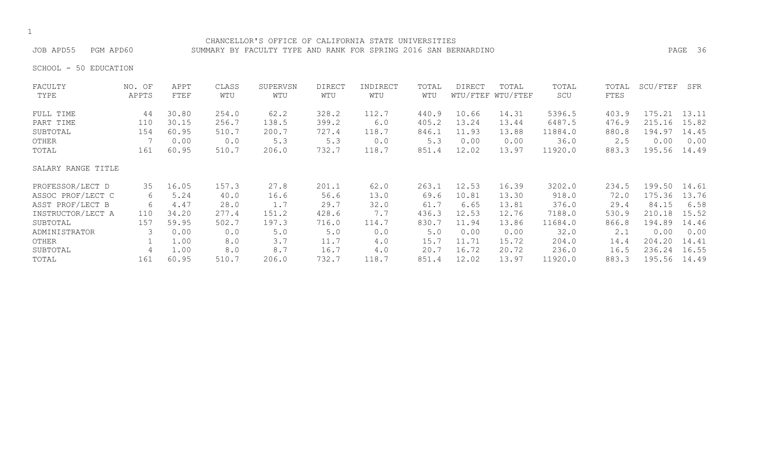CHANCELLOR'S OFFICE OF CALIFORNIA STATE UNIVERSITIES

JOB APD55 PGM APD60 SUMMARY BY FACULTY TYPE AND RANK FOR SPRING 2016 SAN BERNARDINO

SCHOOL - 50 EDUCATION

| FACULTY TYPE | NO. OF APPTS | APPT FTEF | CLASS WTU | SUPERVSN WTU | DIRECT WTU | INDIRECT WTU | TOTAL WTU | DIRECT WTU/FTEF | TOTAL WTU/FTEF | TOTAL SCU | TOTAL FTES | SCU/FTEF | SFR |
|---|---|---|---|---|---|---|---|---|---|---|---|---|---|
| FULL TIME | 44 | 30.80 | 254.0 | 62.2 | 328.2 | 112.7 | 440.9 | 10.66 | 14.31 | 5396.5 | 403.9 | 175.21 | 13.11 |
| PART TIME | 110 | 30.15 | 256.7 | 138.5 | 399.2 | 6.0 | 405.2 | 13.24 | 13.44 | 6487.5 | 476.9 | 215.16 | 15.82 |
| SUBTOTAL | 154 | 60.95 | 510.7 | 200.7 | 727.4 | 118.7 | 846.1 | 11.93 | 13.88 | 11884.0 | 880.8 | 194.97 | 14.45 |
| OTHER | 7 | 0.00 | 0.0 | 5.3 | 5.3 | 0.0 | 5.3 | 0.00 | 0.00 | 36.0 | 2.5 | 0.00 | 0.00 |
| TOTAL | 161 | 60.95 | 510.7 | 206.0 | 732.7 | 118.7 | 851.4 | 12.02 | 13.97 | 11920.0 | 883.3 | 195.56 | 14.49 |
| SALARY RANGE TITLE | | | | | | | | | | | | | |
| PROFESSOR/LECT D | 35 | 16.05 | 157.3 | 27.8 | 201.1 | 62.0 | 263.1 | 12.53 | 16.39 | 3202.0 | 234.5 | 199.50 | 14.61 |
| ASSOC PROF/LECT C | 6 | 5.24 | 40.0 | 16.6 | 56.6 | 13.0 | 69.6 | 10.81 | 13.30 | 918.0 | 72.0 | 175.36 | 13.76 |
| ASST PROF/LECT B | 6 | 4.47 | 28.0 | 1.7 | 29.7 | 32.0 | 61.7 | 6.65 | 13.81 | 376.0 | 29.4 | 84.15 | 6.58 |
| INSTRUCTOR/LECT A | 110 | 34.20 | 277.4 | 151.2 | 428.6 | 7.7 | 436.3 | 12.53 | 12.76 | 7188.0 | 530.9 | 210.18 | 15.52 |
| SUBTOTAL | 157 | 59.95 | 502.7 | 197.3 | 716.0 | 114.7 | 830.7 | 11.94 | 13.86 | 11684.0 | 866.8 | 194.89 | 14.46 |
| ADMINISTRATOR | 3 | 0.00 | 0.0 | 5.0 | 5.0 | 0.0 | 5.0 | 0.00 | 0.00 | 32.0 | 2.1 | 0.00 | 0.00 |
| OTHER | 1 | 1.00 | 8.0 | 3.7 | 11.7 | 4.0 | 15.7 | 11.71 | 15.72 | 204.0 | 14.4 | 204.20 | 14.41 |
| SUBTOTAL | 4 | 1.00 | 8.0 | 8.7 | 16.7 | 4.0 | 20.7 | 16.72 | 20.72 | 236.0 | 16.5 | 236.24 | 16.55 |
| TOTAL | 161 | 60.95 | 510.7 | 206.0 | 732.7 | 118.7 | 851.4 | 12.02 | 13.97 | 11920.0 | 883.3 | 195.56 | 14.49 |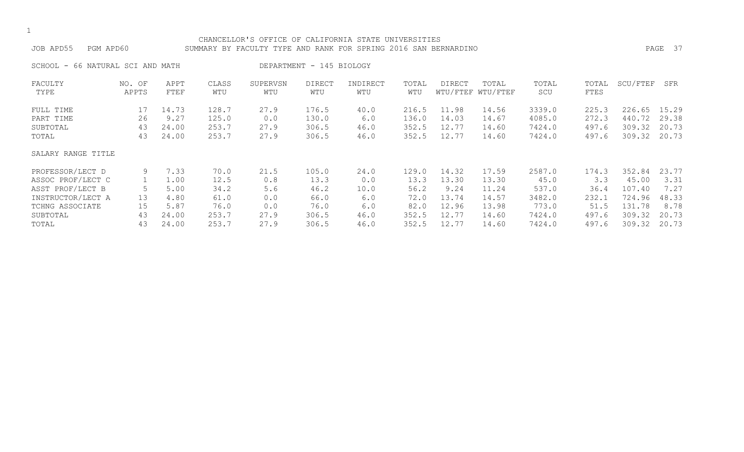CHANCELLOR'S OFFICE OF CALIFORNIA STATE UNIVERSITIES

JOB APD55 PGM APD60 SUMMARY BY FACULTY TYPE AND RANK FOR SPRING 2016 SAN BERNARDINO

SCHOOL - 66 NATURAL SCI AND MATH DEPARTMENT - 145 BIOLOGY

| FACULTY TYPE | NO. OF APPTS | APPT FTEF | CLASS WTU | SUPERVSN WTU | DIRECT WTU | INDIRECT WTU | TOTAL WTU | DIRECT WTU/FTEF | TOTAL WTU/FTEF | TOTAL SCU | TOTAL FTES | SCU/FTEF | SFR |
|---|---|---|---|---|---|---|---|---|---|---|---|---|---|
| FULL TIME | 17 | 14.73 | 128.7 | 27.9 | 176.5 | 40.0 | 216.5 | 11.98 | 14.56 | 3339.0 | 225.3 | 226.65 | 15.29 |
| PART TIME | 26 | 9.27 | 125.0 | 0.0 | 130.0 | 6.0 | 136.0 | 14.03 | 14.67 | 4085.0 | 272.3 | 440.72 | 29.38 |
| SUBTOTAL | 43 | 24.00 | 253.7 | 27.9 | 306.5 | 46.0 | 352.5 | 12.77 | 14.60 | 7424.0 | 497.6 | 309.32 | 20.73 |
| TOTAL | 43 | 24.00 | 253.7 | 27.9 | 306.5 | 46.0 | 352.5 | 12.77 | 14.60 | 7424.0 | 497.6 | 309.32 | 20.73 |
| SALARY RANGE TITLE | | | | | | | | | | | | | |
| PROFESSOR/LECT D | 9 | 7.33 | 70.0 | 21.5 | 105.0 | 24.0 | 129.0 | 14.32 | 17.59 | 2587.0 | 174.3 | 352.84 | 23.77 |
| ASSOC PROF/LECT C | 1 | 1.00 | 12.5 | 0.8 | 13.3 | 0.0 | 13.3 | 13.30 | 13.30 | 45.0 | 3.3 | 45.00 | 3.31 |
| ASST PROF/LECT B | 5 | 5.00 | 34.2 | 5.6 | 46.2 | 10.0 | 56.2 | 9.24 | 11.24 | 537.0 | 36.4 | 107.40 | 7.27 |
| INSTRUCTOR/LECT A | 13 | 4.80 | 61.0 | 0.0 | 66.0 | 6.0 | 72.0 | 13.74 | 14.57 | 3482.0 | 232.1 | 724.96 | 48.33 |
| TCHNG ASSOCIATE | 15 | 5.87 | 76.0 | 0.0 | 76.0 | 6.0 | 82.0 | 12.96 | 13.98 | 773.0 | 51.5 | 131.78 | 8.78 |
| SUBTOTAL | 43 | 24.00 | 253.7 | 27.9 | 306.5 | 46.0 | 352.5 | 12.77 | 14.60 | 7424.0 | 497.6 | 309.32 | 20.73 |
| TOTAL | 43 | 24.00 | 253.7 | 27.9 | 306.5 | 46.0 | 352.5 | 12.77 | 14.60 | 7424.0 | 497.6 | 309.32 | 20.73 |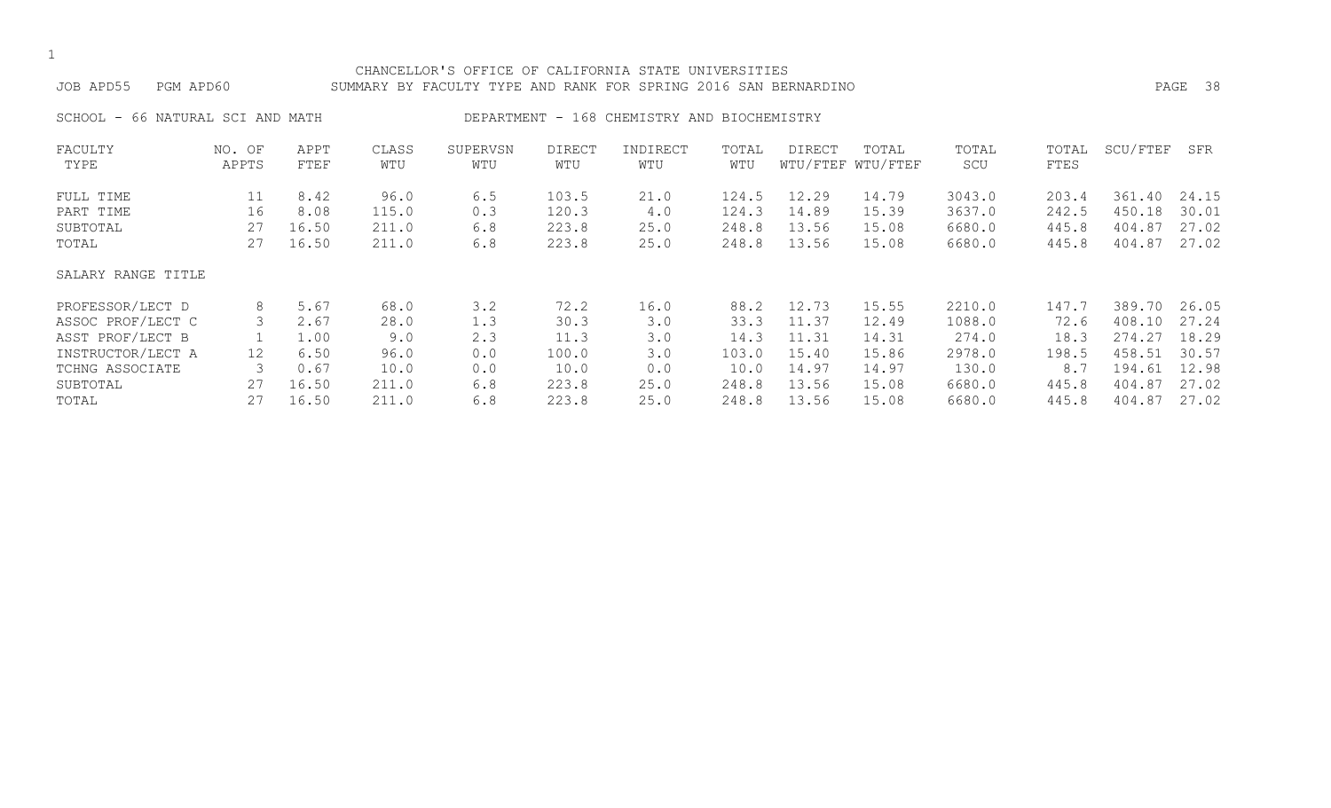CHANCELLOR'S OFFICE OF CALIFORNIA STATE UNIVERSITIES

JOB APD55 PGM APD60 SUMMARY BY FACULTY TYPE AND RANK FOR SPRING 2016 SAN BERNARDINO

SCHOOL - 66 NATURAL SCI AND MATH DEPARTMENT - 168 CHEMISTRY AND BIOCHEMISTRY

| FACULTY TYPE | NO. OF APPTS | APPT FTEF | CLASS WTU | SUPERVSN WTU | DIRECT WTU | INDIRECT WTU | TOTAL WTU | DIRECT WTU/FTEF | TOTAL WTU/FTEF | TOTAL SCU | TOTAL FTES | SCU/FTEF | SFR |
|---|---|---|---|---|---|---|---|---|---|---|---|---|---|
| FULL TIME | 11 | 8.42 | 96.0 | 6.5 | 103.5 | 21.0 | 124.5 | 12.29 | 14.79 | 3043.0 | 203.4 | 361.40 | 24.15 |
| PART TIME | 16 | 8.08 | 115.0 | 0.3 | 120.3 | 4.0 | 124.3 | 14.89 | 15.39 | 3637.0 | 242.5 | 450.18 | 30.01 |
| SUBTOTAL | 27 | 16.50 | 211.0 | 6.8 | 223.8 | 25.0 | 248.8 | 13.56 | 15.08 | 6680.0 | 445.8 | 404.87 | 27.02 |
| TOTAL | 27 | 16.50 | 211.0 | 6.8 | 223.8 | 25.0 | 248.8 | 13.56 | 15.08 | 6680.0 | 445.8 | 404.87 | 27.02 |
| SALARY RANGE TITLE | | | | | | | | | | | | | |
| PROFESSOR/LECT D | 8 | 5.67 | 68.0 | 3.2 | 72.2 | 16.0 | 88.2 | 12.73 | 15.55 | 2210.0 | 147.7 | 389.70 | 26.05 |
| ASSOC PROF/LECT C | 3 | 2.67 | 28.0 | 1.3 | 30.3 | 3.0 | 33.3 | 11.37 | 12.49 | 1088.0 | 72.6 | 408.10 | 27.24 |
| ASST PROF/LECT B | 1 | 1.00 | 9.0 | 2.3 | 11.3 | 3.0 | 14.3 | 11.31 | 14.31 | 274.0 | 18.3 | 274.27 | 18.29 |
| INSTRUCTOR/LECT A | 12 | 6.50 | 96.0 | 0.0 | 100.0 | 3.0 | 103.0 | 15.40 | 15.86 | 2978.0 | 198.5 | 458.51 | 30.57 |
| TCHNG ASSOCIATE | 3 | 0.67 | 10.0 | 0.0 | 10.0 | 0.0 | 10.0 | 14.97 | 14.97 | 130.0 | 8.7 | 194.61 | 12.98 |
| SUBTOTAL | 27 | 16.50 | 211.0 | 6.8 | 223.8 | 25.0 | 248.8 | 13.56 | 15.08 | 6680.0 | 445.8 | 404.87 | 27.02 |
| TOTAL | 27 | 16.50 | 211.0 | 6.8 | 223.8 | 25.0 | 248.8 | 13.56 | 15.08 | 6680.0 | 445.8 | 404.87 | 27.02 |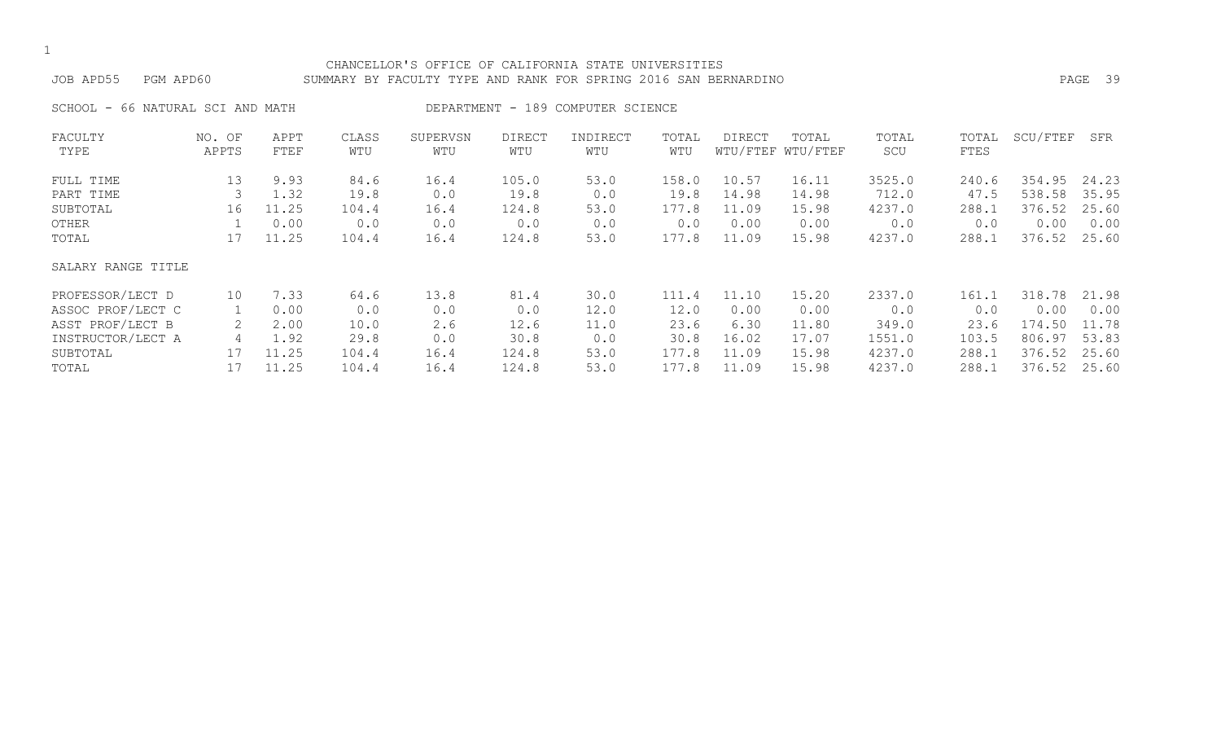CHANCELLOR'S OFFICE OF CALIFORNIA STATE UNIVERSITIES

JOB APD55 PGM APD60 SUMMARY BY FACULTY TYPE AND RANK FOR SPRING 2016 SAN BERNARDINO

SCHOOL - 66 NATURAL SCI AND MATH DEPARTMENT - 189 COMPUTER SCIENCE

| FACULTY TYPE | NO. OF APPTS | APPT FTEF | CLASS WTU | SUPERVSN WTU | DIRECT WTU | INDIRECT WTU | TOTAL WTU | DIRECT WTU/FTEF | TOTAL WTU/FTEF | TOTAL SCU | TOTAL FTES | SCU/FTEF | SFR |
|---|---|---|---|---|---|---|---|---|---|---|---|---|---|
| FULL TIME | 13 | 9.93 | 84.6 | 16.4 | 105.0 | 53.0 | 158.0 | 10.57 | 16.11 | 3525.0 | 240.6 | 354.95 | 24.23 |
| PART TIME | 3 | 1.32 | 19.8 | 0.0 | 19.8 | 0.0 | 19.8 | 14.98 | 14.98 | 712.0 | 47.5 | 538.58 | 35.95 |
| SUBTOTAL | 16 | 11.25 | 104.4 | 16.4 | 124.8 | 53.0 | 177.8 | 11.09 | 15.98 | 4237.0 | 288.1 | 376.52 | 25.60 |
| OTHER | 1 | 0.00 | 0.0 | 0.0 | 0.0 | 0.0 | 0.0 | 0.00 | 0.00 | 0.0 | 0.0 | 0.00 | 0.00 |
| TOTAL | 17 | 11.25 | 104.4 | 16.4 | 124.8 | 53.0 | 177.8 | 11.09 | 15.98 | 4237.0 | 288.1 | 376.52 | 25.60 |
| SALARY RANGE TITLE | | | | | | | | | | | | | |
| PROFESSOR/LECT D | 10 | 7.33 | 64.6 | 13.8 | 81.4 | 30.0 | 111.4 | 11.10 | 15.20 | 2337.0 | 161.1 | 318.78 | 21.98 |
| ASSOC PROF/LECT C | 1 | 0.00 | 0.0 | 0.0 | 0.0 | 12.0 | 12.0 | 0.00 | 0.00 | 0.0 | 0.0 | 0.00 | 0.00 |
| ASST PROF/LECT B | 2 | 2.00 | 10.0 | 2.6 | 12.6 | 11.0 | 23.6 | 6.30 | 11.80 | 349.0 | 23.6 | 174.50 | 11.78 |
| INSTRUCTOR/LECT A | 4 | 1.92 | 29.8 | 0.0 | 30.8 | 0.0 | 30.8 | 16.02 | 17.07 | 1551.0 | 103.5 | 806.97 | 53.83 |
| SUBTOTAL | 17 | 11.25 | 104.4 | 16.4 | 124.8 | 53.0 | 177.8 | 11.09 | 15.98 | 4237.0 | 288.1 | 376.52 | 25.60 |
| TOTAL | 17 | 11.25 | 104.4 | 16.4 | 124.8 | 53.0 | 177.8 | 11.09 | 15.98 | 4237.0 | 288.1 | 376.52 | 25.60 |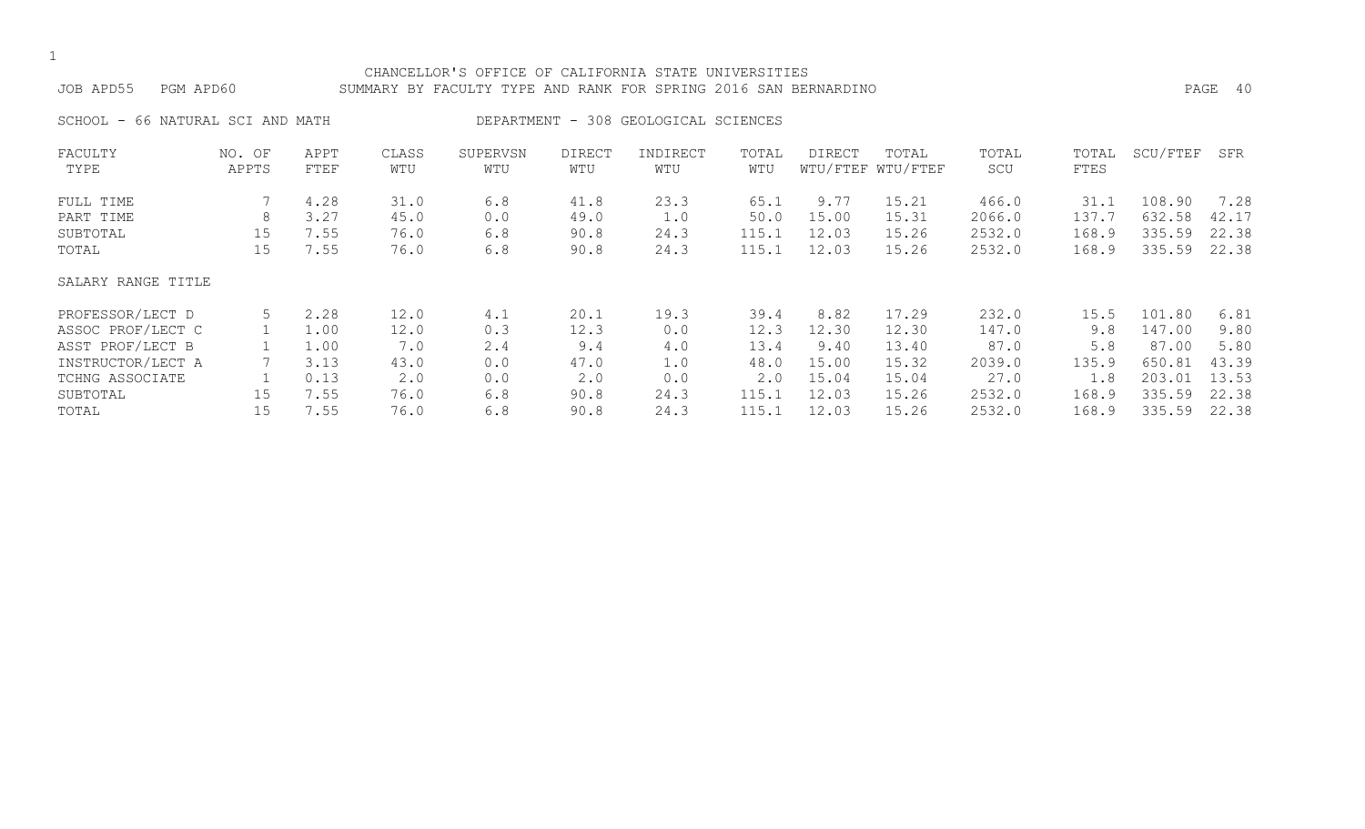CHANCELLOR'S OFFICE OF CALIFORNIA STATE UNIVERSITIES

JOB APD55 PGM APD60 SUMMARY BY FACULTY TYPE AND RANK FOR SPRING 2016 SAN BERNARDINO

SCHOOL - 66 NATURAL SCI AND MATH DEPARTMENT - 308 GEOLOGICAL SCIENCES

| FACULTY TYPE | NO. OF APPTS | APPT FTEF | CLASS WTU | SUPERVSN WTU | DIRECT WTU | INDIRECT WTU | TOTAL WTU | DIRECT WTU/FTEF | TOTAL WTU/FTEF | TOTAL SCU | TOTAL FTES | SCU/FTEF | SFR |
|---|---|---|---|---|---|---|---|---|---|---|---|---|---|
| FULL TIME | 7 | 4.28 | 31.0 | 6.8 | 41.8 | 23.3 | 65.1 | 9.77 | 15.21 | 466.0 | 31.1 | 108.90 | 7.28 |
| PART TIME | 8 | 3.27 | 45.0 | 0.0 | 49.0 | 1.0 | 50.0 | 15.00 | 15.31 | 2066.0 | 137.7 | 632.58 | 42.17 |
| SUBTOTAL | 15 | 7.55 | 76.0 | 6.8 | 90.8 | 24.3 | 115.1 | 12.03 | 15.26 | 2532.0 | 168.9 | 335.59 | 22.38 |
| TOTAL | 15 | 7.55 | 76.0 | 6.8 | 90.8 | 24.3 | 115.1 | 12.03 | 15.26 | 2532.0 | 168.9 | 335.59 | 22.38 |
| SALARY RANGE TITLE | | | | | | | | | | | | | |
| PROFESSOR/LECT D | 5 | 2.28 | 12.0 | 4.1 | 20.1 | 19.3 | 39.4 | 8.82 | 17.29 | 232.0 | 15.5 | 101.80 | 6.81 |
| ASSOC PROF/LECT C | 1 | 1.00 | 12.0 | 0.3 | 12.3 | 0.0 | 12.3 | 12.30 | 12.30 | 147.0 | 9.8 | 147.00 | 9.80 |
| ASST PROF/LECT B | 1 | 1.00 | 7.0 | 2.4 | 9.4 | 4.0 | 13.4 | 9.40 | 13.40 | 87.0 | 5.8 | 87.00 | 5.80 |
| INSTRUCTOR/LECT A | 7 | 3.13 | 43.0 | 0.0 | 47.0 | 1.0 | 48.0 | 15.00 | 15.32 | 2039.0 | 135.9 | 650.81 | 43.39 |
| TCHNG ASSOCIATE | 1 | 0.13 | 2.0 | 0.0 | 2.0 | 0.0 | 2.0 | 15.04 | 15.04 | 27.0 | 1.8 | 203.01 | 13.53 |
| SUBTOTAL | 15 | 7.55 | 76.0 | 6.8 | 90.8 | 24.3 | 115.1 | 12.03 | 15.26 | 2532.0 | 168.9 | 335.59 | 22.38 |
| TOTAL | 15 | 7.55 | 76.0 | 6.8 | 90.8 | 24.3 | 115.1 | 12.03 | 15.26 | 2532.0 | 168.9 | 335.59 | 22.38 |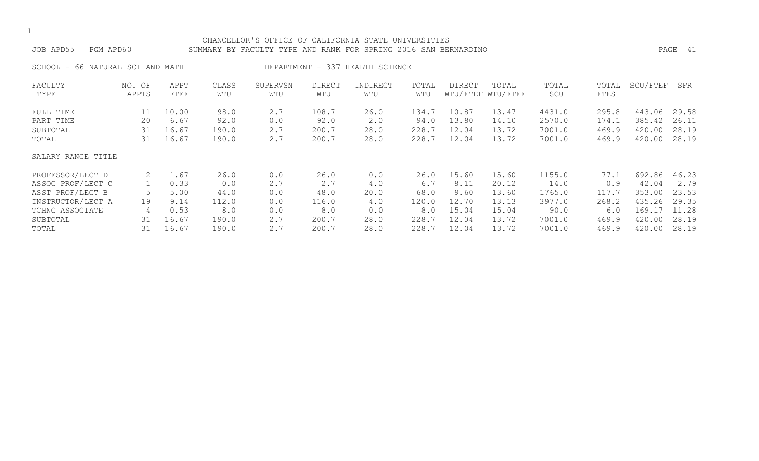CHANCELLOR'S OFFICE OF CALIFORNIA STATE UNIVERSITIES

JOB APD55 PGM APD60 SUMMARY BY FACULTY TYPE AND RANK FOR SPRING 2016 SAN BERNARDINO

SCHOOL - 66 NATURAL SCI AND MATH DEPARTMENT - 337 HEALTH SCIENCE

| FACULTY TYPE | NO. OF APPTS | APPT FTEF | CLASS WTU | SUPERVSN WTU | DIRECT WTU | INDIRECT WTU | TOTAL WTU | DIRECT WTU/FTEF | TOTAL WTU/FTEF | TOTAL SCU | TOTAL FTES | SCU/FTEF | SFR |
|---|---|---|---|---|---|---|---|---|---|---|---|---|---|
| FULL TIME | 11 | 10.00 | 98.0 | 2.7 | 108.7 | 26.0 | 134.7 | 10.87 | 13.47 | 4431.0 | 295.8 | 443.06 | 29.58 |
| PART TIME | 20 | 6.67 | 92.0 | 0.0 | 92.0 | 2.0 | 94.0 | 13.80 | 14.10 | 2570.0 | 174.1 | 385.42 | 26.11 |
| SUBTOTAL | 31 | 16.67 | 190.0 | 2.7 | 200.7 | 28.0 | 228.7 | 12.04 | 13.72 | 7001.0 | 469.9 | 420.00 | 28.19 |
| TOTAL | 31 | 16.67 | 190.0 | 2.7 | 200.7 | 28.0 | 228.7 | 12.04 | 13.72 | 7001.0 | 469.9 | 420.00 | 28.19 |
| SALARY RANGE TITLE | | | | | | | | | | | | | |
| PROFESSOR/LECT D | 2 | 1.67 | 26.0 | 0.0 | 26.0 | 0.0 | 26.0 | 15.60 | 15.60 | 1155.0 | 77.1 | 692.86 | 46.23 |
| ASSOC PROF/LECT C | 1 | 0.33 | 0.0 | 2.7 | 2.7 | 4.0 | 6.7 | 8.11 | 20.12 | 14.0 | 0.9 | 42.04 | 2.79 |
| ASST PROF/LECT B | 5 | 5.00 | 44.0 | 0.0 | 48.0 | 20.0 | 68.0 | 9.60 | 13.60 | 1765.0 | 117.7 | 353.00 | 23.53 |
| INSTRUCTOR/LECT A | 19 | 9.14 | 112.0 | 0.0 | 116.0 | 4.0 | 120.0 | 12.70 | 13.13 | 3977.0 | 268.2 | 435.26 | 29.35 |
| TCHNG ASSOCIATE | 4 | 0.53 | 8.0 | 0.0 | 8.0 | 0.0 | 8.0 | 15.04 | 15.04 | 90.0 | 6.0 | 169.17 | 11.28 |
| SUBTOTAL | 31 | 16.67 | 190.0 | 2.7 | 200.7 | 28.0 | 228.7 | 12.04 | 13.72 | 7001.0 | 469.9 | 420.00 | 28.19 |
| TOTAL | 31 | 16.67 | 190.0 | 2.7 | 200.7 | 28.0 | 228.7 | 12.04 | 13.72 | 7001.0 | 469.9 | 420.00 | 28.19 |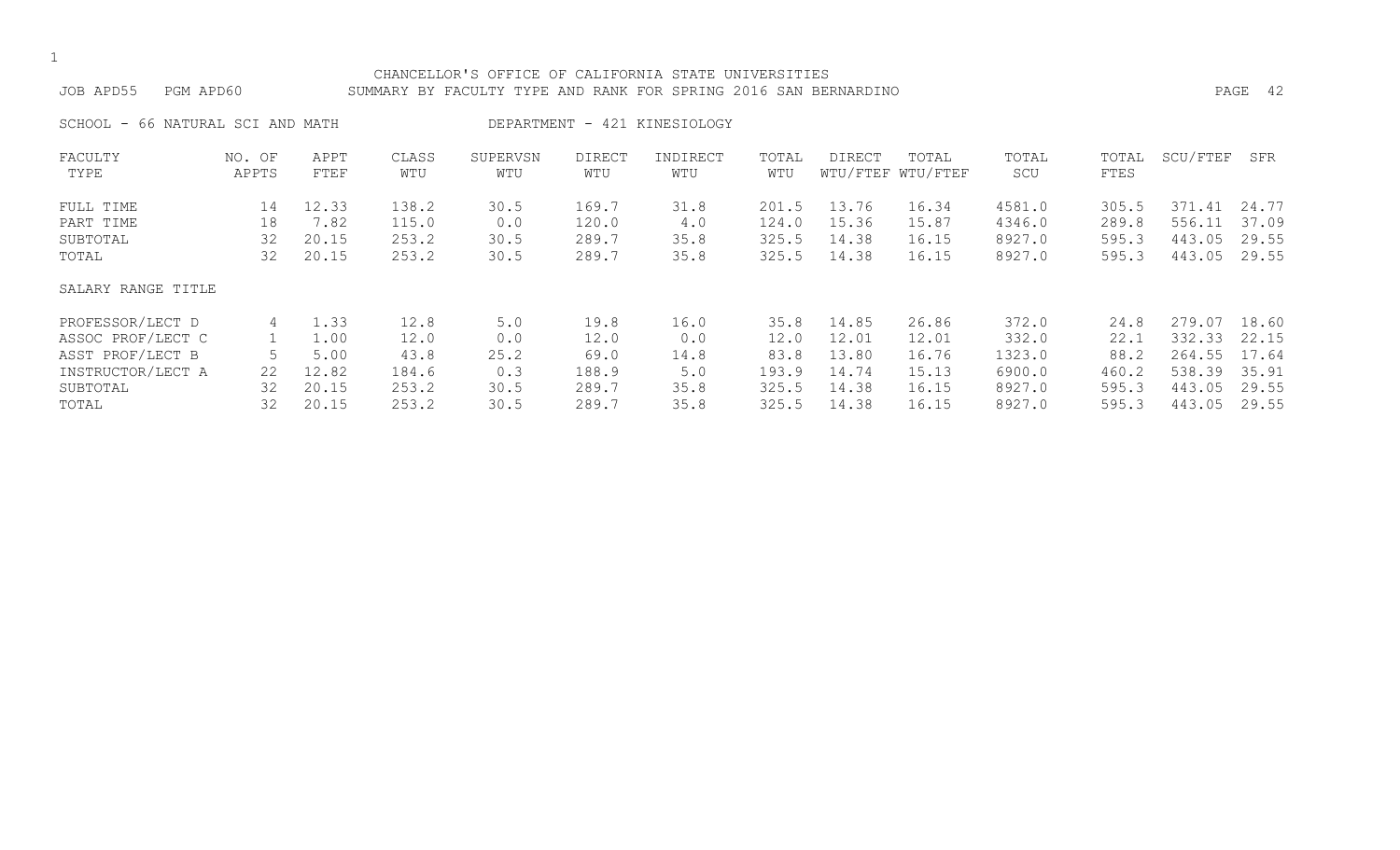CHANCELLOR'S OFFICE OF CALIFORNIA STATE UNIVERSITIES

JOB APD55 PGM APD60 SUMMARY BY FACULTY TYPE AND RANK FOR SPRING 2016 SAN BERNARDINO

SCHOOL - 66 NATURAL SCI AND MATH DEPARTMENT - 421 KINESIOLOGY

| FACULTY TYPE | NO. OF APPTS | APPT FTEF | CLASS WTU | SUPERVSN WTU | DIRECT WTU | INDIRECT WTU | TOTAL WTU | DIRECT WTU/FTEF | TOTAL WTU/FTEF | TOTAL SCU | TOTAL FTES | SCU/FTEF | SFR |
|---|---|---|---|---|---|---|---|---|---|---|---|---|---|
| FULL TIME | 14 | 12.33 | 138.2 | 30.5 | 169.7 | 31.8 | 201.5 | 13.76 | 16.34 | 4581.0 | 305.5 | 371.41 | 24.77 |
| PART TIME | 18 | 7.82 | 115.0 | 0.0 | 120.0 | 4.0 | 124.0 | 15.36 | 15.87 | 4346.0 | 289.8 | 556.11 | 37.09 |
| SUBTOTAL | 32 | 20.15 | 253.2 | 30.5 | 289.7 | 35.8 | 325.5 | 14.38 | 16.15 | 8927.0 | 595.3 | 443.05 | 29.55 |
| TOTAL | 32 | 20.15 | 253.2 | 30.5 | 289.7 | 35.8 | 325.5 | 14.38 | 16.15 | 8927.0 | 595.3 | 443.05 | 29.55 |
| SALARY RANGE TITLE | | | | | | | | | | | | | |
| PROFESSOR/LECT D | 4 | 1.33 | 12.8 | 5.0 | 19.8 | 16.0 | 35.8 | 14.85 | 26.86 | 372.0 | 24.8 | 279.07 | 18.60 |
| ASSOC PROF/LECT C | 1 | 1.00 | 12.0 | 0.0 | 12.0 | 0.0 | 12.0 | 12.01 | 12.01 | 332.0 | 22.1 | 332.33 | 22.15 |
| ASST PROF/LECT B | 5 | 5.00 | 43.8 | 25.2 | 69.0 | 14.8 | 83.8 | 13.80 | 16.76 | 1323.0 | 88.2 | 264.55 | 17.64 |
| INSTRUCTOR/LECT A | 22 | 12.82 | 184.6 | 0.3 | 188.9 | 5.0 | 193.9 | 14.74 | 15.13 | 6900.0 | 460.2 | 538.39 | 35.91 |
| SUBTOTAL | 32 | 20.15 | 253.2 | 30.5 | 289.7 | 35.8 | 325.5 | 14.38 | 16.15 | 8927.0 | 595.3 | 443.05 | 29.55 |
| TOTAL | 32 | 20.15 | 253.2 | 30.5 | 289.7 | 35.8 | 325.5 | 14.38 | 16.15 | 8927.0 | 595.3 | 443.05 | 29.55 |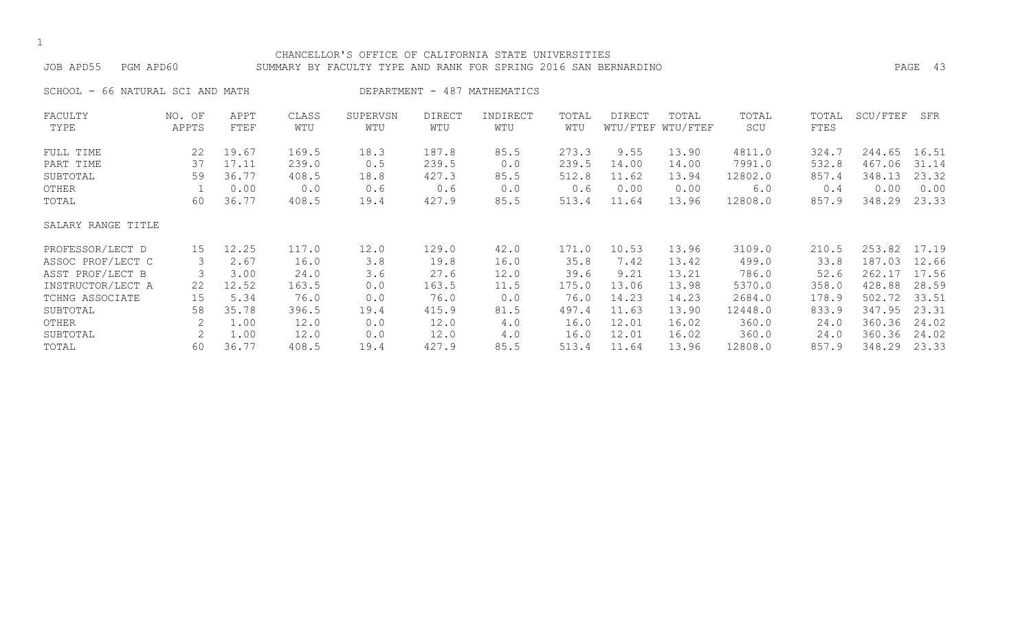CHANCELLOR'S OFFICE OF CALIFORNIA STATE UNIVERSITIES

JOB APD55 PGM APD60 SUMMARY BY FACULTY TYPE AND RANK FOR SPRING 2016 SAN BERNARDINO

SCHOOL - 66 NATURAL SCI AND MATH DEPARTMENT - 487 MATHEMATICS

| FACULTY TYPE | NO. OF APPTS | APPT FTEF | CLASS WTU | SUPERVSN WTU | DIRECT WTU | INDIRECT WTU | TOTAL WTU | DIRECT WTU/FTEF | TOTAL WTU/FTEF | TOTAL SCU | TOTAL FTES | SCU/FTEF | SFR |
|---|---|---|---|---|---|---|---|---|---|---|---|---|---|
| FULL TIME | 22 | 19.67 | 169.5 | 18.3 | 187.8 | 85.5 | 273.3 | 9.55 | 13.90 | 4811.0 | 324.7 | 244.65 | 16.51 |
| PART TIME | 37 | 17.11 | 239.0 | 0.5 | 239.5 | 0.0 | 239.5 | 14.00 | 14.00 | 7991.0 | 532.8 | 467.06 | 31.14 |
| SUBTOTAL | 59 | 36.77 | 408.5 | 18.8 | 427.3 | 85.5 | 512.8 | 11.62 | 13.94 | 12802.0 | 857.4 | 348.13 | 23.32 |
| OTHER | 1 | 0.00 | 0.0 | 0.6 | 0.6 | 0.0 | 0.6 | 0.00 | 0.00 | 6.0 | 0.4 | 0.00 | 0.00 |
| TOTAL | 60 | 36.77 | 408.5 | 19.4 | 427.9 | 85.5 | 513.4 | 11.64 | 13.96 | 12808.0 | 857.9 | 348.29 | 23.33 |
| SALARY RANGE TITLE | | | | | | | | | | | | | |
| PROFESSOR/LECT D | 15 | 12.25 | 117.0 | 12.0 | 129.0 | 42.0 | 171.0 | 10.53 | 13.96 | 3109.0 | 210.5 | 253.82 | 17.19 |
| ASSOC PROF/LECT C | 3 | 2.67 | 16.0 | 3.8 | 19.8 | 16.0 | 35.8 | 7.42 | 13.42 | 499.0 | 33.8 | 187.03 | 12.66 |
| ASST PROF/LECT B | 3 | 3.00 | 24.0 | 3.6 | 27.6 | 12.0 | 39.6 | 9.21 | 13.21 | 786.0 | 52.6 | 262.17 | 17.56 |
| INSTRUCTOR/LECT A | 22 | 12.52 | 163.5 | 0.0 | 163.5 | 11.5 | 175.0 | 13.06 | 13.98 | 5370.0 | 358.0 | 428.88 | 28.59 |
| TCHNG ASSOCIATE | 15 | 5.34 | 76.0 | 0.0 | 76.0 | 0.0 | 76.0 | 14.23 | 14.23 | 2684.0 | 178.9 | 502.72 | 33.51 |
| SUBTOTAL | 58 | 35.78 | 396.5 | 19.4 | 415.9 | 81.5 | 497.4 | 11.63 | 13.90 | 12448.0 | 833.9 | 347.95 | 23.31 |
| OTHER | 2 | 1.00 | 12.0 | 0.0 | 12.0 | 4.0 | 16.0 | 12.01 | 16.02 | 360.0 | 24.0 | 360.36 | 24.02 |
| SUBTOTAL | 2 | 1.00 | 12.0 | 0.0 | 12.0 | 4.0 | 16.0 | 12.01 | 16.02 | 360.0 | 24.0 | 360.36 | 24.02 |
| TOTAL | 60 | 36.77 | 408.5 | 19.4 | 427.9 | 85.5 | 513.4 | 11.64 | 13.96 | 12808.0 | 857.9 | 348.29 | 23.33 |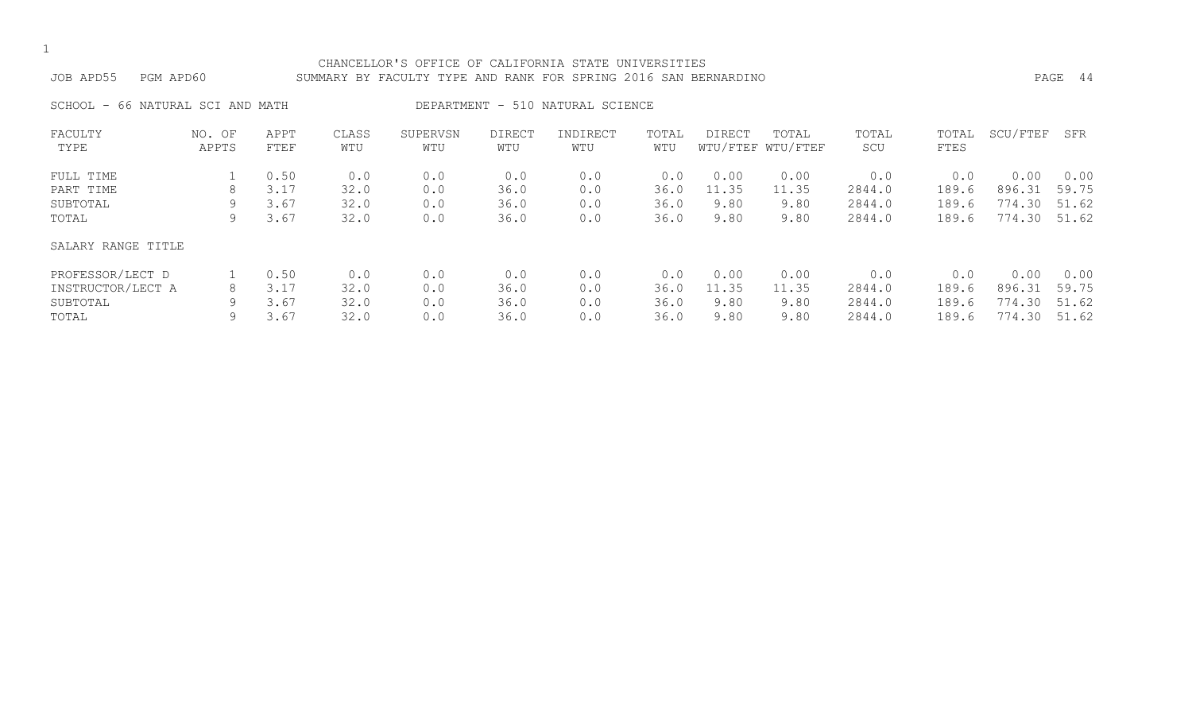CHANCELLOR'S OFFICE OF CALIFORNIA STATE UNIVERSITIES

JOB APD55 PGM APD60 SUMMARY BY FACULTY TYPE AND RANK FOR SPRING 2016 SAN BERNARDINO

SCHOOL - 66 NATURAL SCI AND MATH DEPARTMENT - 510 NATURAL SCIENCE

| FACULTY TYPE | NO. OF APPTS | APPT FTEF | CLASS WTU | SUPERVSN WTU | DIRECT WTU | INDIRECT WTU | TOTAL WTU | DIRECT WTU/FTEF | TOTAL WTU/FTEF | TOTAL SCU | TOTAL FTES | SCU/FTEF | SFR |
|---|---|---|---|---|---|---|---|---|---|---|---|---|---|
| FULL TIME | 1 | 0.50 | 0.0 | 0.0 | 0.0 | 0.0 | 0.0 | 0.00 | 0.00 | 0.0 | 0.0 | 0.00 | 0.00 |
| PART TIME | 8 | 3.17 | 32.0 | 0.0 | 36.0 | 0.0 | 36.0 | 11.35 | 11.35 | 2844.0 | 189.6 | 896.31 | 59.75 |
| SUBTOTAL | 9 | 3.67 | 32.0 | 0.0 | 36.0 | 0.0 | 36.0 | 9.80 | 9.80 | 2844.0 | 189.6 | 774.30 | 51.62 |
| TOTAL | 9 | 3.67 | 32.0 | 0.0 | 36.0 | 0.0 | 36.0 | 9.80 | 9.80 | 2844.0 | 189.6 | 774.30 | 51.62 |
| SALARY RANGE TITLE | | | | | | | | | | | | | |
| PROFESSOR/LECT D | 1 | 0.50 | 0.0 | 0.0 | 0.0 | 0.0 | 0.0 | 0.00 | 0.00 | 0.0 | 0.0 | 0.00 | 0.00 |
| INSTRUCTOR/LECT A | 8 | 3.17 | 32.0 | 0.0 | 36.0 | 0.0 | 36.0 | 11.35 | 11.35 | 2844.0 | 189.6 | 896.31 | 59.75 |
| SUBTOTAL | 9 | 3.67 | 32.0 | 0.0 | 36.0 | 0.0 | 36.0 | 9.80 | 9.80 | 2844.0 | 189.6 | 774.30 | 51.62 |
| TOTAL | 9 | 3.67 | 32.0 | 0.0 | 36.0 | 0.0 | 36.0 | 9.80 | 9.80 | 2844.0 | 189.6 | 774.30 | 51.62 |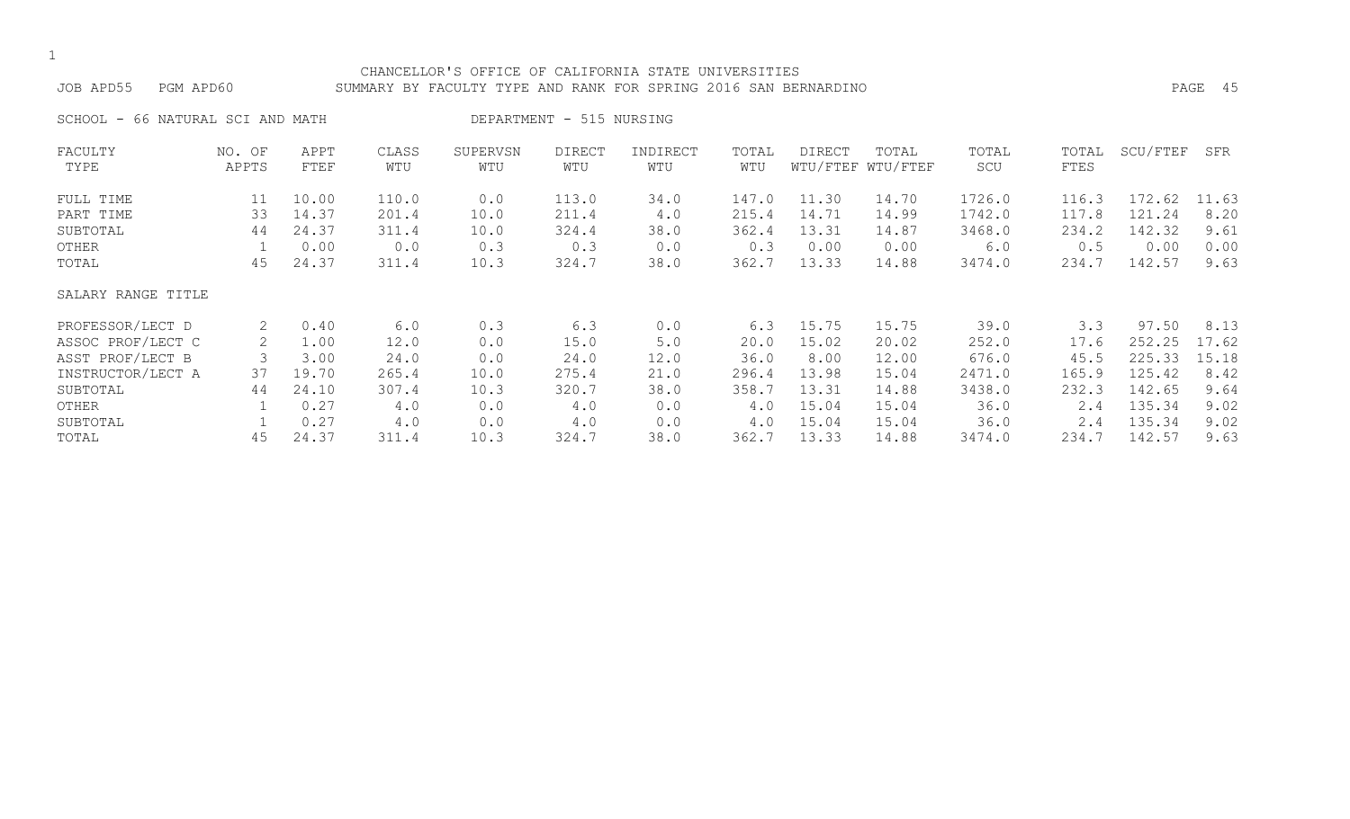CHANCELLOR'S OFFICE OF CALIFORNIA STATE UNIVERSITIES

JOB APD55 PGM APD60 SUMMARY BY FACULTY TYPE AND RANK FOR SPRING 2016 SAN BERNARDINO

SCHOOL - 66 NATURAL SCI AND MATH DEPARTMENT - 515 NURSING

| FACULTY TYPE | NO. OF APPTS | APPT FTEF | CLASS WTU | SUPERVSN WTU | DIRECT WTU | INDIRECT WTU | TOTAL WTU | DIRECT WTU/FTEF | TOTAL WTU/FTEF | TOTAL SCU | TOTAL FTES | SCU/FTEF | SFR |
|---|---|---|---|---|---|---|---|---|---|---|---|---|---|
| FULL TIME | 11 | 10.00 | 110.0 | 0.0 | 113.0 | 34.0 | 147.0 | 11.30 | 14.70 | 1726.0 | 116.3 | 172.62 | 11.63 |
| PART TIME | 33 | 14.37 | 201.4 | 10.0 | 211.4 | 4.0 | 215.4 | 14.71 | 14.99 | 1742.0 | 117.8 | 121.24 | 8.20 |
| SUBTOTAL | 44 | 24.37 | 311.4 | 10.0 | 324.4 | 38.0 | 362.4 | 13.31 | 14.87 | 3468.0 | 234.2 | 142.32 | 9.61 |
| OTHER | 1 | 0.00 | 0.0 | 0.3 | 0.3 | 0.0 | 0.3 | 0.00 | 0.00 | 6.0 | 0.5 | 0.00 | 0.00 |
| TOTAL | 45 | 24.37 | 311.4 | 10.3 | 324.7 | 38.0 | 362.7 | 13.33 | 14.88 | 3474.0 | 234.7 | 142.57 | 9.63 |
| **SALARY RANGE TITLE** | | | | | | | | | | | | | |
| PROFESSOR/LECT D | 2 | 0.40 | 6.0 | 0.3 | 6.3 | 0.0 | 6.3 | 15.75 | 15.75 | 39.0 | 3.3 | 97.50 | 8.13 |
| ASSOC PROF/LECT C | 2 | 1.00 | 12.0 | 0.0 | 15.0 | 5.0 | 20.0 | 15.02 | 20.02 | 252.0 | 17.6 | 252.25 | 17.62 |
| ASST PROF/LECT B | 3 | 3.00 | 24.0 | 0.0 | 24.0 | 12.0 | 36.0 | 8.00 | 12.00 | 676.0 | 45.5 | 225.33 | 15.18 |
| INSTRUCTOR/LECT A | 37 | 19.70 | 265.4 | 10.0 | 275.4 | 21.0 | 296.4 | 13.98 | 15.04 | 2471.0 | 165.9 | 125.42 | 8.42 |
| SUBTOTAL | 44 | 24.10 | 307.4 | 10.3 | 320.7 | 38.0 | 358.7 | 13.31 | 14.88 | 3438.0 | 232.3 | 142.65 | 9.64 |
| OTHER | 1 | 0.27 | 4.0 | 0.0 | 4.0 | 0.0 | 4.0 | 15.04 | 15.04 | 36.0 | 2.4 | 135.34 | 9.02 |
| SUBTOTAL | 1 | 0.27 | 4.0 | 0.0 | 4.0 | 0.0 | 4.0 | 15.04 | 15.04 | 36.0 | 2.4 | 135.34 | 9.02 |
| TOTAL | 45 | 24.37 | 311.4 | 10.3 | 324.7 | 38.0 | 362.7 | 13.33 | 14.88 | 3474.0 | 234.7 | 142.57 | 9.63 |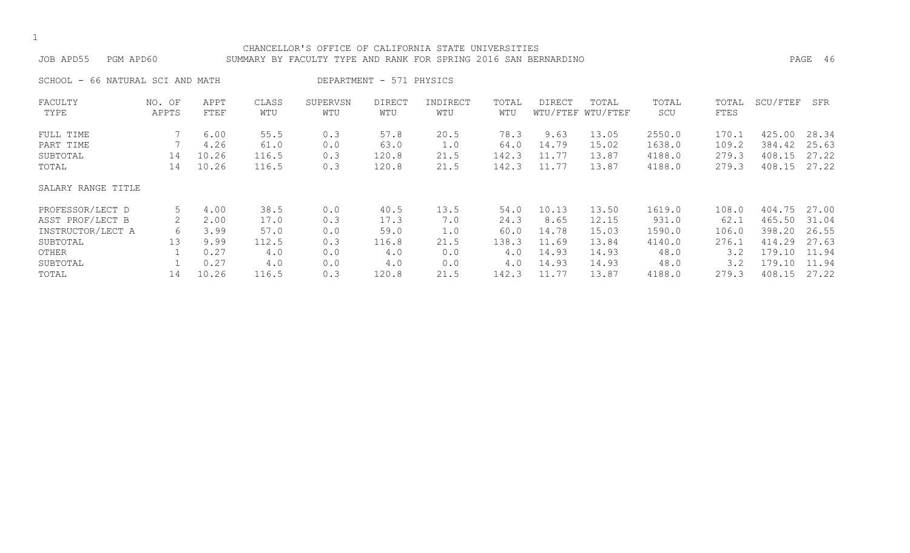CHANCELLOR'S OFFICE OF CALIFORNIA STATE UNIVERSITIES

JOB APD55 PGM APD60 SUMMARY BY FACULTY TYPE AND RANK FOR SPRING 2016 SAN BERNARDINO

SCHOOL - 66 NATURAL SCI AND MATH DEPARTMENT - 571 PHYSICS

| FACULTY TYPE | NO. OF APPTS | APPT FTEF | CLASS WTU | SUPERVSN WTU | DIRECT WTU | INDIRECT WTU | TOTAL WTU | DIRECT WTU/FTEF | TOTAL WTU/FTEF | TOTAL SCU | TOTAL FTES | SCU/FTEF | SFR |
|---|---|---|---|---|---|---|---|---|---|---|---|---|---|
| FULL TIME | 7 | 6.00 | 55.5 | 0.3 | 57.8 | 20.5 | 78.3 | 9.63 | 13.05 | 2550.0 | 170.1 | 425.00 | 28.34 |
| PART TIME | 7 | 4.26 | 61.0 | 0.0 | 63.0 | 1.0 | 64.0 | 14.79 | 15.02 | 1638.0 | 109.2 | 384.42 | 25.63 |
| SUBTOTAL | 14 | 10.26 | 116.5 | 0.3 | 120.8 | 21.5 | 142.3 | 11.77 | 13.87 | 4188.0 | 279.3 | 408.15 | 27.22 |
| TOTAL | 14 | 10.26 | 116.5 | 0.3 | 120.8 | 21.5 | 142.3 | 11.77 | 13.87 | 4188.0 | 279.3 | 408.15 | 27.22 |
| SALARY RANGE TITLE | | | | | | | | | | | | | |
| PROFESSOR/LECT D | 5 | 4.00 | 38.5 | 0.0 | 40.5 | 13.5 | 54.0 | 10.13 | 13.50 | 1619.0 | 108.0 | 404.75 | 27.00 |
| ASST PROF/LECT B | 2 | 2.00 | 17.0 | 0.3 | 17.3 | 7.0 | 24.3 | 8.65 | 12.15 | 931.0 | 62.1 | 465.50 | 31.04 |
| INSTRUCTOR/LECT A | 6 | 3.99 | 57.0 | 0.0 | 59.0 | 1.0 | 60.0 | 14.78 | 15.03 | 1590.0 | 106.0 | 398.20 | 26.55 |
| SUBTOTAL | 13 | 9.99 | 112.5 | 0.3 | 116.8 | 21.5 | 138.3 | 11.69 | 13.84 | 4140.0 | 276.1 | 414.29 | 27.63 |
| OTHER | 1 | 0.27 | 4.0 | 0.0 | 4.0 | 0.0 | 4.0 | 14.93 | 14.93 | 48.0 | 3.2 | 179.10 | 11.94 |
| SUBTOTAL | 1 | 0.27 | 4.0 | 0.0 | 4.0 | 0.0 | 4.0 | 14.93 | 14.93 | 48.0 | 3.2 | 179.10 | 11.94 |
| TOTAL | 14 | 10.26 | 116.5 | 0.3 | 120.8 | 21.5 | 142.3 | 11.77 | 13.87 | 4188.0 | 279.3 | 408.15 | 27.22 |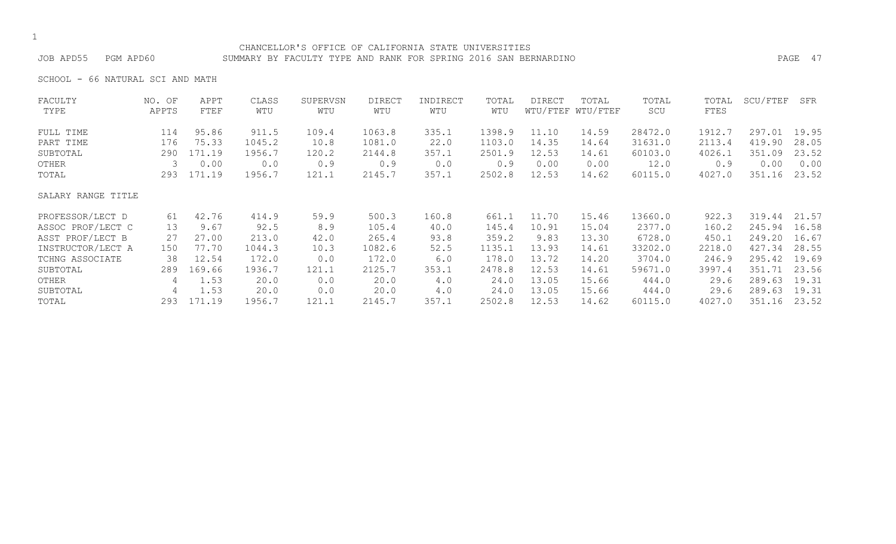CHANCELLOR'S OFFICE OF CALIFORNIA STATE UNIVERSITIES

JOB APD55 PGM APD60 SUMMARY BY FACULTY TYPE AND RANK FOR SPRING 2016 SAN BERNARDINO

SCHOOL - 66 NATURAL SCI AND MATH

| FACULTY TYPE | NO. OF APPTS | APPT FTEF | CLASS WTU | SUPERVSN WTU | DIRECT WTU | INDIRECT WTU | TOTAL WTU | DIRECT WTU/FTEF | TOTAL WTU/FTEF | TOTAL SCU | TOTAL FTES | SCU/FTEF | SFR |
|---|---|---|---|---|---|---|---|---|---|---|---|---|---|
| FULL TIME | 114 | 95.86 | 911.5 | 109.4 | 1063.8 | 335.1 | 1398.9 | 11.10 | 14.59 | 28472.0 | 1912.7 | 297.01 | 19.95 |
| PART TIME | 176 | 75.33 | 1045.2 | 10.8 | 1081.0 | 22.0 | 1103.0 | 14.35 | 14.64 | 31631.0 | 2113.4 | 419.90 | 28.05 |
| SUBTOTAL | 290 | 171.19 | 1956.7 | 120.2 | 2144.8 | 357.1 | 2501.9 | 12.53 | 14.61 | 60103.0 | 4026.1 | 351.09 | 23.52 |
| OTHER | 3 | 0.00 | 0.0 | 0.9 | 0.9 | 0.0 | 0.9 | 0.00 | 0.00 | 12.0 | 0.9 | 0.00 | 0.00 |
| TOTAL | 293 | 171.19 | 1956.7 | 121.1 | 2145.7 | 357.1 | 2502.8 | 12.53 | 14.62 | 60115.0 | 4027.0 | 351.16 | 23.52 |
| SALARY RANGE TITLE | | | | | | | | | | | | | |
| PROFESSOR/LECT D | 61 | 42.76 | 414.9 | 59.9 | 500.3 | 160.8 | 661.1 | 11.70 | 15.46 | 13660.0 | 922.3 | 319.44 | 21.57 |
| ASSOC PROF/LECT C | 13 | 9.67 | 92.5 | 8.9 | 105.4 | 40.0 | 145.4 | 10.91 | 15.04 | 2377.0 | 160.2 | 245.94 | 16.58 |
| ASST PROF/LECT B | 27 | 27.00 | 213.0 | 42.0 | 265.4 | 93.8 | 359.2 | 9.83 | 13.30 | 6728.0 | 450.1 | 249.20 | 16.67 |
| INSTRUCTOR/LECT A | 150 | 77.70 | 1044.3 | 10.3 | 1082.6 | 52.5 | 1135.1 | 13.93 | 14.61 | 33202.0 | 2218.0 | 427.34 | 28.55 |
| TCHNG ASSOCIATE | 38 | 12.54 | 172.0 | 0.0 | 172.0 | 6.0 | 178.0 | 13.72 | 14.20 | 3704.0 | 246.9 | 295.42 | 19.69 |
| SUBTOTAL | 289 | 169.66 | 1936.7 | 121.1 | 2125.7 | 353.1 | 2478.8 | 12.53 | 14.61 | 59671.0 | 3997.4 | 351.71 | 23.56 |
| OTHER | 4 | 1.53 | 20.0 | 0.0 | 20.0 | 4.0 | 24.0 | 13.05 | 15.66 | 444.0 | 29.6 | 289.63 | 19.31 |
| SUBTOTAL | 4 | 1.53 | 20.0 | 0.0 | 20.0 | 4.0 | 24.0 | 13.05 | 15.66 | 444.0 | 29.6 | 289.63 | 19.31 |
| TOTAL | 293 | 171.19 | 1956.7 | 121.1 | 2145.7 | 357.1 | 2502.8 | 12.53 | 14.62 | 60115.0 | 4027.0 | 351.16 | 23.52 |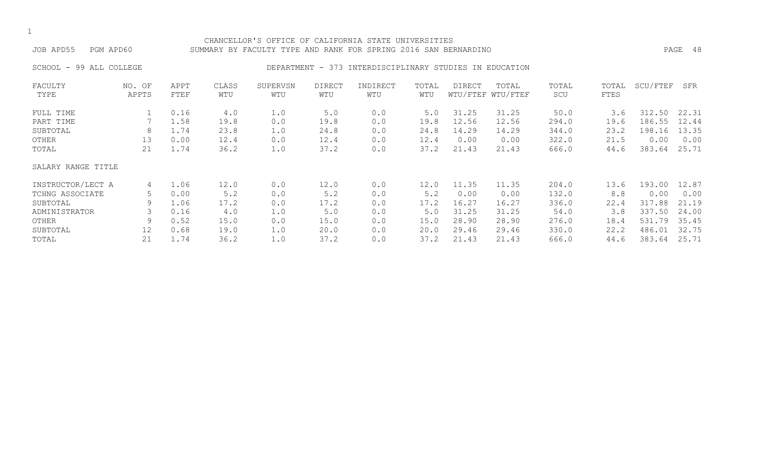CHANCELLOR'S OFFICE OF CALIFORNIA STATE UNIVERSITIES

JOB APD55 PGM APD60 SUMMARY BY FACULTY TYPE AND RANK FOR SPRING 2016 SAN BERNARDINO

SCHOOL - 99 ALL COLLEGE DEPARTMENT - 373 INTERDISCIPLINARY STUDIES IN EDUCATION

| FACULTY TYPE | NO. OF APPTS | APPT FTEF | CLASS WTU | SUPERVSN WTU | DIRECT WTU | INDIRECT WTU | TOTAL WTU | DIRECT WTU/FTEF | TOTAL WTU/FTEF | TOTAL SCU | TOTAL FTES | SCU/FTEF | SFR |
|---|---|---|---|---|---|---|---|---|---|---|---|---|---|
| FULL TIME | 1 | 0.16 | 4.0 | 1.0 | 5.0 | 0.0 | 5.0 | 31.25 | 31.25 | 50.0 | 3.6 | 312.50 | 22.31 |
| PART TIME | 7 | 1.58 | 19.8 | 0.0 | 19.8 | 0.0 | 19.8 | 12.56 | 12.56 | 294.0 | 19.6 | 186.55 | 12.44 |
| SUBTOTAL | 8 | 1.74 | 23.8 | 1.0 | 24.8 | 0.0 | 24.8 | 14.29 | 14.29 | 344.0 | 23.2 | 198.16 | 13.35 |
| OTHER | 13 | 0.00 | 12.4 | 0.0 | 12.4 | 0.0 | 12.4 | 0.00 | 0.00 | 322.0 | 21.5 | 0.00 | 0.00 |
| TOTAL | 21 | 1.74 | 36.2 | 1.0 | 37.2 | 0.0 | 37.2 | 21.43 | 21.43 | 666.0 | 44.6 | 383.64 | 25.71 |
| SALARY RANGE TITLE | | | | | | | | | | | | | |
| INSTRUCTOR/LECT A | 4 | 1.06 | 12.0 | 0.0 | 12.0 | 0.0 | 12.0 | 11.35 | 11.35 | 204.0 | 13.6 | 193.00 | 12.87 |
| TCHNG ASSOCIATE | 5 | 0.00 | 5.2 | 0.0 | 5.2 | 0.0 | 5.2 | 0.00 | 0.00 | 132.0 | 8.8 | 0.00 | 0.00 |
| SUBTOTAL | 9 | 1.06 | 17.2 | 0.0 | 17.2 | 0.0 | 17.2 | 16.27 | 16.27 | 336.0 | 22.4 | 317.88 | 21.19 |
| ADMINISTRATOR | 3 | 0.16 | 4.0 | 1.0 | 5.0 | 0.0 | 5.0 | 31.25 | 31.25 | 54.0 | 3.8 | 337.50 | 24.00 |
| OTHER | 9 | 0.52 | 15.0 | 0.0 | 15.0 | 0.0 | 15.0 | 28.90 | 28.90 | 276.0 | 18.4 | 531.79 | 35.45 |
| SUBTOTAL | 12 | 0.68 | 19.0 | 1.0 | 20.0 | 0.0 | 20.0 | 29.46 | 29.46 | 330.0 | 22.2 | 486.01 | 32.75 |
| TOTAL | 21 | 1.74 | 36.2 | 1.0 | 37.2 | 0.0 | 37.2 | 21.43 | 21.43 | 666.0 | 44.6 | 383.64 | 25.71 |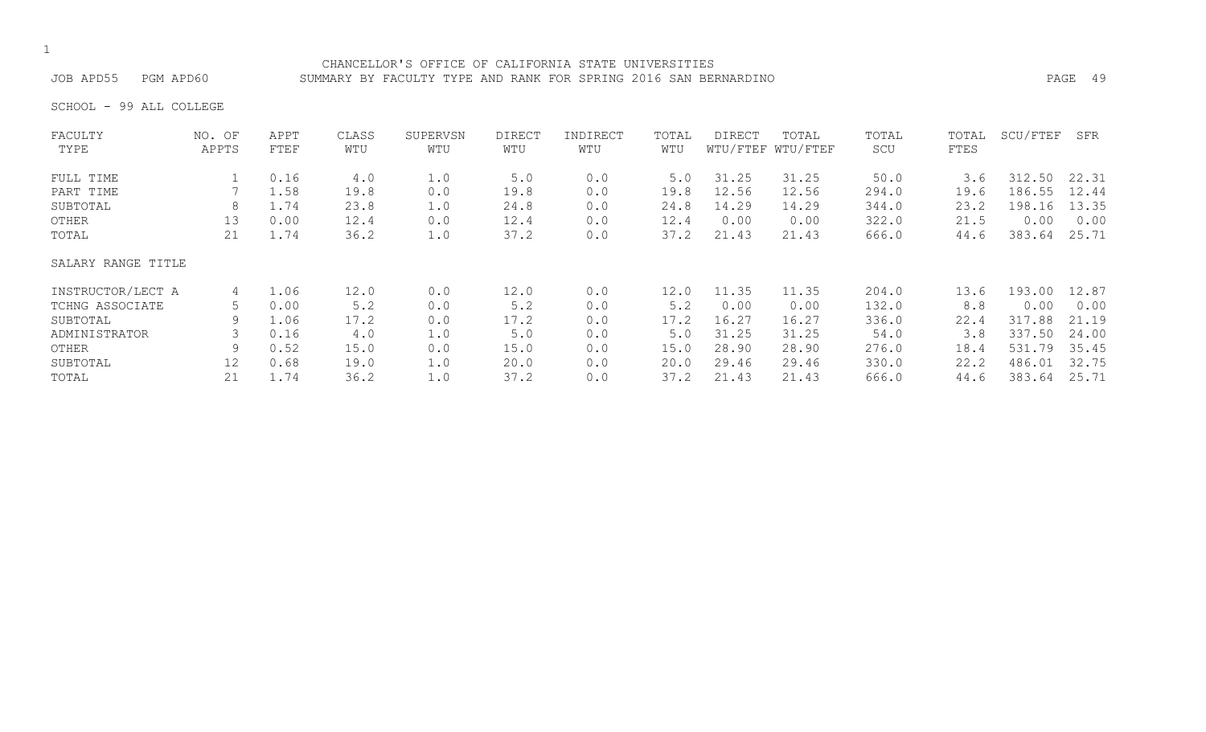CHANCELLOR'S OFFICE OF CALIFORNIA STATE UNIVERSITIES

JOB APD55 PGM APD60 SUMMARY BY FACULTY TYPE AND RANK FOR SPRING 2016 SAN BERNARDINO

SCHOOL - 99 ALL COLLEGE

| FACULTY TYPE | NO. OF APPTS | APPT FTEF | CLASS WTU | SUPERVSN WTU | DIRECT WTU | INDIRECT WTU | TOTAL WTU | DIRECT WTU/FTEF | TOTAL WTU/FTEF | TOTAL SCU | TOTAL FTES | SCU/FTEF | SFR |
|---|---|---|---|---|---|---|---|---|---|---|---|---|---|
| FULL TIME | 1 | 0.16 | 4.0 | 1.0 | 5.0 | 0.0 | 5.0 | 31.25 | 31.25 | 50.0 | 3.6 | 312.50 | 22.31 |
| PART TIME | 7 | 1.58 | 19.8 | 0.0 | 19.8 | 0.0 | 19.8 | 12.56 | 12.56 | 294.0 | 19.6 | 186.55 | 12.44 |
| SUBTOTAL | 8 | 1.74 | 23.8 | 1.0 | 24.8 | 0.0 | 24.8 | 14.29 | 14.29 | 344.0 | 23.2 | 198.16 | 13.35 |
| OTHER | 13 | 0.00 | 12.4 | 0.0 | 12.4 | 0.0 | 12.4 | 0.00 | 0.00 | 322.0 | 21.5 | 0.00 | 0.00 |
| TOTAL | 21 | 1.74 | 36.2 | 1.0 | 37.2 | 0.0 | 37.2 | 21.43 | 21.43 | 666.0 | 44.6 | 383.64 | 25.71 |
| SALARY RANGE TITLE | | | | | | | | | | | | | |
| INSTRUCTOR/LECT A | 4 | 1.06 | 12.0 | 0.0 | 12.0 | 0.0 | 12.0 | 11.35 | 11.35 | 204.0 | 13.6 | 193.00 | 12.87 |
| TCHNG ASSOCIATE | 5 | 0.00 | 5.2 | 0.0 | 5.2 | 0.0 | 5.2 | 0.00 | 0.00 | 132.0 | 8.8 | 0.00 | 0.00 |
| SUBTOTAL | 9 | 1.06 | 17.2 | 0.0 | 17.2 | 0.0 | 17.2 | 16.27 | 16.27 | 336.0 | 22.4 | 317.88 | 21.19 |
| ADMINISTRATOR | 3 | 0.16 | 4.0 | 1.0 | 5.0 | 0.0 | 5.0 | 31.25 | 31.25 | 54.0 | 3.8 | 337.50 | 24.00 |
| OTHER | 9 | 0.52 | 15.0 | 0.0 | 15.0 | 0.0 | 15.0 | 28.90 | 28.90 | 276.0 | 18.4 | 531.79 | 35.45 |
| SUBTOTAL | 12 | 0.68 | 19.0 | 1.0 | 20.0 | 0.0 | 20.0 | 29.46 | 29.46 | 330.0 | 22.2 | 486.01 | 32.75 |
| TOTAL | 21 | 1.74 | 36.2 | 1.0 | 37.2 | 0.0 | 37.2 | 21.43 | 21.43 | 666.0 | 44.6 | 383.64 | 25.71 |